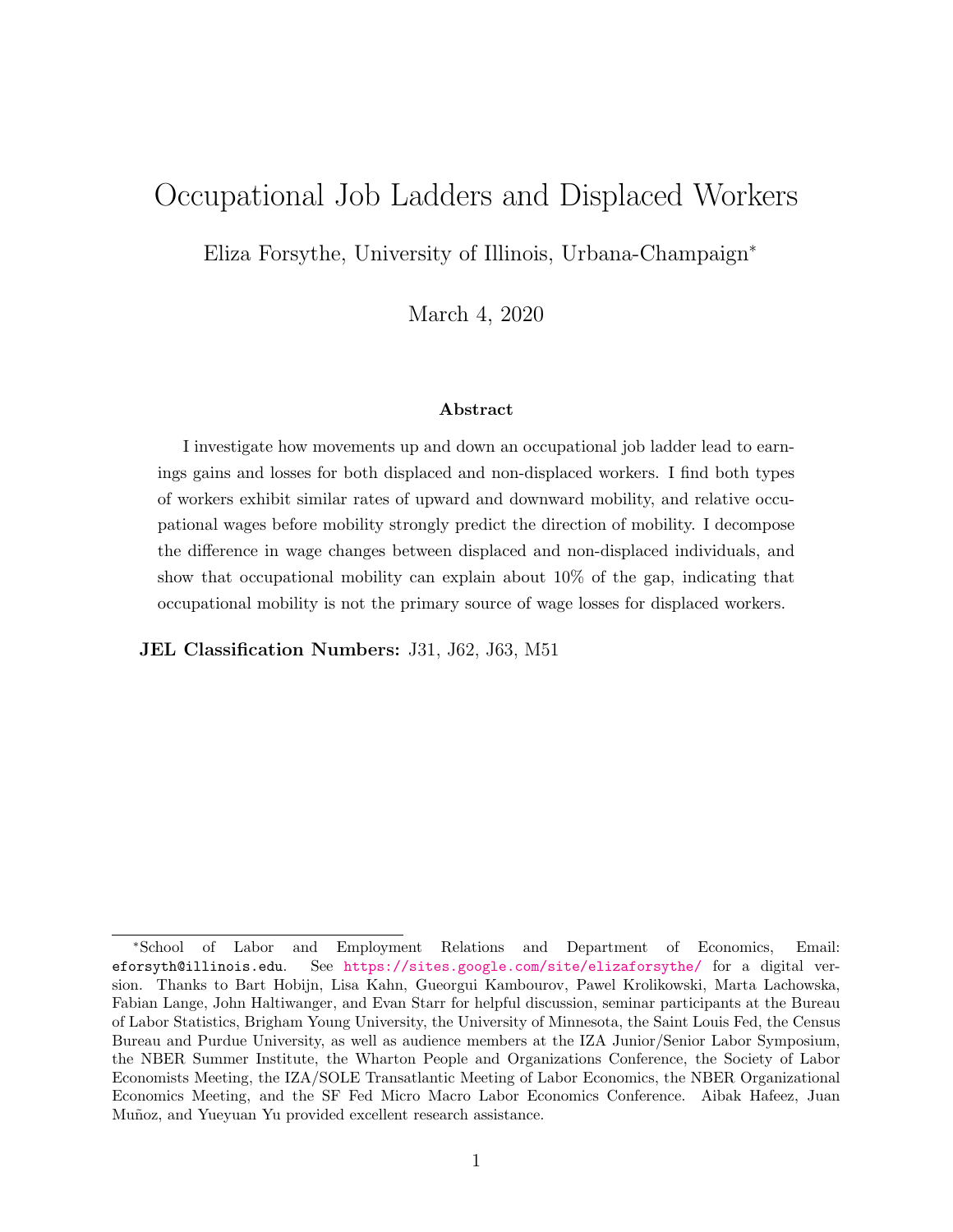# Occupational Job Ladders and Displaced Workers

Eliza Forsythe, University of Illinois, Urbana-Champaign*

March 4, 2020

### Abstract

I investigate how movements up and down an occupational job ladder lead to earnings gains and losses for both displaced and non-displaced workers. I find both types of workers exhibit similar rates of upward and downward mobility, and relative occupational wages before mobility strongly predict the direction of mobility. I decompose the difference in wage changes between displaced and non-displaced individuals, and show that occupational mobility can explain about 10% of the gap, indicating that occupational mobility is not the primary source of wage losses for displaced workers.

**JEL Classification Numbers:** J31, J62, J63, M51

---

*School of Labor and Employment Relations and Department of Economics, Email: eforsyth@illinois.edu. See https://sites.google.com/site/elizaforsythe/ for a digital version. Thanks to Bart Hobijn, Lisa Kahn, Gueorgui Kambourov, Pawel Krolikowski, Marta Lachowska, Fabian Lange, John Haltiwanger, and Evan Starr for helpful discussion, seminar participants at the Bureau of Labor Statistics, Brigham Young University, the University of Minnesota, the Saint Louis Fed, the Census Bureau and Purdue University, as well as audience members at the IZA Junior/Senior Labor Symposium, the NBER Summer Institute, the Wharton People and Organizations Conference, the Society of Labor Economists Meeting, the IZA/SOLE Transatlantic Meeting of Labor Economics, the NBER Organizational Economics Meeting, and the SF Fed Micro Macro Labor Economics Conference. Aibak Hafeez, Juan Muñoz, and Yueyuan Yu provided excellent research assistance.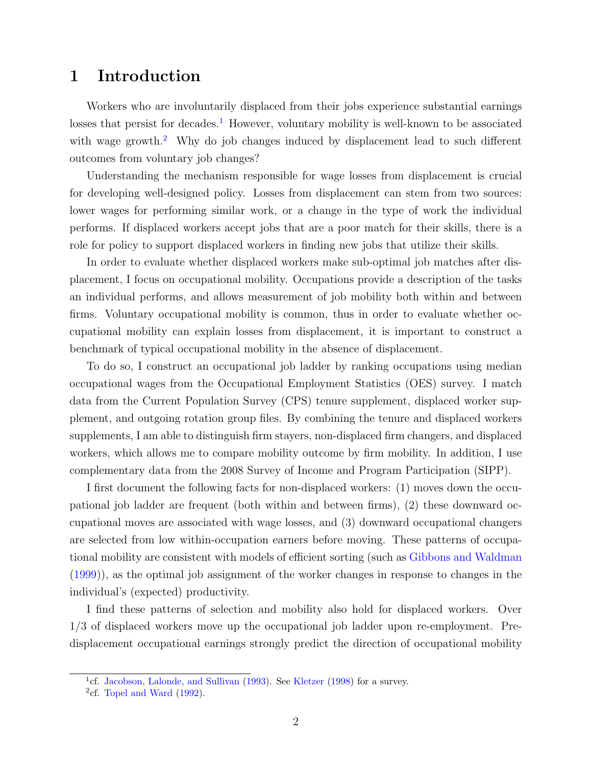# 1 Introduction

Workers who are involuntarily displaced from their jobs experience substantial earnings losses that persist for decades.[1] However, voluntary mobility is well-known to be associated with wage growth.[2] Why do job changes induced by displacement lead to such different outcomes from voluntary job changes?

Understanding the mechanism responsible for wage losses from displacement is crucial for developing well-designed policy. Losses from displacement can stem from two sources: lower wages for performing similar work, or a change in the type of work the individual performs. If displaced workers accept jobs that are a poor match for their skills, there is a role for policy to support displaced workers in finding new jobs that utilize their skills.

In order to evaluate whether displaced workers make sub-optimal job matches after displacement, I focus on occupational mobility. Occupations provide a description of the tasks an individual performs, and allows measurement of job mobility both within and between firms. Voluntary occupational mobility is common, thus in order to evaluate whether occupational mobility can explain losses from displacement, it is important to construct a benchmark of typical occupational mobility in the absence of displacement.

To do so, I construct an occupational job ladder by ranking occupations using median occupational wages from the Occupational Employment Statistics (OES) survey. I match data from the Current Population Survey (CPS) tenure supplement, displaced worker supplement, and outgoing rotation group files. By combining the tenure and displaced workers supplements, I am able to distinguish firm stayers, non-displaced firm changers, and displaced workers, which allows me to compare mobility outcome by firm mobility. In addition, I use complementary data from the 2008 Survey of Income and Program Participation (SIPP).

I first document the following facts for non-displaced workers: (1) moves down the occupational job ladder are frequent (both within and between firms), (2) these downward occupational moves are associated with wage losses, and (3) downward occupational changers are selected from low within-occupation earners before moving. These patterns of occupational mobility are consistent with models of efficient sorting (such as Gibbons and Waldman (1999)), as the optimal job assignment of the worker changes in response to changes in the individual's (expected) productivity.

I find these patterns of selection and mobility also hold for displaced workers. Over 1/3 of displaced workers move up the occupational job ladder upon re-employment. Pre-displacement occupational earnings strongly predict the direction of occupational mobility

[1] cf. Jacobson, Lalonde, and Sullivan (1993). See Kletzer (1998) for a survey.

[2] cf. Topel and Ward (1992).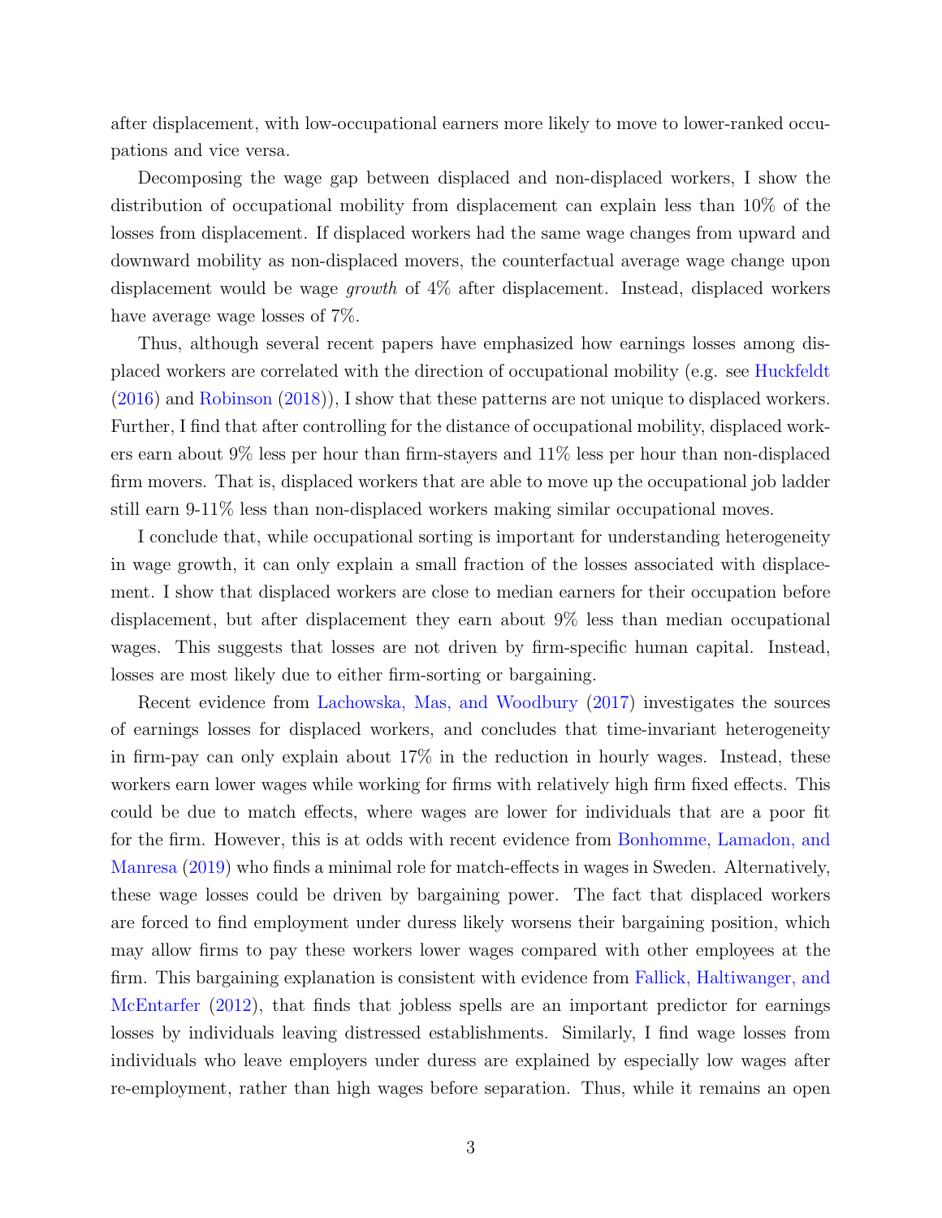after displacement, with low-occupational earners more likely to move to lower-ranked occupations and vice versa.

Decomposing the wage gap between displaced and non-displaced workers, I show the distribution of occupational mobility from displacement can explain less than 10% of the losses from displacement. If displaced workers had the same wage changes from upward and downward mobility as non-displaced movers, the counterfactual average wage change upon displacement would be wage *growth* of 4% after displacement. Instead, displaced workers have average wage losses of 7%.

Thus, although several recent papers have emphasized how earnings losses among displaced workers are correlated with the direction of occupational mobility (e.g. see Huckfeldt (2016) and Robinson (2018)), I show that these patterns are not unique to displaced workers. Further, I find that after controlling for the distance of occupational mobility, displaced workers earn about 9% less per hour than firm-stayers and 11% less per hour than non-displaced firm movers. That is, displaced workers that are able to move up the occupational job ladder still earn 9-11% less than non-displaced workers making similar occupational moves.

I conclude that, while occupational sorting is important for understanding heterogeneity in wage growth, it can only explain a small fraction of the losses associated with displacement. I show that displaced workers are close to median earners for their occupation before displacement, but after displacement they earn about 9% less than median occupational wages. This suggests that losses are not driven by firm-specific human capital. Instead, losses are most likely due to either firm-sorting or bargaining.

Recent evidence from Lachowska, Mas, and Woodbury (2017) investigates the sources of earnings losses for displaced workers, and concludes that time-invariant heterogeneity in firm-pay can only explain about 17% in the reduction in hourly wages. Instead, these workers earn lower wages while working for firms with relatively high firm fixed effects. This could be due to match effects, where wages are lower for individuals that are a poor fit for the firm. However, this is at odds with recent evidence from Bonhomme, Lamadon, and Manresa (2019) who finds a minimal role for match-effects in wages in Sweden. Alternatively, these wage losses could be driven by bargaining power. The fact that displaced workers are forced to find employment under duress likely worsens their bargaining position, which may allow firms to pay these workers lower wages compared with other employees at the firm. This bargaining explanation is consistent with evidence from Fallick, Haltiwanger, and McEntarfer (2012), that finds that jobless spells are an important predictor for earnings losses by individuals leaving distressed establishments. Similarly, I find wage losses from individuals who leave employers under duress are explained by especially low wages after re-employment, rather than high wages before separation. Thus, while it remains an open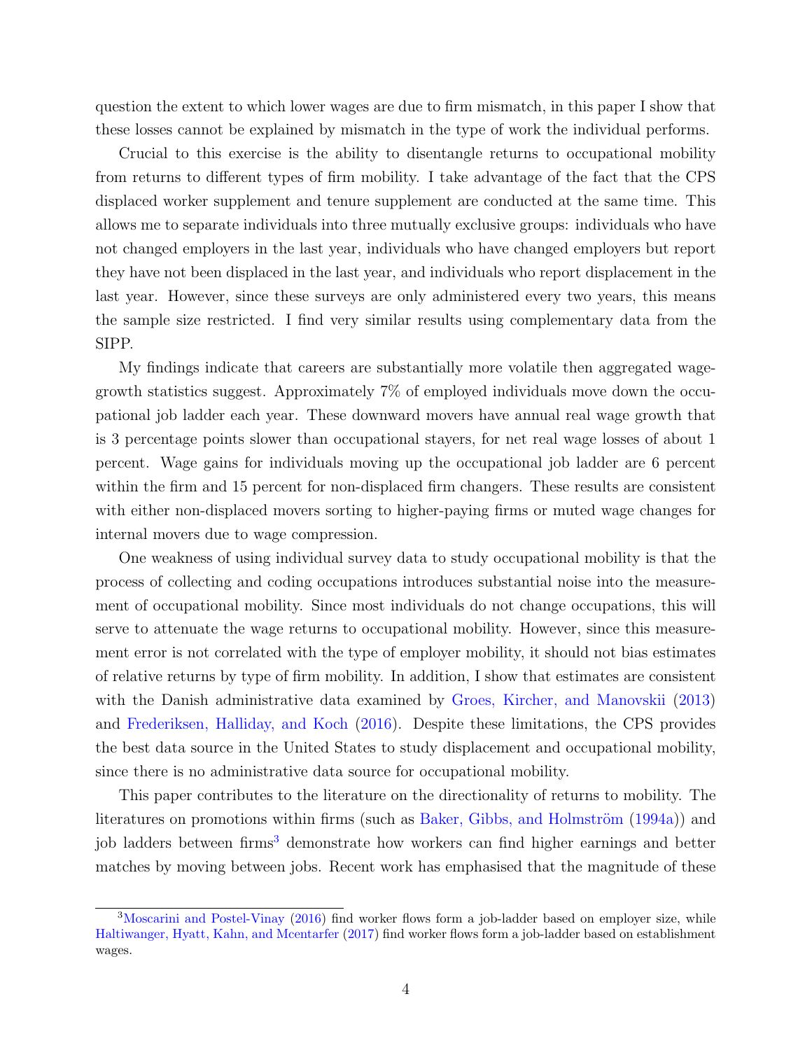question the extent to which lower wages are due to firm mismatch, in this paper I show that these losses cannot be explained by mismatch in the type of work the individual performs.

Crucial to this exercise is the ability to disentangle returns to occupational mobility from returns to different types of firm mobility. I take advantage of the fact that the CPS displaced worker supplement and tenure supplement are conducted at the same time. This allows me to separate individuals into three mutually exclusive groups: individuals who have not changed employers in the last year, individuals who have changed employers but report they have not been displaced in the last year, and individuals who report displacement in the last year. However, since these surveys are only administered every two years, this means the sample size restricted. I find very similar results using complementary data from the SIPP.

My findings indicate that careers are substantially more volatile then aggregated wage-growth statistics suggest. Approximately 7% of employed individuals move down the occupational job ladder each year. These downward movers have annual real wage growth that is 3 percentage points slower than occupational stayers, for net real wage losses of about 1 percent. Wage gains for individuals moving up the occupational job ladder are 6 percent within the firm and 15 percent for non-displaced firm changers. These results are consistent with either non-displaced movers sorting to higher-paying firms or muted wage changes for internal movers due to wage compression.

One weakness of using individual survey data to study occupational mobility is that the process of collecting and coding occupations introduces substantial noise into the measurement of occupational mobility. Since most individuals do not change occupations, this will serve to attenuate the wage returns to occupational mobility. However, since this measurement error is not correlated with the type of employer mobility, it should not bias estimates of relative returns by type of firm mobility. In addition, I show that estimates are consistent with the Danish administrative data examined by Groes, Kircher, and Manovskii (2013) and Frederiksen, Halliday, and Koch (2016). Despite these limitations, the CPS provides the best data source in the United States to study displacement and occupational mobility, since there is no administrative data source for occupational mobility.

This paper contributes to the literature on the directionality of returns to mobility. The literatures on promotions within firms (such as Baker, Gibbs, and Holmström (1994a)) and job ladders between firms[3] demonstrate how workers can find higher earnings and better matches by moving between jobs. Recent work has emphasised that the magnitude of these

[3] Moscarini and Postel-Vinay (2016) find worker flows form a job-ladder based on employer size, while Haltiwanger, Hyatt, Kahn, and Mcentarfer (2017) find worker flows form a job-ladder based on establishment wages.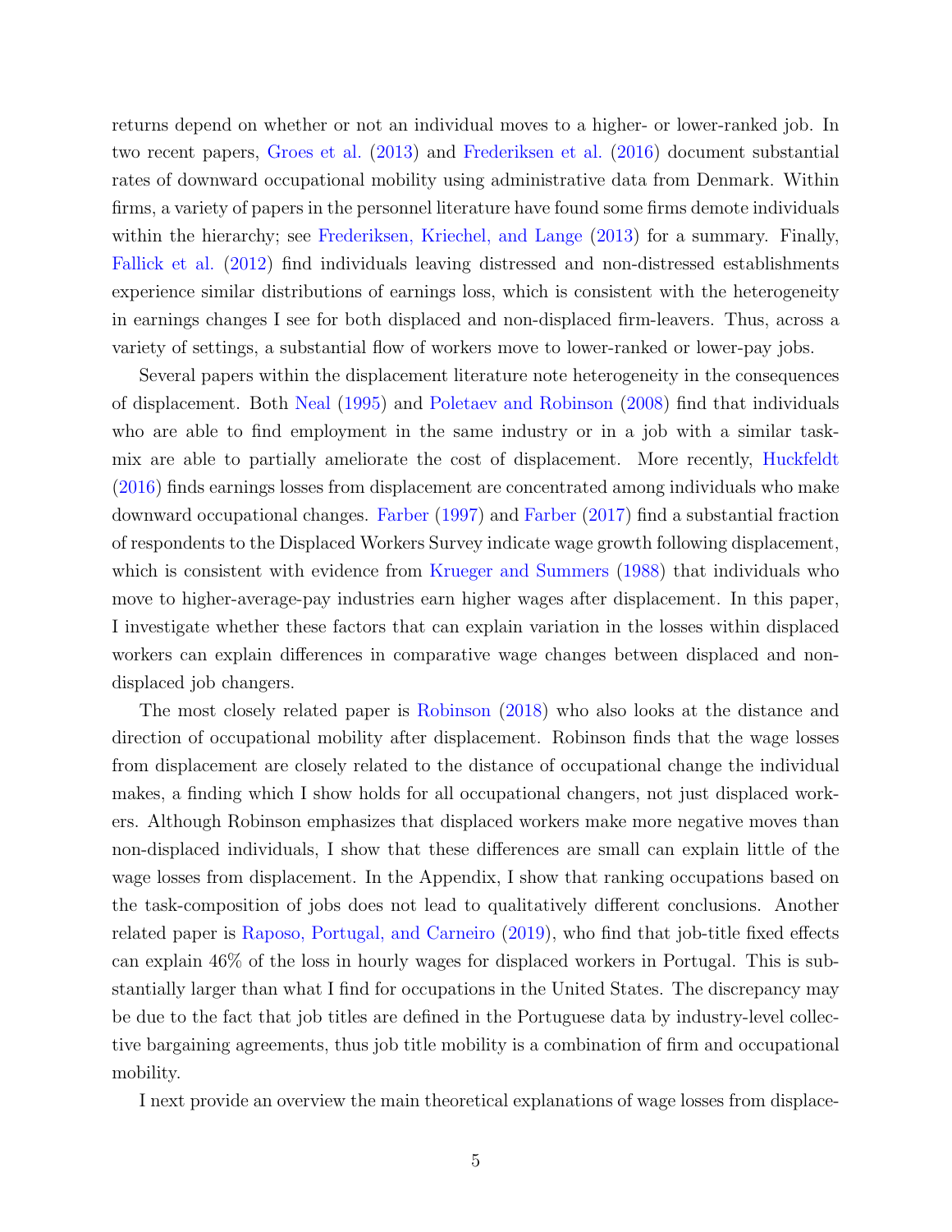returns depend on whether or not an individual moves to a higher- or lower-ranked job. In two recent papers, Groes et al. (2013) and Frederiksen et al. (2016) document substantial rates of downward occupational mobility using administrative data from Denmark. Within firms, a variety of papers in the personnel literature have found some firms demote individuals within the hierarchy; see Frederiksen, Kriechel, and Lange (2013) for a summary. Finally, Fallick et al. (2012) find individuals leaving distressed and non-distressed establishments experience similar distributions of earnings loss, which is consistent with the heterogeneity in earnings changes I see for both displaced and non-displaced firm-leavers. Thus, across a variety of settings, a substantial flow of workers move to lower-ranked or lower-pay jobs.

Several papers within the displacement literature note heterogeneity in the consequences of displacement. Both Neal (1995) and Poletaev and Robinson (2008) find that individuals who are able to find employment in the same industry or in a job with a similar task-mix are able to partially ameliorate the cost of displacement. More recently, Huckfeldt (2016) finds earnings losses from displacement are concentrated among individuals who make downward occupational changes. Farber (1997) and Farber (2017) find a substantial fraction of respondents to the Displaced Workers Survey indicate wage growth following displacement, which is consistent with evidence from Krueger and Summers (1988) that individuals who move to higher-average-pay industries earn higher wages after displacement. In this paper, I investigate whether these factors that can explain variation in the losses within displaced workers can explain differences in comparative wage changes between displaced and non-displaced job changers.

The most closely related paper is Robinson (2018) who also looks at the distance and direction of occupational mobility after displacement. Robinson finds that the wage losses from displacement are closely related to the distance of occupational change the individual makes, a finding which I show holds for all occupational changers, not just displaced workers. Although Robinson emphasizes that displaced workers make more negative moves than non-displaced individuals, I show that these differences are small can explain little of the wage losses from displacement. In the Appendix, I show that ranking occupations based on the task-composition of jobs does not lead to qualitatively different conclusions. Another related paper is Raposo, Portugal, and Carneiro (2019), who find that job-title fixed effects can explain 46% of the loss in hourly wages for displaced workers in Portugal. This is substantially larger than what I find for occupations in the United States. The discrepancy may be due to the fact that job titles are defined in the Portuguese data by industry-level collective bargaining agreements, thus job title mobility is a combination of firm and occupational mobility.

I next provide an overview the main theoretical explanations of wage losses from displace-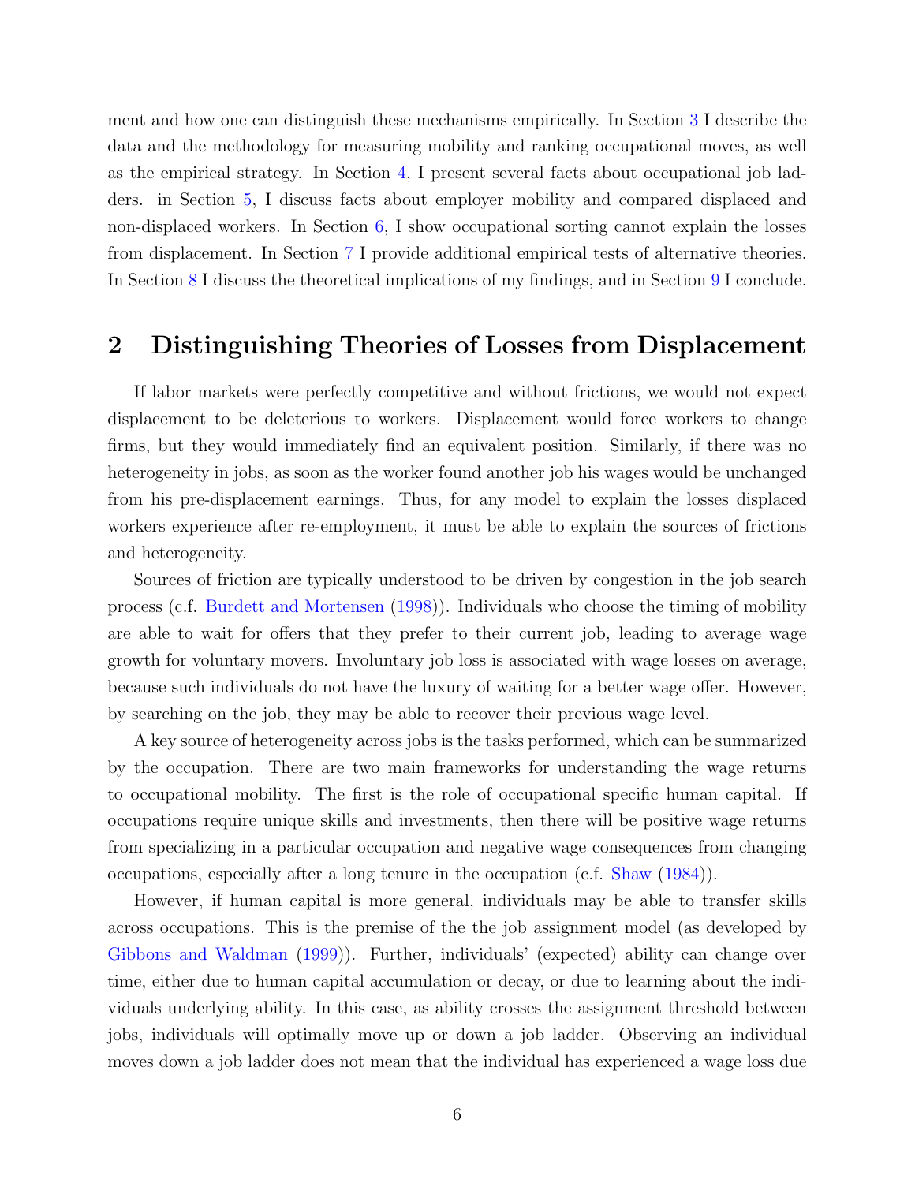ment and how one can distinguish these mechanisms empirically. In Section 3 I describe the data and the methodology for measuring mobility and ranking occupational moves, as well as the empirical strategy. In Section 4, I present several facts about occupational job ladders. in Section 5, I discuss facts about employer mobility and compared displaced and non-displaced workers. In Section 6, I show occupational sorting cannot explain the losses from displacement. In Section 7 I provide additional empirical tests of alternative theories. In Section 8 I discuss the theoretical implications of my findings, and in Section 9 I conclude.

## 2 Distinguishing Theories of Losses from Displacement

If labor markets were perfectly competitive and without frictions, we would not expect displacement to be deleterious to workers. Displacement would force workers to change firms, but they would immediately find an equivalent position. Similarly, if there was no heterogeneity in jobs, as soon as the worker found another job his wages would be unchanged from his pre-displacement earnings. Thus, for any model to explain the losses displaced workers experience after re-employment, it must be able to explain the sources of frictions and heterogeneity.

Sources of friction are typically understood to be driven by congestion in the job search process (c.f. Burdett and Mortensen (1998)). Individuals who choose the timing of mobility are able to wait for offers that they prefer to their current job, leading to average wage growth for voluntary movers. Involuntary job loss is associated with wage losses on average, because such individuals do not have the luxury of waiting for a better wage offer. However, by searching on the job, they may be able to recover their previous wage level.

A key source of heterogeneity across jobs is the tasks performed, which can be summarized by the occupation. There are two main frameworks for understanding the wage returns to occupational mobility. The first is the role of occupational specific human capital. If occupations require unique skills and investments, then there will be positive wage returns from specializing in a particular occupation and negative wage consequences from changing occupations, especially after a long tenure in the occupation (c.f. Shaw (1984)).

However, if human capital is more general, individuals may be able to transfer skills across occupations. This is the premise of the the job assignment model (as developed by Gibbons and Waldman (1999)). Further, individuals' (expected) ability can change over time, either due to human capital accumulation or decay, or due to learning about the individuals underlying ability. In this case, as ability crosses the assignment threshold between jobs, individuals will optimally move up or down a job ladder. Observing an individual moves down a job ladder does not mean that the individual has experienced a wage loss due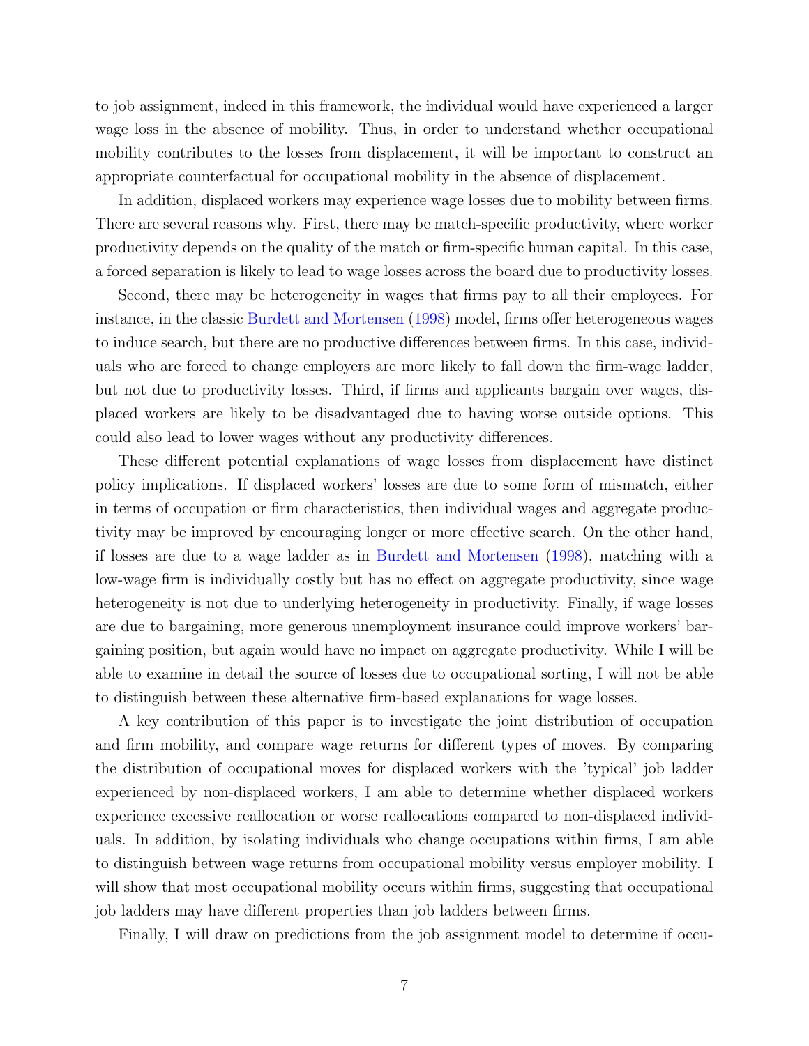to job assignment, indeed in this framework, the individual would have experienced a larger wage loss in the absence of mobility. Thus, in order to understand whether occupational mobility contributes to the losses from displacement, it will be important to construct an appropriate counterfactual for occupational mobility in the absence of displacement.

In addition, displaced workers may experience wage losses due to mobility between firms. There are several reasons why. First, there may be match-specific productivity, where worker productivity depends on the quality of the match or firm-specific human capital. In this case, a forced separation is likely to lead to wage losses across the board due to productivity losses.

Second, there may be heterogeneity in wages that firms pay to all their employees. For instance, in the classic Burdett and Mortensen (1998) model, firms offer heterogeneous wages to induce search, but there are no productive differences between firms. In this case, individuals who are forced to change employers are more likely to fall down the firm-wage ladder, but not due to productivity losses. Third, if firms and applicants bargain over wages, displaced workers are likely to be disadvantaged due to having worse outside options. This could also lead to lower wages without any productivity differences.

These different potential explanations of wage losses from displacement have distinct policy implications. If displaced workers' losses are due to some form of mismatch, either in terms of occupation or firm characteristics, then individual wages and aggregate productivity may be improved by encouraging longer or more effective search. On the other hand, if losses are due to a wage ladder as in Burdett and Mortensen (1998), matching with a low-wage firm is individually costly but has no effect on aggregate productivity, since wage heterogeneity is not due to underlying heterogeneity in productivity. Finally, if wage losses are due to bargaining, more generous unemployment insurance could improve workers' bargaining position, but again would have no impact on aggregate productivity. While I will be able to examine in detail the source of losses due to occupational sorting, I will not be able to distinguish between these alternative firm-based explanations for wage losses.

A key contribution of this paper is to investigate the joint distribution of occupation and firm mobility, and compare wage returns for different types of moves. By comparing the distribution of occupational moves for displaced workers with the 'typical' job ladder experienced by non-displaced workers, I am able to determine whether displaced workers experience excessive reallocation or worse reallocations compared to non-displaced individuals. In addition, by isolating individuals who change occupations within firms, I am able to distinguish between wage returns from occupational mobility versus employer mobility. I will show that most occupational mobility occurs within firms, suggesting that occupational job ladders may have different properties than job ladders between firms.

Finally, I will draw on predictions from the job assignment model to determine if occu-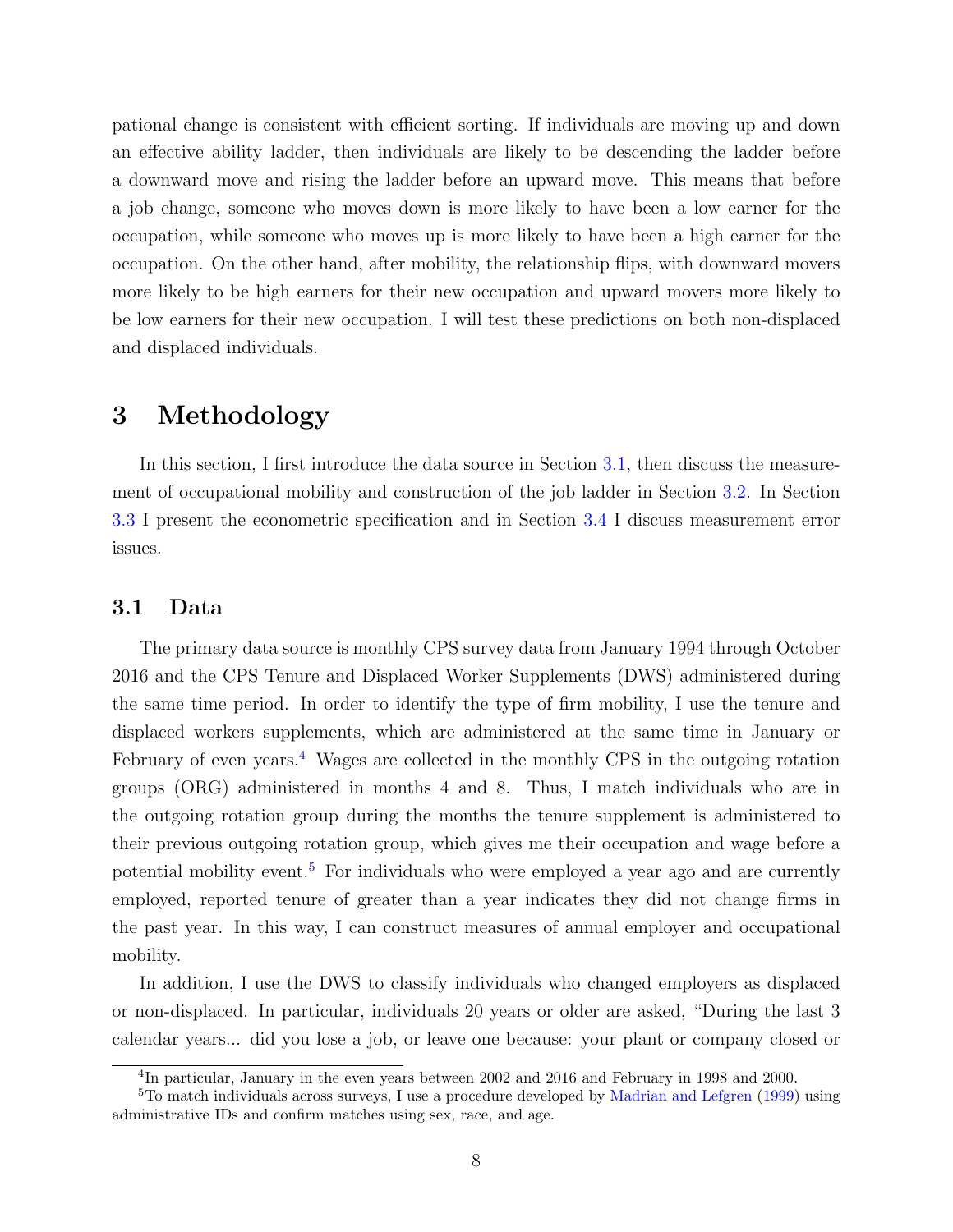pational change is consistent with efficient sorting. If individuals are moving up and down an effective ability ladder, then individuals are likely to be descending the ladder before a downward move and rising the ladder before an upward move. This means that before a job change, someone who moves down is more likely to have been a low earner for the occupation, while someone who moves up is more likely to have been a high earner for the occupation. On the other hand, after mobility, the relationship flips, with downward movers more likely to be high earners for their new occupation and upward movers more likely to be low earners for their new occupation. I will test these predictions on both non-displaced and displaced individuals.

# 3 Methodology

In this section, I first introduce the data source in Section 3.1, then discuss the measurement of occupational mobility and construction of the job ladder in Section 3.2. In Section 3.3 I present the econometric specification and in Section 3.4 I discuss measurement error issues.

## 3.1 Data

The primary data source is monthly CPS survey data from January 1994 through October 2016 and the CPS Tenure and Displaced Worker Supplements (DWS) administered during the same time period. In order to identify the type of firm mobility, I use the tenure and displaced workers supplements, which are administered at the same time in January or February of even years.[4] Wages are collected in the monthly CPS in the outgoing rotation groups (ORG) administered in months 4 and 8. Thus, I match individuals who are in the outgoing rotation group during the months the tenure supplement is administered to their previous outgoing rotation group, which gives me their occupation and wage before a potential mobility event.[5] For individuals who were employed a year ago and are currently employed, reported tenure of greater than a year indicates they did not change firms in the past year. In this way, I can construct measures of annual employer and occupational mobility.

In addition, I use the DWS to classify individuals who changed employers as displaced or non-displaced. In particular, individuals 20 years or older are asked, "During the last 3 calendar years... did you lose a job, or leave one because: your plant or company closed or

[4] In particular, January in the even years between 2002 and 2016 and February in 1998 and 2000.

[5] To match individuals across surveys, I use a procedure developed by Madrian and Lefgren (1999) using administrative IDs and confirm matches using sex, race, and age.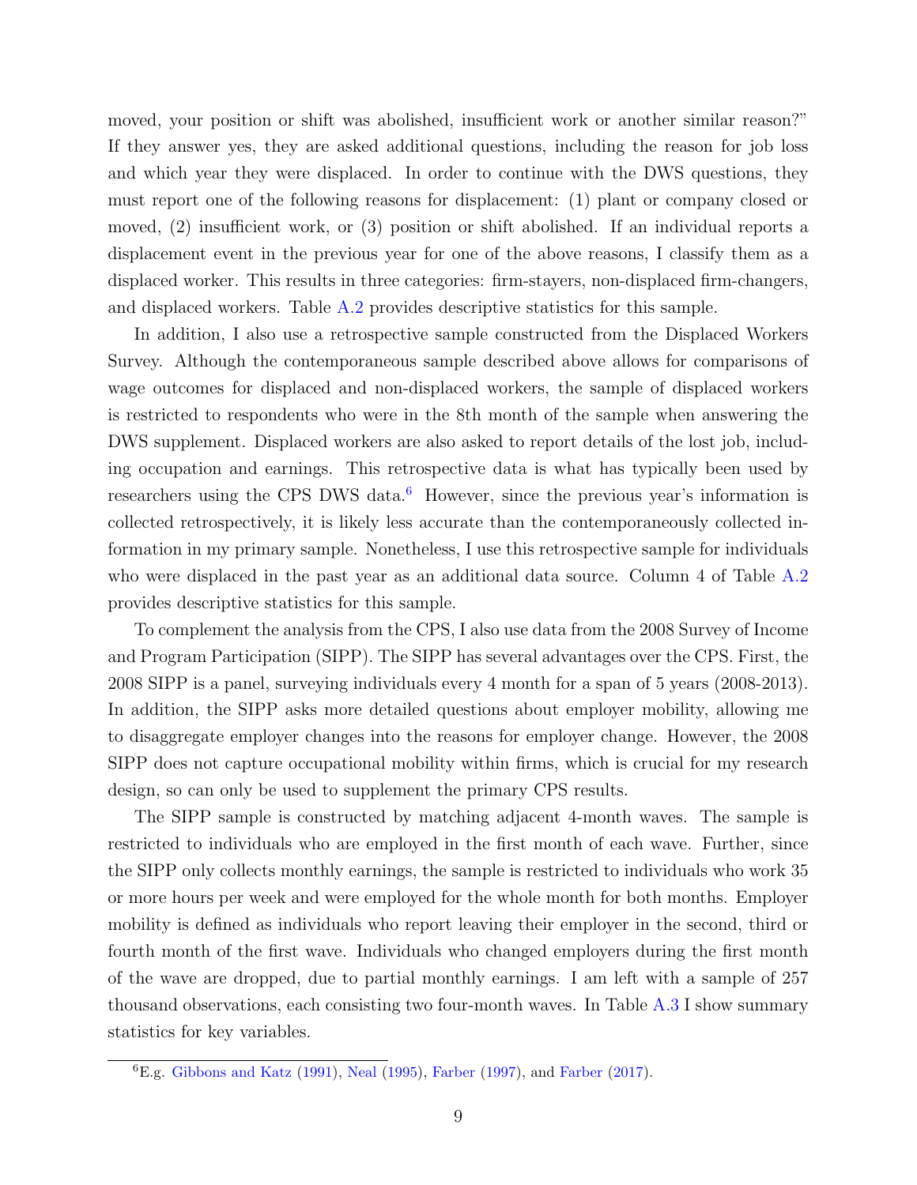moved, your position or shift was abolished, insufficient work or another similar reason?" If they answer yes, they are asked additional questions, including the reason for job loss and which year they were displaced. In order to continue with the DWS questions, they must report one of the following reasons for displacement: (1) plant or company closed or moved, (2) insufficient work, or (3) position or shift abolished. If an individual reports a displacement event in the previous year for one of the above reasons, I classify them as a displaced worker. This results in three categories: firm-stayers, non-displaced firm-changers, and displaced workers. Table A.2 provides descriptive statistics for this sample.

In addition, I also use a retrospective sample constructed from the Displaced Workers Survey. Although the contemporaneous sample described above allows for comparisons of wage outcomes for displaced and non-displaced workers, the sample of displaced workers is restricted to respondents who were in the 8th month of the sample when answering the DWS supplement. Displaced workers are also asked to report details of the lost job, including occupation and earnings. This retrospective data is what has typically been used by researchers using the CPS DWS data.[6] However, since the previous year's information is collected retrospectively, it is likely less accurate than the contemporaneously collected information in my primary sample. Nonetheless, I use this retrospective sample for individuals who were displaced in the past year as an additional data source. Column 4 of Table A.2 provides descriptive statistics for this sample.

To complement the analysis from the CPS, I also use data from the 2008 Survey of Income and Program Participation (SIPP). The SIPP has several advantages over the CPS. First, the 2008 SIPP is a panel, surveying individuals every 4 month for a span of 5 years (2008-2013). In addition, the SIPP asks more detailed questions about employer mobility, allowing me to disaggregate employer changes into the reasons for employer change. However, the 2008 SIPP does not capture occupational mobility within firms, which is crucial for my research design, so can only be used to supplement the primary CPS results.

The SIPP sample is constructed by matching adjacent 4-month waves. The sample is restricted to individuals who are employed in the first month of each wave. Further, since the SIPP only collects monthly earnings, the sample is restricted to individuals who work 35 or more hours per week and were employed for the whole month for both months. Employer mobility is defined as individuals who report leaving their employer in the second, third or fourth month of the first wave. Individuals who changed employers during the first month of the wave are dropped, due to partial monthly earnings. I am left with a sample of 257 thousand observations, each consisting two four-month waves. In Table A.3 I show summary statistics for key variables.

[6] E.g. Gibbons and Katz (1991), Neal (1995), Farber (1997), and Farber (2017).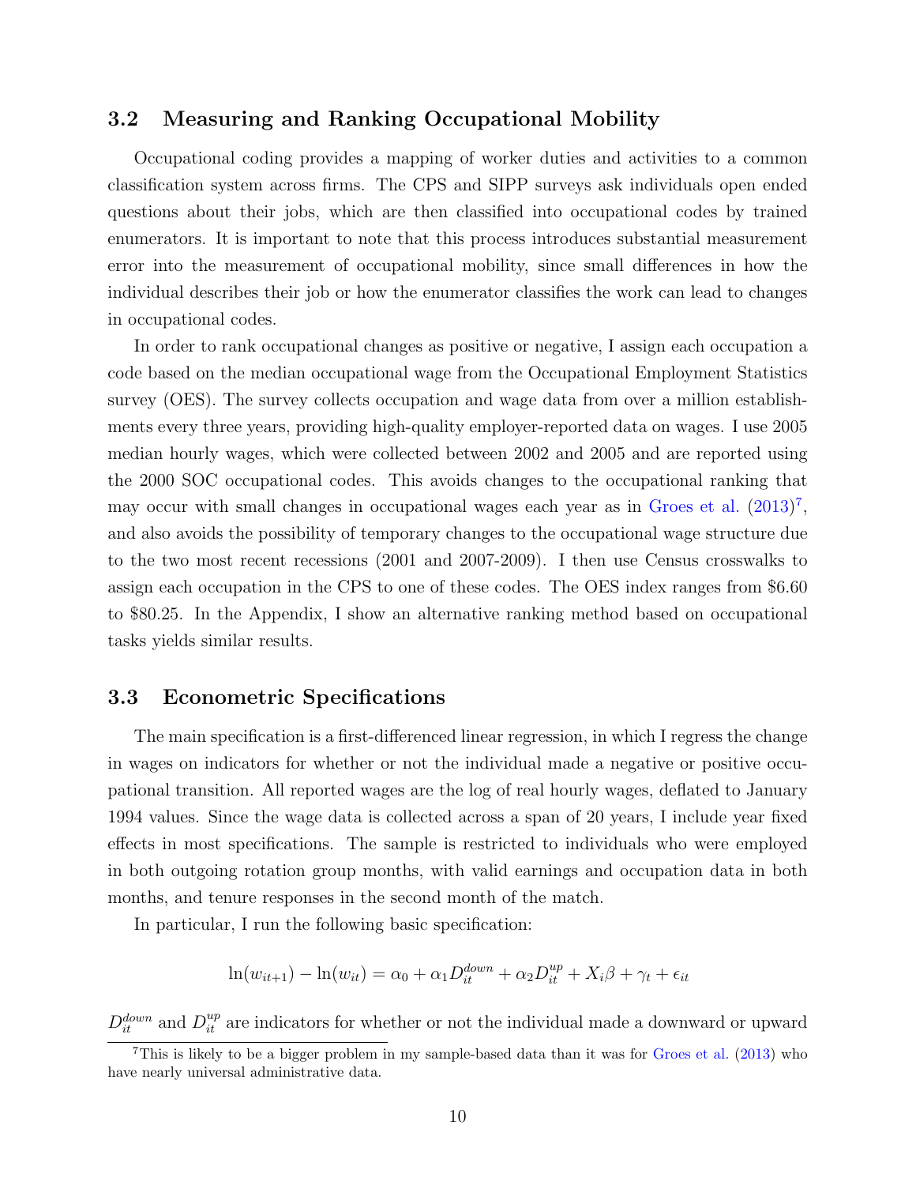## 3.2 Measuring and Ranking Occupational Mobility

Occupational coding provides a mapping of worker duties and activities to a common classification system across firms. The CPS and SIPP surveys ask individuals open ended questions about their jobs, which are then classified into occupational codes by trained enumerators. It is important to note that this process introduces substantial measurement error into the measurement of occupational mobility, since small differences in how the individual describes their job or how the enumerator classifies the work can lead to changes in occupational codes.

In order to rank occupational changes as positive or negative, I assign each occupation a code based on the median occupational wage from the Occupational Employment Statistics survey (OES). The survey collects occupation and wage data from over a million establishments every three years, providing high-quality employer-reported data on wages. I use 2005 median hourly wages, which were collected between 2002 and 2005 and are reported using the 2000 SOC occupational codes. This avoids changes to the occupational ranking that may occur with small changes in occupational wages each year as in Groes et al. (2013)[7], and also avoids the possibility of temporary changes to the occupational wage structure due to the two most recent recessions (2001 and 2007-2009). I then use Census crosswalks to assign each occupation in the CPS to one of these codes. The OES index ranges from \$6.60 to \$80.25. In the Appendix, I show an alternative ranking method based on occupational tasks yields similar results.

## 3.3 Econometric Specifications

The main specification is a first-differenced linear regression, in which I regress the change in wages on indicators for whether or not the individual made a negative or positive occupational transition. All reported wages are the log of real hourly wages, deflated to January 1994 values. Since the wage data is collected across a span of 20 years, I include year fixed effects in most specifications. The sample is restricted to individuals who were employed in both outgoing rotation group months, with valid earnings and occupation data in both months, and tenure responses in the second month of the match.

In particular, I run the following basic specification:

$$\ln(w_{it+1}) - \ln(w_{it}) = \alpha_0 + \alpha_1 D_{it}^{down} + \alpha_2 D_{it}^{up} + X_i\beta + \gamma_t + \epsilon_{it}$$

$D_{it}^{down}$ and $D_{it}^{up}$ are indicators for whether or not the individual made a downward or upward

[7] This is likely to be a bigger problem in my sample-based data than it was for Groes et al. (2013) who have nearly universal administrative data.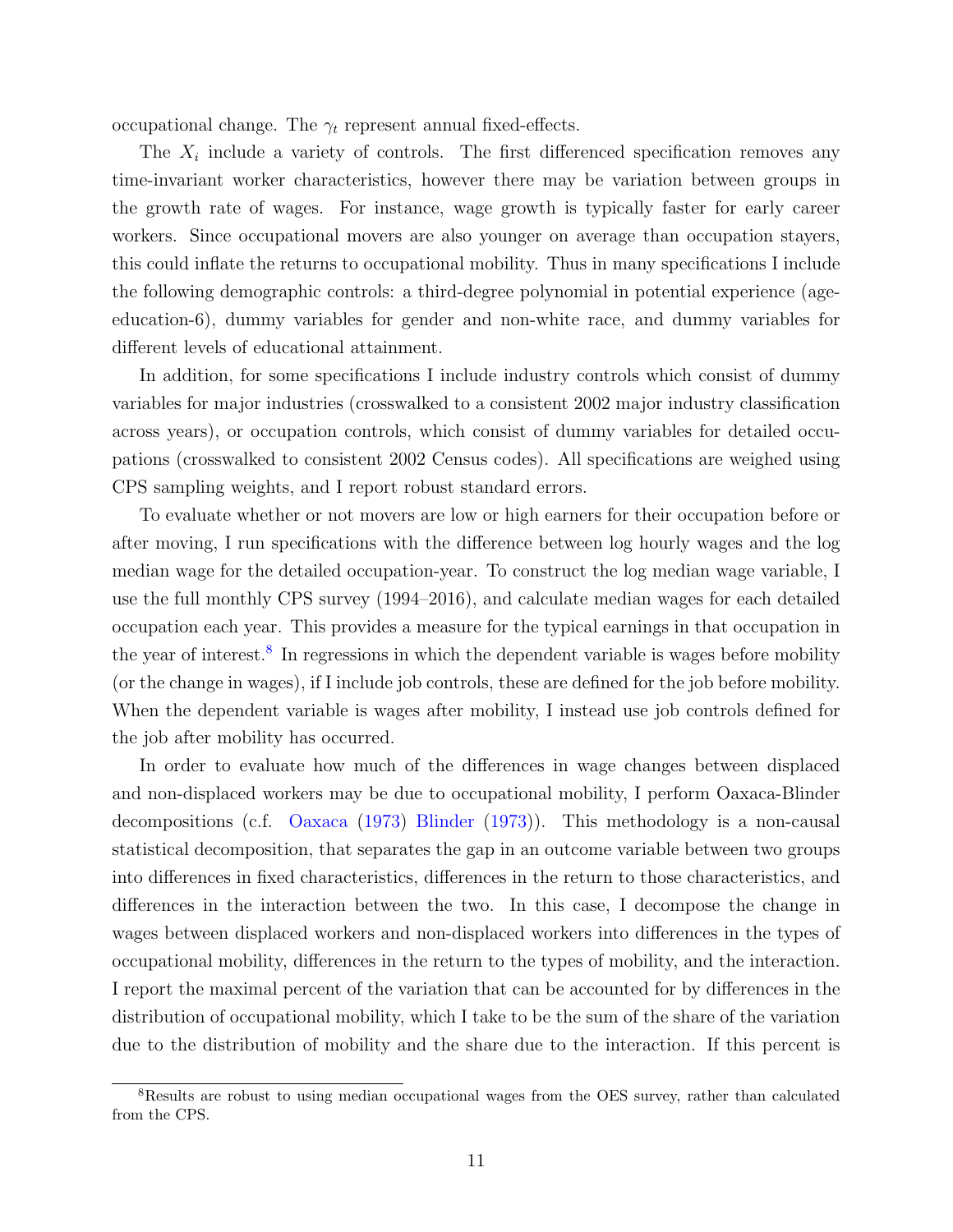occupational change. The $\gamma_t$ represent annual fixed-effects.

The $X_i$ include a variety of controls. The first differenced specification removes any time-invariant worker characteristics, however there may be variation between groups in the growth rate of wages. For instance, wage growth is typically faster for early career workers. Since occupational movers are also younger on average than occupation stayers, this could inflate the returns to occupational mobility. Thus in many specifications I include the following demographic controls: a third-degree polynomial in potential experience (age-education-6), dummy variables for gender and non-white race, and dummy variables for different levels of educational attainment.

In addition, for some specifications I include industry controls which consist of dummy variables for major industries (crosswalked to a consistent 2002 major industry classification across years), or occupation controls, which consist of dummy variables for detailed occupations (crosswalked to consistent 2002 Census codes). All specifications are weighed using CPS sampling weights, and I report robust standard errors.

To evaluate whether or not movers are low or high earners for their occupation before or after moving, I run specifications with the difference between log hourly wages and the log median wage for the detailed occupation-year. To construct the log median wage variable, I use the full monthly CPS survey (1994–2016), and calculate median wages for each detailed occupation each year. This provides a measure for the typical earnings in that occupation in the year of interest.[8] In regressions in which the dependent variable is wages before mobility (or the change in wages), if I include job controls, these are defined for the job before mobility. When the dependent variable is wages after mobility, I instead use job controls defined for the job after mobility has occurred.

In order to evaluate how much of the differences in wage changes between displaced and non-displaced workers may be due to occupational mobility, I perform Oaxaca-Blinder decompositions (c.f. Oaxaca (1973) Blinder (1973)). This methodology is a non-causal statistical decomposition, that separates the gap in an outcome variable between two groups into differences in fixed characteristics, differences in the return to those characteristics, and differences in the interaction between the two. In this case, I decompose the change in wages between displaced workers and non-displaced workers into differences in the types of occupational mobility, differences in the return to the types of mobility, and the interaction. I report the maximal percent of the variation that can be accounted for by differences in the distribution of occupational mobility, which I take to be the sum of the share of the variation due to the distribution of mobility and the share due to the interaction. If this percent is

[8] Results are robust to using median occupational wages from the OES survey, rather than calculated from the CPS.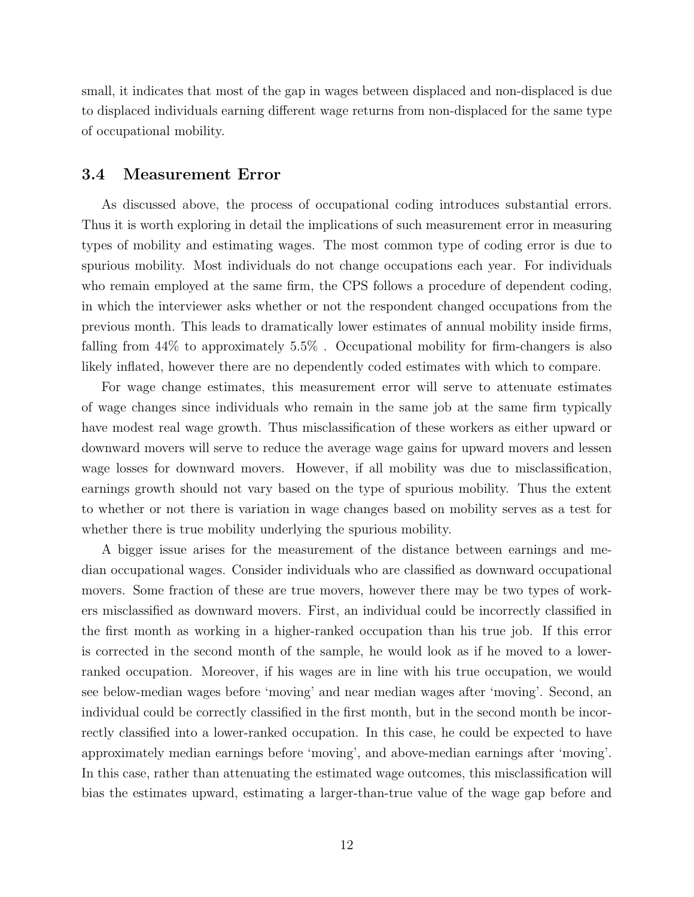small, it indicates that most of the gap in wages between displaced and non-displaced is due to displaced individuals earning different wage returns from non-displaced for the same type of occupational mobility.

### 3.4 Measurement Error

As discussed above, the process of occupational coding introduces substantial errors. Thus it is worth exploring in detail the implications of such measurement error in measuring types of mobility and estimating wages. The most common type of coding error is due to spurious mobility. Most individuals do not change occupations each year. For individuals who remain employed at the same firm, the CPS follows a procedure of dependent coding, in which the interviewer asks whether or not the respondent changed occupations from the previous month. This leads to dramatically lower estimates of annual mobility inside firms, falling from 44% to approximately 5.5% . Occupational mobility for firm-changers is also likely inflated, however there are no dependently coded estimates with which to compare.

For wage change estimates, this measurement error will serve to attenuate estimates of wage changes since individuals who remain in the same job at the same firm typically have modest real wage growth. Thus misclassification of these workers as either upward or downward movers will serve to reduce the average wage gains for upward movers and lessen wage losses for downward movers. However, if all mobility was due to misclassification, earnings growth should not vary based on the type of spurious mobility. Thus the extent to whether or not there is variation in wage changes based on mobility serves as a test for whether there is true mobility underlying the spurious mobility.

A bigger issue arises for the measurement of the distance between earnings and median occupational wages. Consider individuals who are classified as downward occupational movers. Some fraction of these are true movers, however there may be two types of workers misclassified as downward movers. First, an individual could be incorrectly classified in the first month as working in a higher-ranked occupation than his true job. If this error is corrected in the second month of the sample, he would look as if he moved to a lower-ranked occupation. Moreover, if his wages are in line with his true occupation, we would see below-median wages before 'moving' and near median wages after 'moving'. Second, an individual could be correctly classified in the first month, but in the second month be incorrectly classified into a lower-ranked occupation. In this case, he could be expected to have approximately median earnings before 'moving', and above-median earnings after 'moving'. In this case, rather than attenuating the estimated wage outcomes, this misclassification will bias the estimates upward, estimating a larger-than-true value of the wage gap before and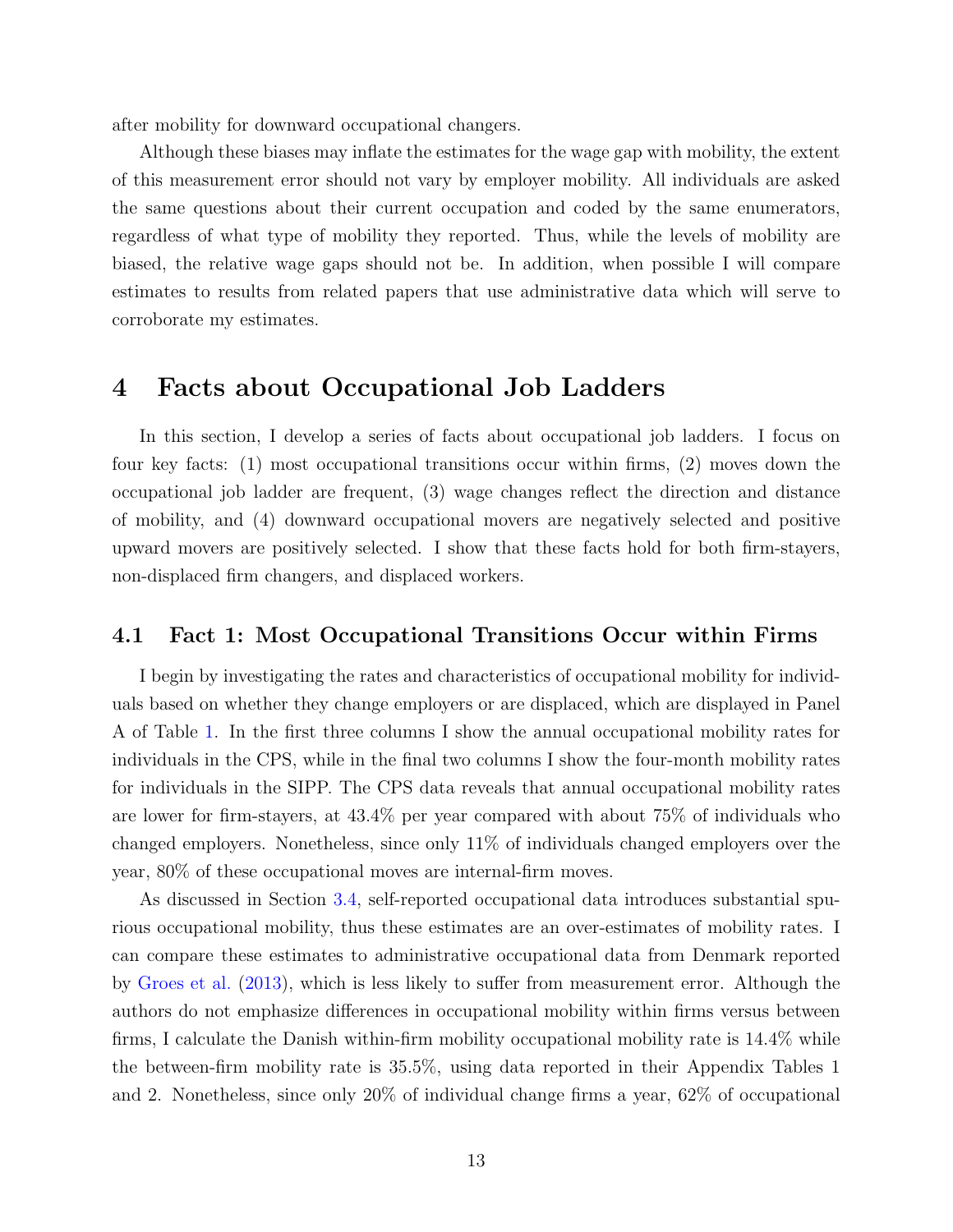after mobility for downward occupational changers.

Although these biases may inflate the estimates for the wage gap with mobility, the extent of this measurement error should not vary by employer mobility. All individuals are asked the same questions about their current occupation and coded by the same enumerators, regardless of what type of mobility they reported. Thus, while the levels of mobility are biased, the relative wage gaps should not be. In addition, when possible I will compare estimates to results from related papers that use administrative data which will serve to corroborate my estimates.

# 4 Facts about Occupational Job Ladders

In this section, I develop a series of facts about occupational job ladders. I focus on four key facts: (1) most occupational transitions occur within firms, (2) moves down the occupational job ladder are frequent, (3) wage changes reflect the direction and distance of mobility, and (4) downward occupational movers are negatively selected and positive upward movers are positively selected. I show that these facts hold for both firm-stayers, non-displaced firm changers, and displaced workers.

## 4.1 Fact 1: Most Occupational Transitions Occur within Firms

I begin by investigating the rates and characteristics of occupational mobility for individuals based on whether they change employers or are displaced, which are displayed in Panel A of Table 1. In the first three columns I show the annual occupational mobility rates for individuals in the CPS, while in the final two columns I show the four-month mobility rates for individuals in the SIPP. The CPS data reveals that annual occupational mobility rates are lower for firm-stayers, at 43.4% per year compared with about 75% of individuals who changed employers. Nonetheless, since only 11% of individuals changed employers over the year, 80% of these occupational moves are internal-firm moves.

As discussed in Section 3.4, self-reported occupational data introduces substantial spurious occupational mobility, thus these estimates are an over-estimates of mobility rates. I can compare these estimates to administrative occupational data from Denmark reported by Groes et al. (2013), which is less likely to suffer from measurement error. Although the authors do not emphasize differences in occupational mobility within firms versus between firms, I calculate the Danish within-firm mobility occupational mobility rate is 14.4% while the between-firm mobility rate is 35.5%, using data reported in their Appendix Tables 1 and 2. Nonetheless, since only 20% of individual change firms a year, 62% of occupational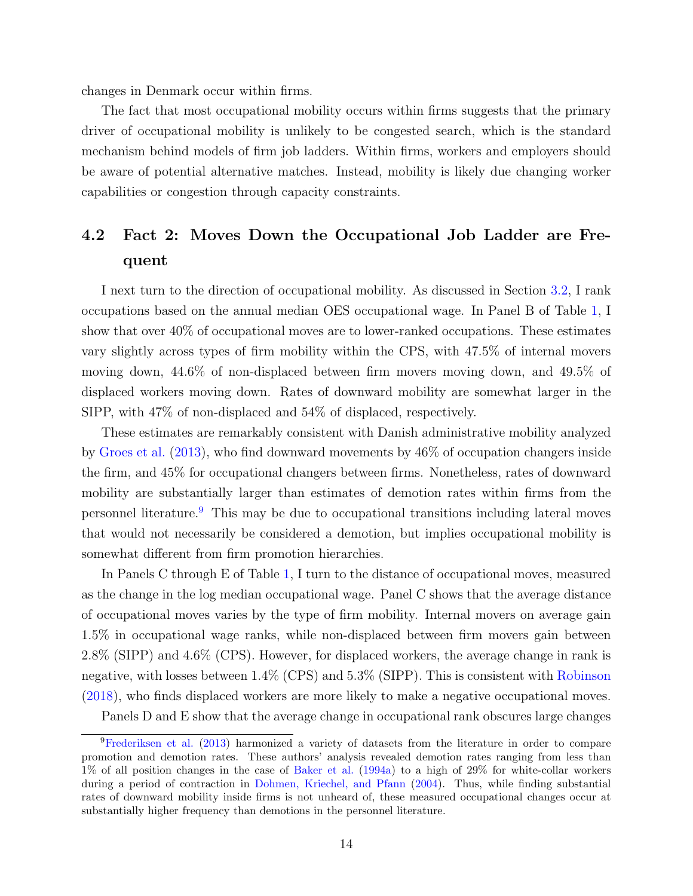changes in Denmark occur within firms.

The fact that most occupational mobility occurs within firms suggests that the primary driver of occupational mobility is unlikely to be congested search, which is the standard mechanism behind models of firm job ladders. Within firms, workers and employers should be aware of potential alternative matches. Instead, mobility is likely due changing worker capabilities or congestion through capacity constraints.

## 4.2 Fact 2: Moves Down the Occupational Job Ladder are Frequent

I next turn to the direction of occupational mobility. As discussed in Section 3.2, I rank occupations based on the annual median OES occupational wage. In Panel B of Table 1, I show that over 40% of occupational moves are to lower-ranked occupations. These estimates vary slightly across types of firm mobility within the CPS, with 47.5% of internal movers moving down, 44.6% of non-displaced between firm movers moving down, and 49.5% of displaced workers moving down. Rates of downward mobility are somewhat larger in the SIPP, with 47% of non-displaced and 54% of displaced, respectively.

These estimates are remarkably consistent with Danish administrative mobility analyzed by Groes et al. (2013), who find downward movements by 46% of occupation changers inside the firm, and 45% for occupational changers between firms. Nonetheless, rates of downward mobility are substantially larger than estimates of demotion rates within firms from the personnel literature.[9] This may be due to occupational transitions including lateral moves that would not necessarily be considered a demotion, but implies occupational mobility is somewhat different from firm promotion hierarchies.

In Panels C through E of Table 1, I turn to the distance of occupational moves, measured as the change in the log median occupational wage. Panel C shows that the average distance of occupational moves varies by the type of firm mobility. Internal movers on average gain 1.5% in occupational wage ranks, while non-displaced between firm movers gain between 2.8% (SIPP) and 4.6% (CPS). However, for displaced workers, the average change in rank is negative, with losses between 1.4% (CPS) and 5.3% (SIPP). This is consistent with Robinson (2018), who finds displaced workers are more likely to make a negative occupational moves.

Panels D and E show that the average change in occupational rank obscures large changes

[9] Frederiksen et al. (2013) harmonized a variety of datasets from the literature in order to compare promotion and demotion rates. These authors' analysis revealed demotion rates ranging from less than 1% of all position changes in the case of Baker et al. (1994a) to a high of 29% for white-collar workers during a period of contraction in Dohmen, Kriechel, and Pfann (2004). Thus, while finding substantial rates of downward mobility inside firms is not unheard of, these measured occupational changes occur at substantially higher frequency than demotions in the personnel literature.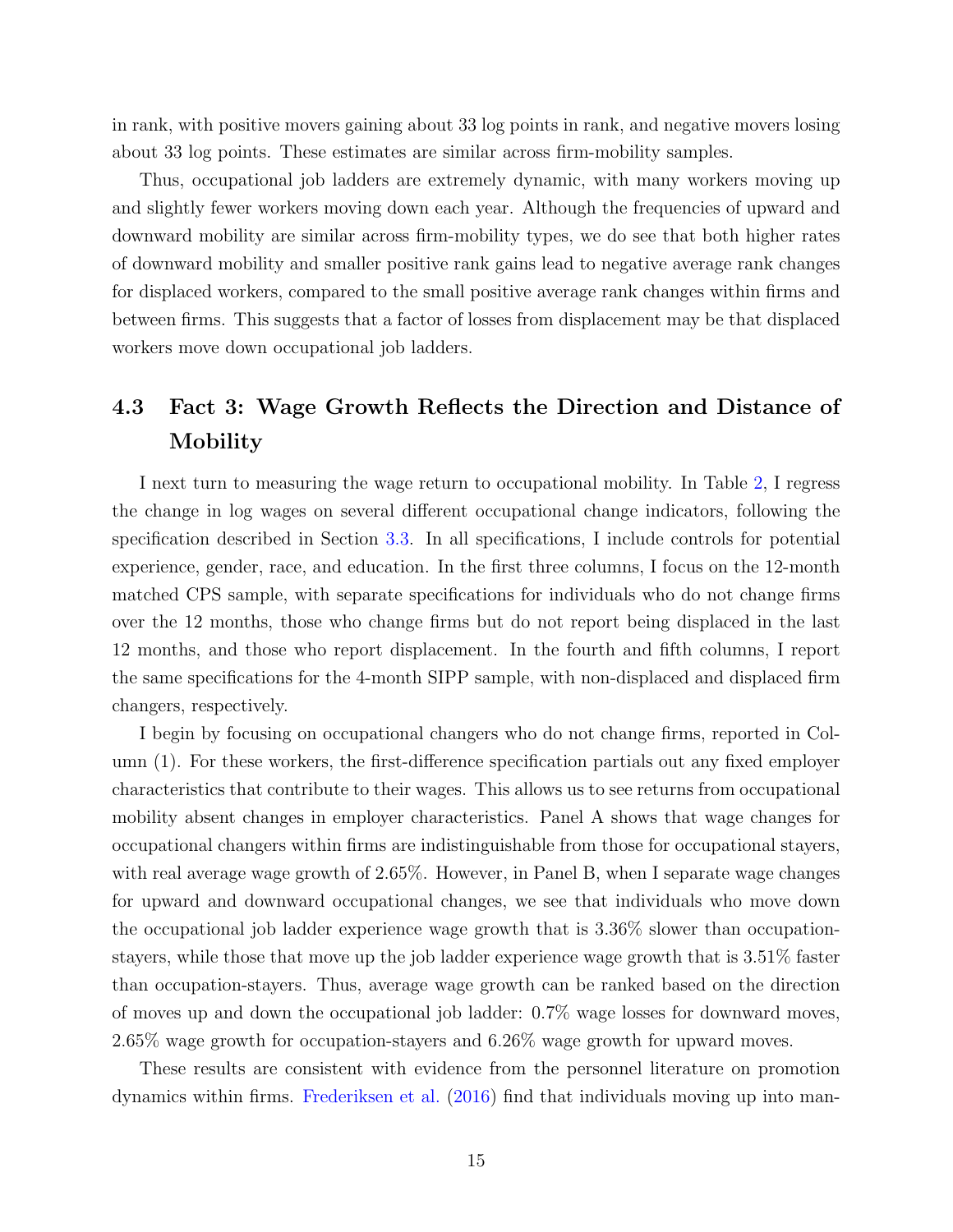in rank, with positive movers gaining about 33 log points in rank, and negative movers losing about 33 log points. These estimates are similar across firm-mobility samples.

Thus, occupational job ladders are extremely dynamic, with many workers moving up and slightly fewer workers moving down each year. Although the frequencies of upward and downward mobility are similar across firm-mobility types, we do see that both higher rates of downward mobility and smaller positive rank gains lead to negative average rank changes for displaced workers, compared to the small positive average rank changes within firms and between firms. This suggests that a factor of losses from displacement may be that displaced workers move down occupational job ladders.

## 4.3 Fact 3: Wage Growth Reflects the Direction and Distance of Mobility

I next turn to measuring the wage return to occupational mobility. In Table 2, I regress the change in log wages on several different occupational change indicators, following the specification described in Section 3.3. In all specifications, I include controls for potential experience, gender, race, and education. In the first three columns, I focus on the 12-month matched CPS sample, with separate specifications for individuals who do not change firms over the 12 months, those who change firms but do not report being displaced in the last 12 months, and those who report displacement. In the fourth and fifth columns, I report the same specifications for the 4-month SIPP sample, with non-displaced and displaced firm changers, respectively.

I begin by focusing on occupational changers who do not change firms, reported in Column (1). For these workers, the first-difference specification partials out any fixed employer characteristics that contribute to their wages. This allows us to see returns from occupational mobility absent changes in employer characteristics. Panel A shows that wage changes for occupational changers within firms are indistinguishable from those for occupational stayers, with real average wage growth of 2.65%. However, in Panel B, when I separate wage changes for upward and downward occupational changes, we see that individuals who move down the occupational job ladder experience wage growth that is 3.36% slower than occupation-stayers, while those that move up the job ladder experience wage growth that is 3.51% faster than occupation-stayers. Thus, average wage growth can be ranked based on the direction of moves up and down the occupational job ladder: 0.7% wage losses for downward moves, 2.65% wage growth for occupation-stayers and 6.26% wage growth for upward moves.

These results are consistent with evidence from the personnel literature on promotion dynamics within firms. Frederiksen et al. (2016) find that individuals moving up into man-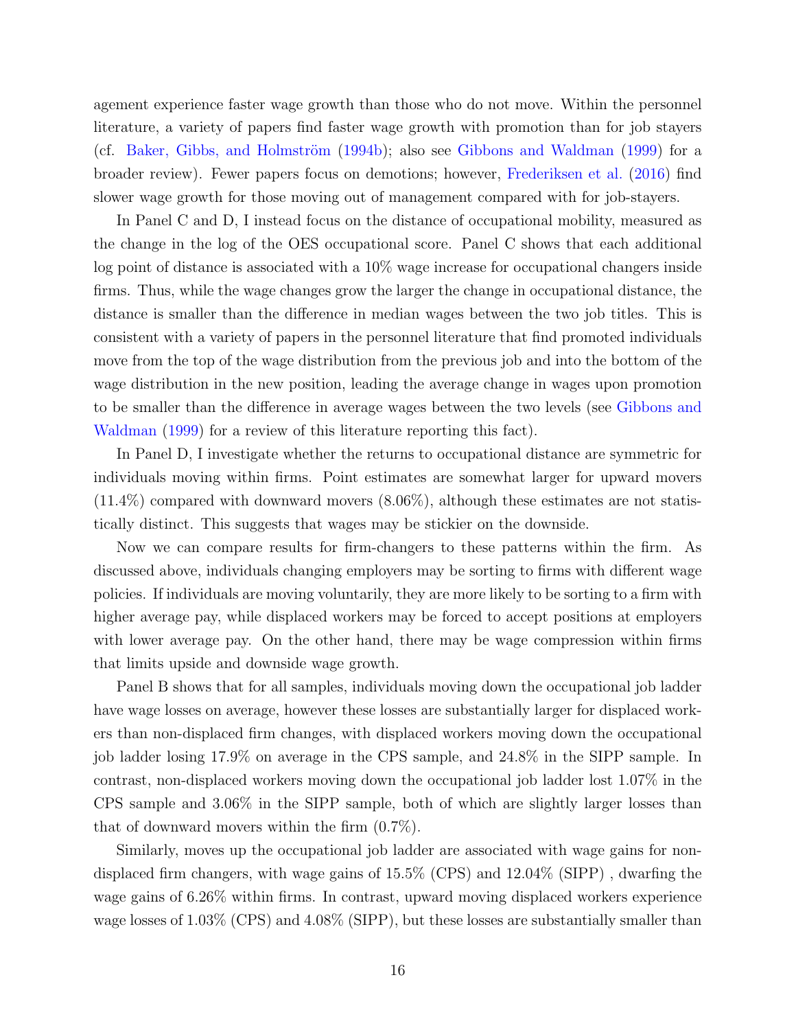agement experience faster wage growth than those who do not move. Within the personnel literature, a variety of papers find faster wage growth with promotion than for job stayers (cf. Baker, Gibbs, and Holmström (1994b); also see Gibbons and Waldman (1999) for a broader review). Fewer papers focus on demotions; however, Frederiksen et al. (2016) find slower wage growth for those moving out of management compared with for job-stayers.

In Panel C and D, I instead focus on the distance of occupational mobility, measured as the change in the log of the OES occupational score. Panel C shows that each additional log point of distance is associated with a 10% wage increase for occupational changers inside firms. Thus, while the wage changes grow the larger the change in occupational distance, the distance is smaller than the difference in median wages between the two job titles. This is consistent with a variety of papers in the personnel literature that find promoted individuals move from the top of the wage distribution from the previous job and into the bottom of the wage distribution in the new position, leading the average change in wages upon promotion to be smaller than the difference in average wages between the two levels (see Gibbons and Waldman (1999) for a review of this literature reporting this fact).

In Panel D, I investigate whether the returns to occupational distance are symmetric for individuals moving within firms. Point estimates are somewhat larger for upward movers (11.4%) compared with downward movers (8.06%), although these estimates are not statistically distinct. This suggests that wages may be stickier on the downside.

Now we can compare results for firm-changers to these patterns within the firm. As discussed above, individuals changing employers may be sorting to firms with different wage policies. If individuals are moving voluntarily, they are more likely to be sorting to a firm with higher average pay, while displaced workers may be forced to accept positions at employers with lower average pay. On the other hand, there may be wage compression within firms that limits upside and downside wage growth.

Panel B shows that for all samples, individuals moving down the occupational job ladder have wage losses on average, however these losses are substantially larger for displaced workers than non-displaced firm changes, with displaced workers moving down the occupational job ladder losing 17.9% on average in the CPS sample, and 24.8% in the SIPP sample. In contrast, non-displaced workers moving down the occupational job ladder lost 1.07% in the CPS sample and 3.06% in the SIPP sample, both of which are slightly larger losses than that of downward movers within the firm (0.7%).

Similarly, moves up the occupational job ladder are associated with wage gains for non-displaced firm changers, with wage gains of 15.5% (CPS) and 12.04% (SIPP) , dwarfing the wage gains of 6.26% within firms. In contrast, upward moving displaced workers experience wage losses of 1.03% (CPS) and 4.08% (SIPP), but these losses are substantially smaller than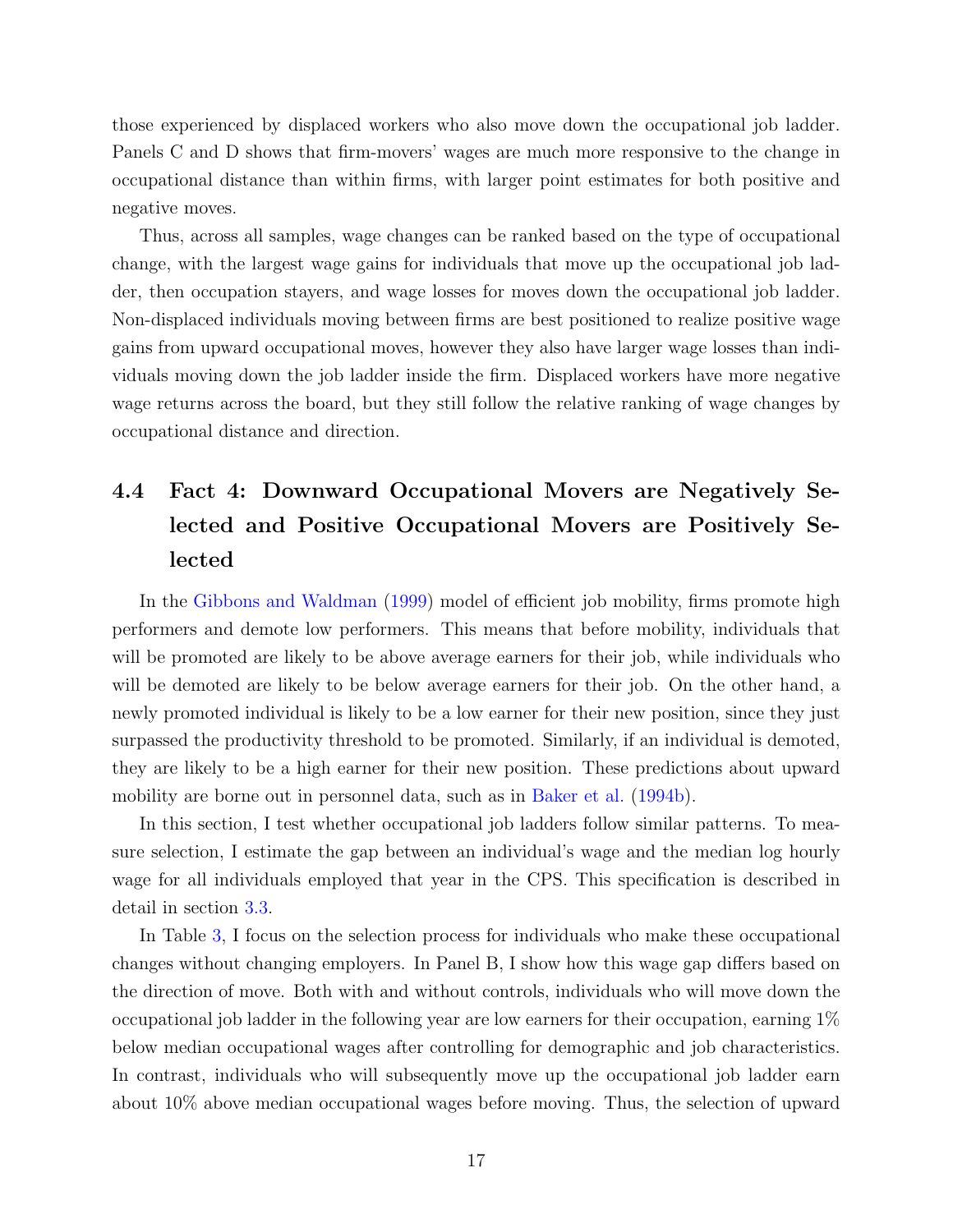those experienced by displaced workers who also move down the occupational job ladder. Panels C and D shows that firm-movers' wages are much more responsive to the change in occupational distance than within firms, with larger point estimates for both positive and negative moves.

Thus, across all samples, wage changes can be ranked based on the type of occupational change, with the largest wage gains for individuals that move up the occupational job ladder, then occupation stayers, and wage losses for moves down the occupational job ladder. Non-displaced individuals moving between firms are best positioned to realize positive wage gains from upward occupational moves, however they also have larger wage losses than individuals moving down the job ladder inside the firm. Displaced workers have more negative wage returns across the board, but they still follow the relative ranking of wage changes by occupational distance and direction.

## 4.4 Fact 4: Downward Occupational Movers are Negatively Selected and Positive Occupational Movers are Positively Selected

In the Gibbons and Waldman (1999) model of efficient job mobility, firms promote high performers and demote low performers. This means that before mobility, individuals that will be promoted are likely to be above average earners for their job, while individuals who will be demoted are likely to be below average earners for their job. On the other hand, a newly promoted individual is likely to be a low earner for their new position, since they just surpassed the productivity threshold to be promoted. Similarly, if an individual is demoted, they are likely to be a high earner for their new position. These predictions about upward mobility are borne out in personnel data, such as in Baker et al. (1994b).

In this section, I test whether occupational job ladders follow similar patterns. To measure selection, I estimate the gap between an individual's wage and the median log hourly wage for all individuals employed that year in the CPS. This specification is described in detail in section 3.3.

In Table 3, I focus on the selection process for individuals who make these occupational changes without changing employers. In Panel B, I show how this wage gap differs based on the direction of move. Both with and without controls, individuals who will move down the occupational job ladder in the following year are low earners for their occupation, earning 1% below median occupational wages after controlling for demographic and job characteristics. In contrast, individuals who will subsequently move up the occupational job ladder earn about 10% above median occupational wages before moving. Thus, the selection of upward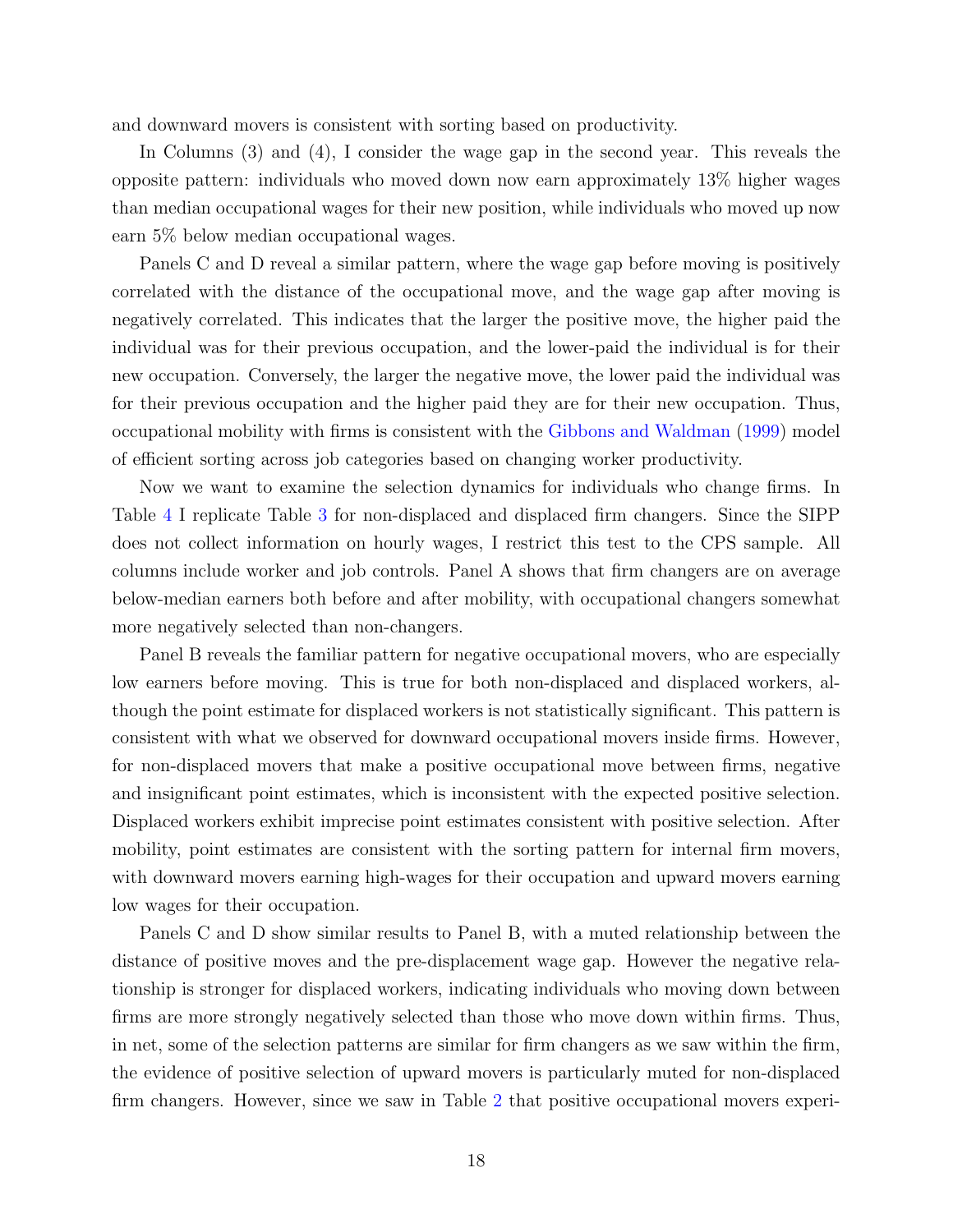and downward movers is consistent with sorting based on productivity.

In Columns (3) and (4), I consider the wage gap in the second year. This reveals the opposite pattern: individuals who moved down now earn approximately 13% higher wages than median occupational wages for their new position, while individuals who moved up now earn 5% below median occupational wages.

Panels C and D reveal a similar pattern, where the wage gap before moving is positively correlated with the distance of the occupational move, and the wage gap after moving is negatively correlated. This indicates that the larger the positive move, the higher paid the individual was for their previous occupation, and the lower-paid the individual is for their new occupation. Conversely, the larger the negative move, the lower paid the individual was for their previous occupation and the higher paid they are for their new occupation. Thus, occupational mobility with firms is consistent with the Gibbons and Waldman (1999) model of efficient sorting across job categories based on changing worker productivity.

Now we want to examine the selection dynamics for individuals who change firms. In Table 4 I replicate Table 3 for non-displaced and displaced firm changers. Since the SIPP does not collect information on hourly wages, I restrict this test to the CPS sample. All columns include worker and job controls. Panel A shows that firm changers are on average below-median earners both before and after mobility, with occupational changers somewhat more negatively selected than non-changers.

Panel B reveals the familiar pattern for negative occupational movers, who are especially low earners before moving. This is true for both non-displaced and displaced workers, although the point estimate for displaced workers is not statistically significant. This pattern is consistent with what we observed for downward occupational movers inside firms. However, for non-displaced movers that make a positive occupational move between firms, negative and insignificant point estimates, which is inconsistent with the expected positive selection. Displaced workers exhibit imprecise point estimates consistent with positive selection. After mobility, point estimates are consistent with the sorting pattern for internal firm movers, with downward movers earning high-wages for their occupation and upward movers earning low wages for their occupation.

Panels C and D show similar results to Panel B, with a muted relationship between the distance of positive moves and the pre-displacement wage gap. However the negative relationship is stronger for displaced workers, indicating individuals who moving down between firms are more strongly negatively selected than those who move down within firms. Thus, in net, some of the selection patterns are similar for firm changers as we saw within the firm, the evidence of positive selection of upward movers is particularly muted for non-displaced firm changers. However, since we saw in Table 2 that positive occupational movers experi-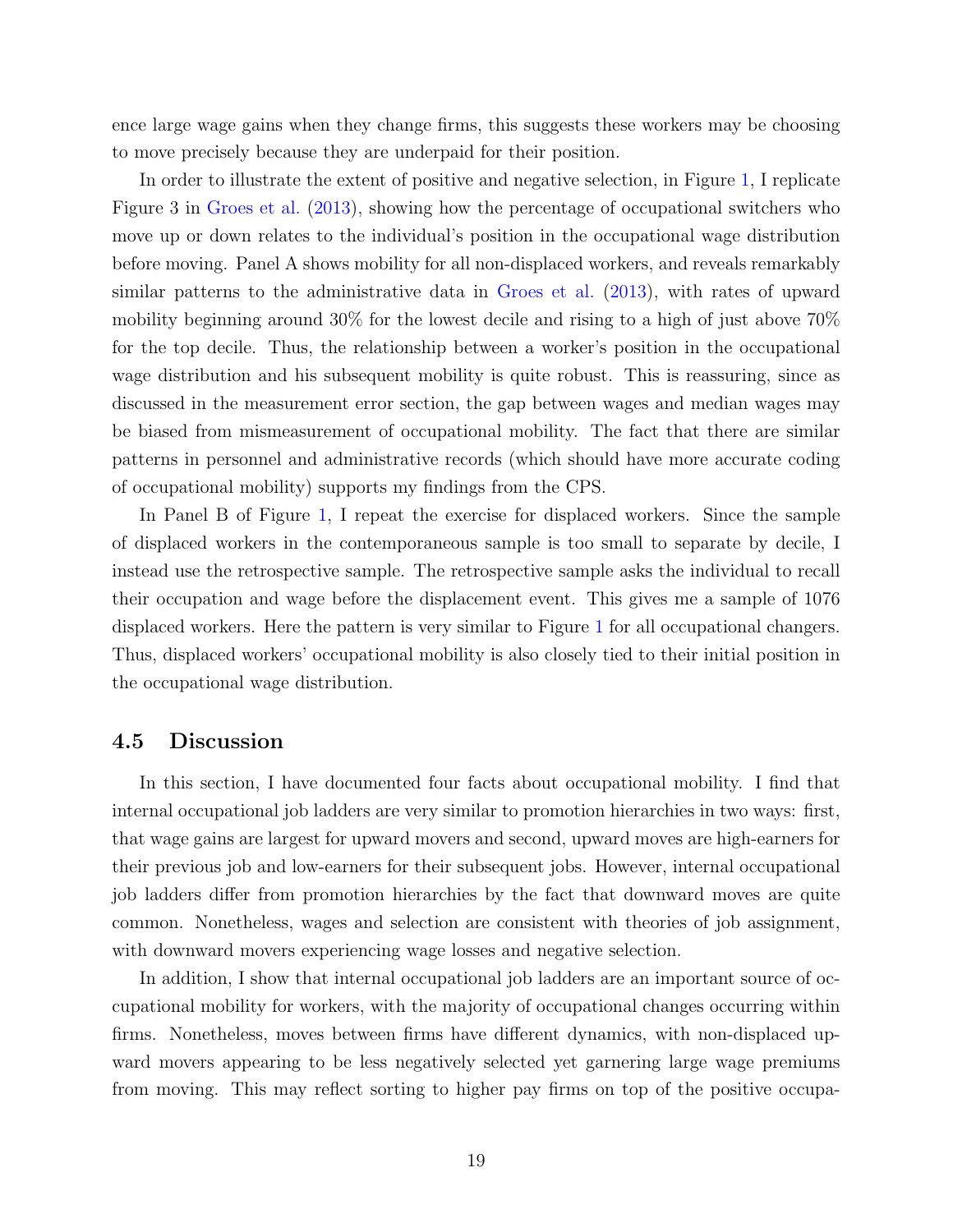ence large wage gains when they change firms, this suggests these workers may be choosing to move precisely because they are underpaid for their position.

In order to illustrate the extent of positive and negative selection, in Figure 1, I replicate Figure 3 in Groes et al. (2013), showing how the percentage of occupational switchers who move up or down relates to the individual's position in the occupational wage distribution before moving. Panel A shows mobility for all non-displaced workers, and reveals remarkably similar patterns to the administrative data in Groes et al. (2013), with rates of upward mobility beginning around 30% for the lowest decile and rising to a high of just above 70% for the top decile. Thus, the relationship between a worker's position in the occupational wage distribution and his subsequent mobility is quite robust. This is reassuring, since as discussed in the measurement error section, the gap between wages and median wages may be biased from mismeasurement of occupational mobility. The fact that there are similar patterns in personnel and administrative records (which should have more accurate coding of occupational mobility) supports my findings from the CPS.

In Panel B of Figure 1, I repeat the exercise for displaced workers. Since the sample of displaced workers in the contemporaneous sample is too small to separate by decile, I instead use the retrospective sample. The retrospective sample asks the individual to recall their occupation and wage before the displacement event. This gives me a sample of 1076 displaced workers. Here the pattern is very similar to Figure 1 for all occupational changers. Thus, displaced workers' occupational mobility is also closely tied to their initial position in the occupational wage distribution.

### 4.5 Discussion

In this section, I have documented four facts about occupational mobility. I find that internal occupational job ladders are very similar to promotion hierarchies in two ways: first, that wage gains are largest for upward movers and second, upward moves are high-earners for their previous job and low-earners for their subsequent jobs. However, internal occupational job ladders differ from promotion hierarchies by the fact that downward moves are quite common. Nonetheless, wages and selection are consistent with theories of job assignment, with downward movers experiencing wage losses and negative selection.

In addition, I show that internal occupational job ladders are an important source of occupational mobility for workers, with the majority of occupational changes occurring within firms. Nonetheless, moves between firms have different dynamics, with non-displaced upward movers appearing to be less negatively selected yet garnering large wage premiums from moving. This may reflect sorting to higher pay firms on top of the positive occupa-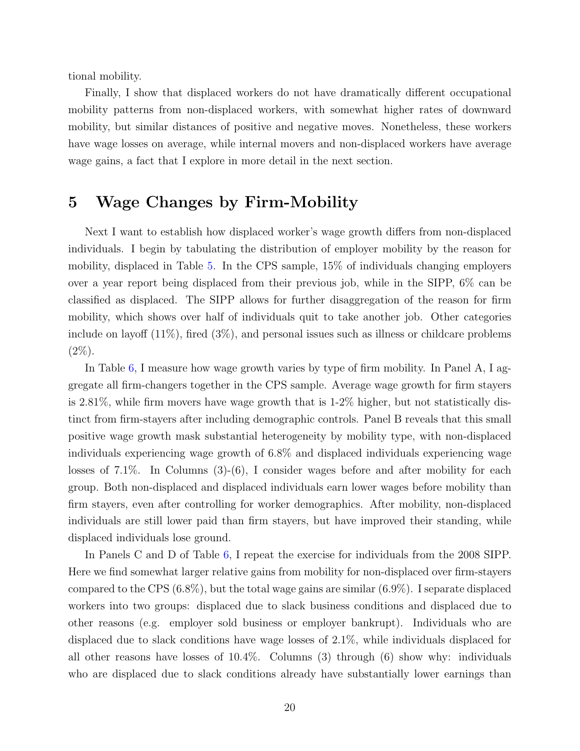tional mobility.

Finally, I show that displaced workers do not have dramatically different occupational mobility patterns from non-displaced workers, with somewhat higher rates of downward mobility, but similar distances of positive and negative moves. Nonetheless, these workers have wage losses on average, while internal movers and non-displaced workers have average wage gains, a fact that I explore in more detail in the next section.

# 5 Wage Changes by Firm-Mobility

Next I want to establish how displaced worker's wage growth differs from non-displaced individuals. I begin by tabulating the distribution of employer mobility by the reason for mobility, displaced in Table 5. In the CPS sample, 15% of individuals changing employers over a year report being displaced from their previous job, while in the SIPP, 6% can be classified as displaced. The SIPP allows for further disaggregation of the reason for firm mobility, which shows over half of individuals quit to take another job. Other categories include on layoff (11%), fired (3%), and personal issues such as illness or childcare problems (2%).

In Table 6, I measure how wage growth varies by type of firm mobility. In Panel A, I aggregate all firm-changers together in the CPS sample. Average wage growth for firm stayers is 2.81%, while firm movers have wage growth that is 1-2% higher, but not statistically distinct from firm-stayers after including demographic controls. Panel B reveals that this small positive wage growth mask substantial heterogeneity by mobility type, with non-displaced individuals experiencing wage growth of 6.8% and displaced individuals experiencing wage losses of 7.1%. In Columns (3)-(6), I consider wages before and after mobility for each group. Both non-displaced and displaced individuals earn lower wages before mobility than firm stayers, even after controlling for worker demographics. After mobility, non-displaced individuals are still lower paid than firm stayers, but have improved their standing, while displaced individuals lose ground.

In Panels C and D of Table 6, I repeat the exercise for individuals from the 2008 SIPP. Here we find somewhat larger relative gains from mobility for non-displaced over firm-stayers compared to the CPS (6.8%), but the total wage gains are similar (6.9%). I separate displaced workers into two groups: displaced due to slack business conditions and displaced due to other reasons (e.g. employer sold business or employer bankrupt). Individuals who are displaced due to slack conditions have wage losses of 2.1%, while individuals displaced for all other reasons have losses of 10.4%. Columns (3) through (6) show why: individuals who are displaced due to slack conditions already have substantially lower earnings than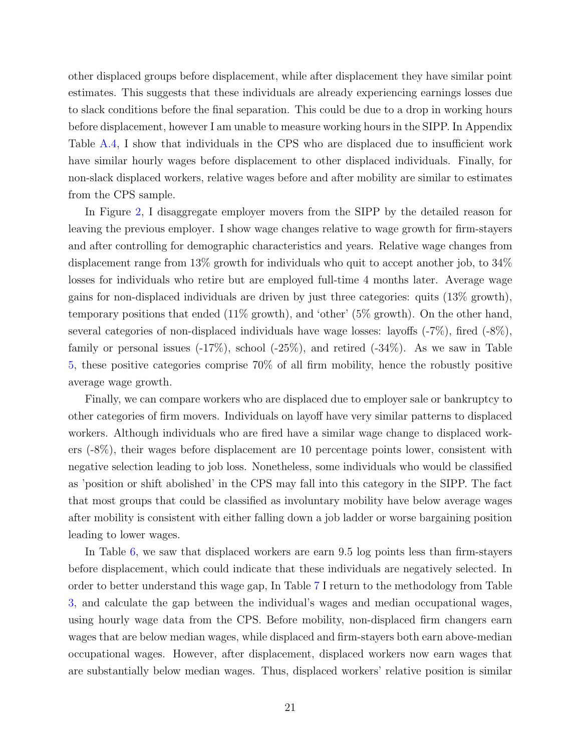other displaced groups before displacement, while after displacement they have similar point estimates. This suggests that these individuals are already experiencing earnings losses due to slack conditions before the final separation. This could be due to a drop in working hours before displacement, however I am unable to measure working hours in the SIPP. In Appendix Table A.4, I show that individuals in the CPS who are displaced due to insufficient work have similar hourly wages before displacement to other displaced individuals. Finally, for non-slack displaced workers, relative wages before and after mobility are similar to estimates from the CPS sample.

In Figure 2, I disaggregate employer movers from the SIPP by the detailed reason for leaving the previous employer. I show wage changes relative to wage growth for firm-stayers and after controlling for demographic characteristics and years. Relative wage changes from displacement range from 13% growth for individuals who quit to accept another job, to 34% losses for individuals who retire but are employed full-time 4 months later. Average wage gains for non-displaced individuals are driven by just three categories: quits (13% growth), temporary positions that ended (11% growth), and 'other' (5% growth). On the other hand, several categories of non-displaced individuals have wage losses: layoffs (-7%), fired (-8%), family or personal issues (-17%), school (-25%), and retired (-34%). As we saw in Table 5, these positive categories comprise 70% of all firm mobility, hence the robustly positive average wage growth.

Finally, we can compare workers who are displaced due to employer sale or bankruptcy to other categories of firm movers. Individuals on layoff have very similar patterns to displaced workers. Although individuals who are fired have a similar wage change to displaced workers (-8%), their wages before displacement are 10 percentage points lower, consistent with negative selection leading to job loss. Nonetheless, some individuals who would be classified as 'position or shift abolished' in the CPS may fall into this category in the SIPP. The fact that most groups that could be classified as involuntary mobility have below average wages after mobility is consistent with either falling down a job ladder or worse bargaining position leading to lower wages.

In Table 6, we saw that displaced workers are earn 9.5 log points less than firm-stayers before displacement, which could indicate that these individuals are negatively selected. In order to better understand this wage gap, In Table 7 I return to the methodology from Table 3, and calculate the gap between the individual's wages and median occupational wages, using hourly wage data from the CPS. Before mobility, non-displaced firm changers earn wages that are below median wages, while displaced and firm-stayers both earn above-median occupational wages. However, after displacement, displaced workers now earn wages that are substantially below median wages. Thus, displaced workers' relative position is similar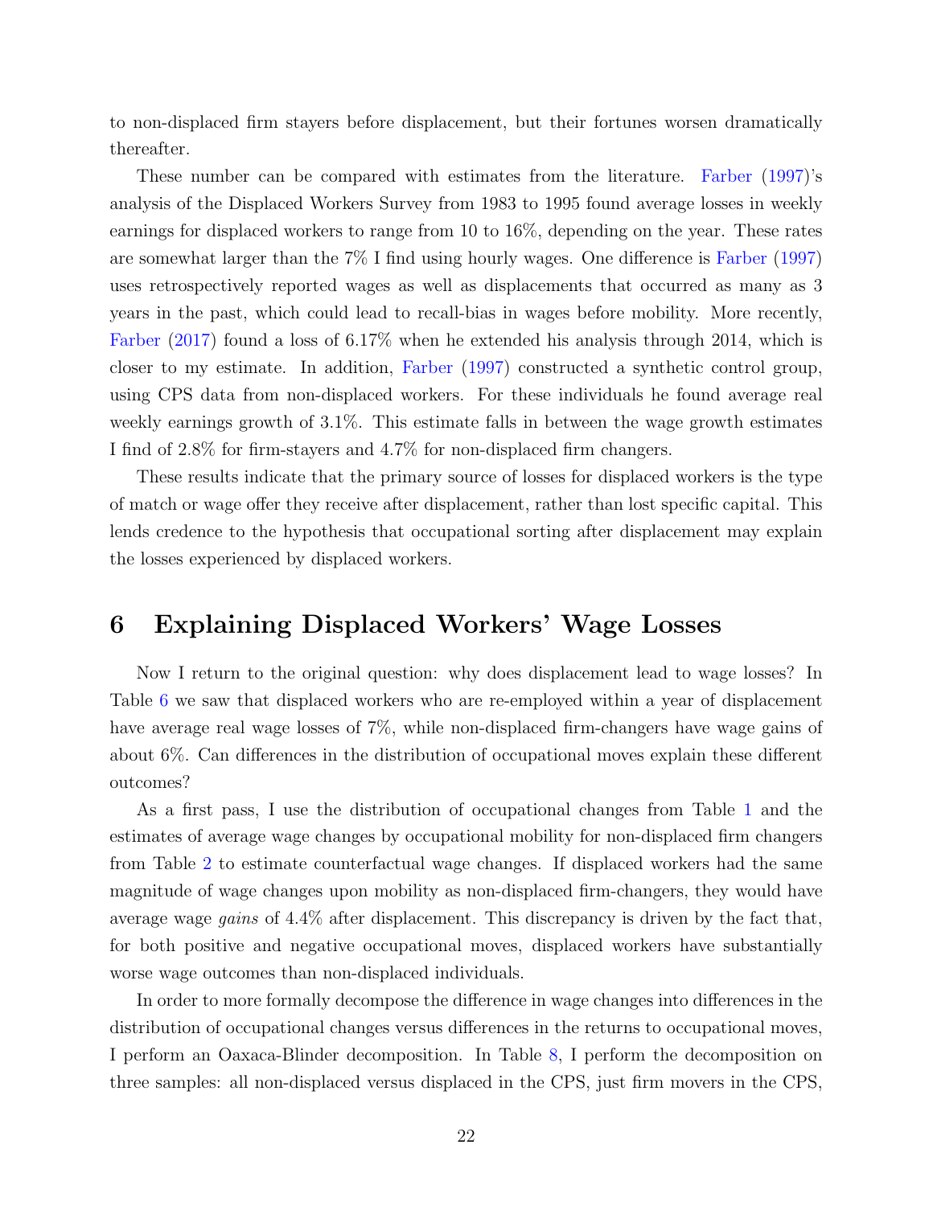to non-displaced firm stayers before displacement, but their fortunes worsen dramatically thereafter.

These number can be compared with estimates from the literature. Farber (1997)'s analysis of the Displaced Workers Survey from 1983 to 1995 found average losses in weekly earnings for displaced workers to range from 10 to 16%, depending on the year. These rates are somewhat larger than the 7% I find using hourly wages. One difference is Farber (1997) uses retrospectively reported wages as well as displacements that occurred as many as 3 years in the past, which could lead to recall-bias in wages before mobility. More recently, Farber (2017) found a loss of 6.17% when he extended his analysis through 2014, which is closer to my estimate. In addition, Farber (1997) constructed a synthetic control group, using CPS data from non-displaced workers. For these individuals he found average real weekly earnings growth of 3.1%. This estimate falls in between the wage growth estimates I find of 2.8% for firm-stayers and 4.7% for non-displaced firm changers.

These results indicate that the primary source of losses for displaced workers is the type of match or wage offer they receive after displacement, rather than lost specific capital. This lends credence to the hypothesis that occupational sorting after displacement may explain the losses experienced by displaced workers.

# 6 Explaining Displaced Workers' Wage Losses

Now I return to the original question: why does displacement lead to wage losses? In Table 6 we saw that displaced workers who are re-employed within a year of displacement have average real wage losses of 7%, while non-displaced firm-changers have wage gains of about 6%. Can differences in the distribution of occupational moves explain these different outcomes?

As a first pass, I use the distribution of occupational changes from Table 1 and the estimates of average wage changes by occupational mobility for non-displaced firm changers from Table 2 to estimate counterfactual wage changes. If displaced workers had the same magnitude of wage changes upon mobility as non-displaced firm-changers, they would have average wage *gains* of 4.4% after displacement. This discrepancy is driven by the fact that, for both positive and negative occupational moves, displaced workers have substantially worse wage outcomes than non-displaced individuals.

In order to more formally decompose the difference in wage changes into differences in the distribution of occupational changes versus differences in the returns to occupational moves, I perform an Oaxaca-Blinder decomposition. In Table 8, I perform the decomposition on three samples: all non-displaced versus displaced in the CPS, just firm movers in the CPS,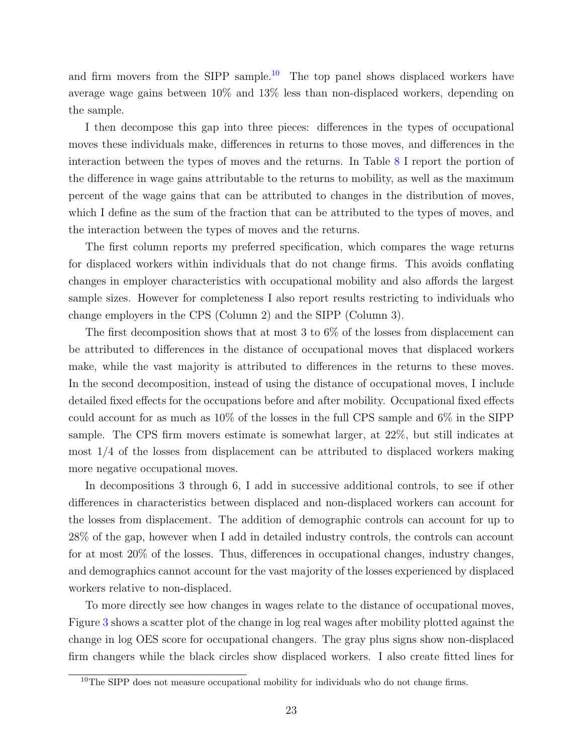and firm movers from the SIPP sample.[10] The top panel shows displaced workers have average wage gains between 10% and 13% less than non-displaced workers, depending on the sample.

I then decompose this gap into three pieces: differences in the types of occupational moves these individuals make, differences in returns to those moves, and differences in the interaction between the types of moves and the returns. In Table 8 I report the portion of the difference in wage gains attributable to the returns to mobility, as well as the maximum percent of the wage gains that can be attributed to changes in the distribution of moves, which I define as the sum of the fraction that can be attributed to the types of moves, and the interaction between the types of moves and the returns.

The first column reports my preferred specification, which compares the wage returns for displaced workers within individuals that do not change firms. This avoids conflating changes in employer characteristics with occupational mobility and also affords the largest sample sizes. However for completeness I also report results restricting to individuals who change employers in the CPS (Column 2) and the SIPP (Column 3).

The first decomposition shows that at most 3 to 6% of the losses from displacement can be attributed to differences in the distance of occupational moves that displaced workers make, while the vast majority is attributed to differences in the returns to these moves. In the second decomposition, instead of using the distance of occupational moves, I include detailed fixed effects for the occupations before and after mobility. Occupational fixed effects could account for as much as 10% of the losses in the full CPS sample and 6% in the SIPP sample. The CPS firm movers estimate is somewhat larger, at 22%, but still indicates at most 1/4 of the losses from displacement can be attributed to displaced workers making more negative occupational moves.

In decompositions 3 through 6, I add in successive additional controls, to see if other differences in characteristics between displaced and non-displaced workers can account for the losses from displacement. The addition of demographic controls can account for up to 28% of the gap, however when I add in detailed industry controls, the controls can account for at most 20% of the losses. Thus, differences in occupational changes, industry changes, and demographics cannot account for the vast majority of the losses experienced by displaced workers relative to non-displaced.

To more directly see how changes in wages relate to the distance of occupational moves, Figure 3 shows a scatter plot of the change in log real wages after mobility plotted against the change in log OES score for occupational changers. The gray plus signs show non-displaced firm changers while the black circles show displaced workers. I also create fitted lines for

[10] The SIPP does not measure occupational mobility for individuals who do not change firms.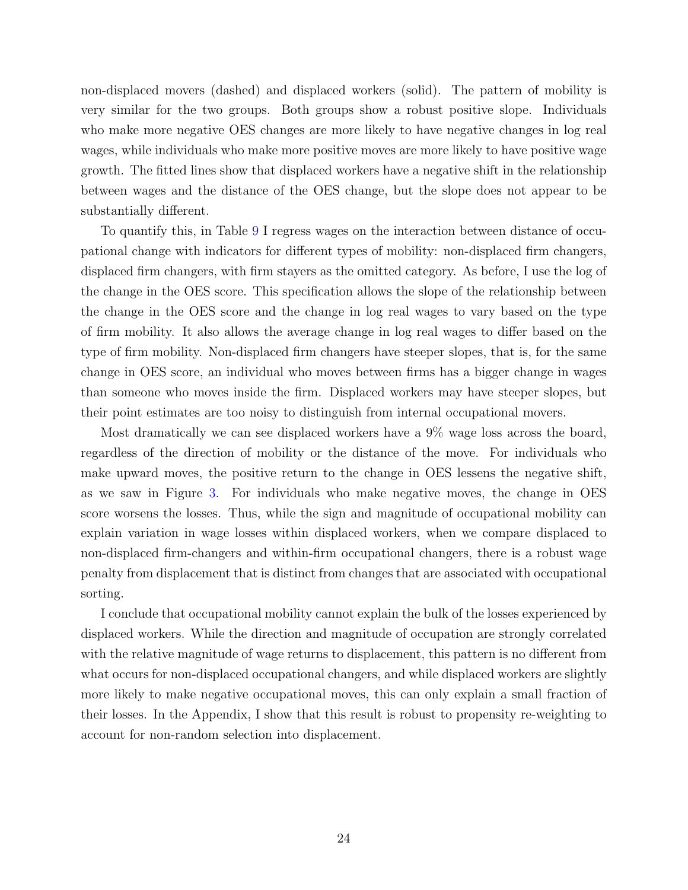non-displaced movers (dashed) and displaced workers (solid). The pattern of mobility is very similar for the two groups. Both groups show a robust positive slope. Individuals who make more negative OES changes are more likely to have negative changes in log real wages, while individuals who make more positive moves are more likely to have positive wage growth. The fitted lines show that displaced workers have a negative shift in the relationship between wages and the distance of the OES change, but the slope does not appear to be substantially different.

To quantify this, in Table 9 I regress wages on the interaction between distance of occupational change with indicators for different types of mobility: non-displaced firm changers, displaced firm changers, with firm stayers as the omitted category. As before, I use the log of the change in the OES score. This specification allows the slope of the relationship between the change in the OES score and the change in log real wages to vary based on the type of firm mobility. It also allows the average change in log real wages to differ based on the type of firm mobility. Non-displaced firm changers have steeper slopes, that is, for the same change in OES score, an individual who moves between firms has a bigger change in wages than someone who moves inside the firm. Displaced workers may have steeper slopes, but their point estimates are too noisy to distinguish from internal occupational movers.

Most dramatically we can see displaced workers have a 9% wage loss across the board, regardless of the direction of mobility or the distance of the move. For individuals who make upward moves, the positive return to the change in OES lessens the negative shift, as we saw in Figure 3. For individuals who make negative moves, the change in OES score worsens the losses. Thus, while the sign and magnitude of occupational mobility can explain variation in wage losses within displaced workers, when we compare displaced to non-displaced firm-changers and within-firm occupational changers, there is a robust wage penalty from displacement that is distinct from changes that are associated with occupational sorting.

I conclude that occupational mobility cannot explain the bulk of the losses experienced by displaced workers. While the direction and magnitude of occupation are strongly correlated with the relative magnitude of wage returns to displacement, this pattern is no different from what occurs for non-displaced occupational changers, and while displaced workers are slightly more likely to make negative occupational moves, this can only explain a small fraction of their losses. In the Appendix, I show that this result is robust to propensity re-weighting to account for non-random selection into displacement.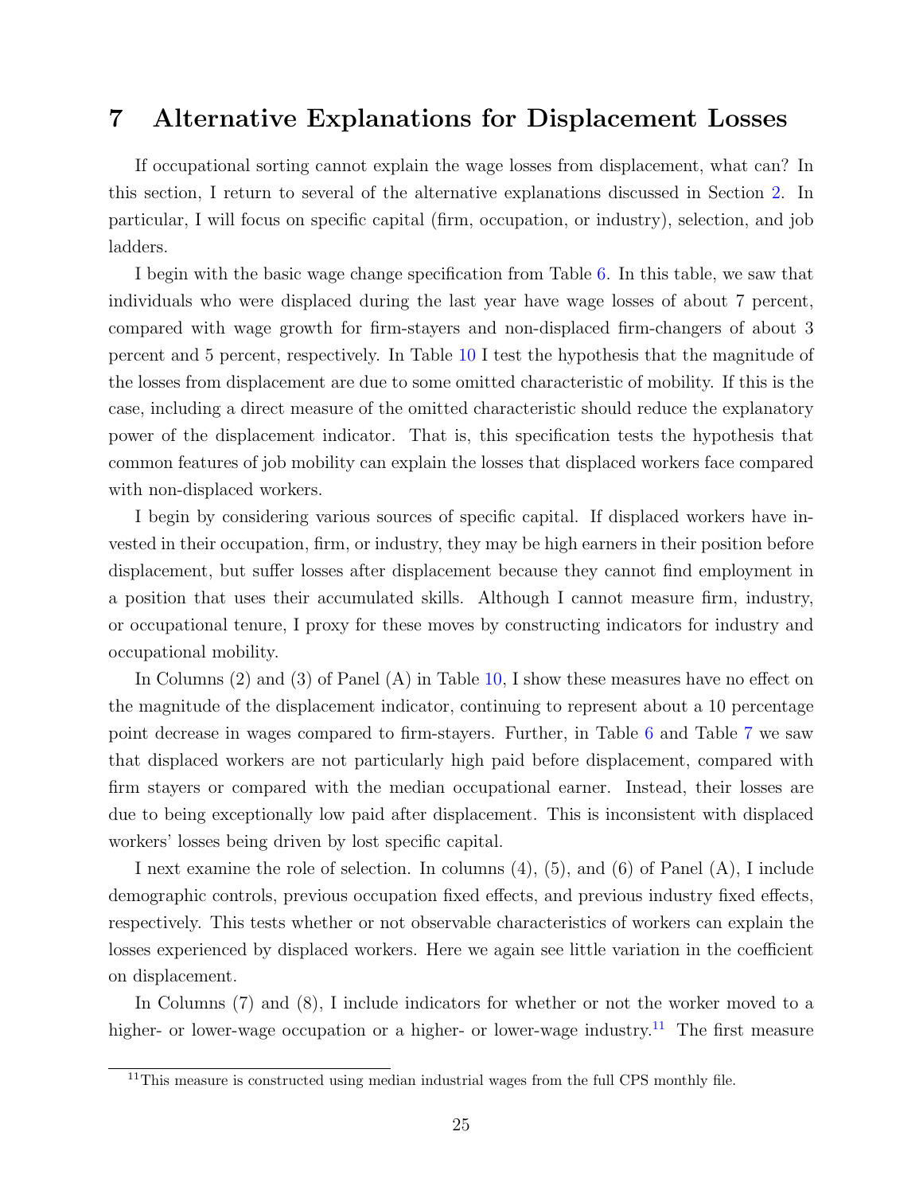# 7 Alternative Explanations for Displacement Losses

If occupational sorting cannot explain the wage losses from displacement, what can? In this section, I return to several of the alternative explanations discussed in Section 2. In particular, I will focus on specific capital (firm, occupation, or industry), selection, and job ladders.

I begin with the basic wage change specification from Table 6. In this table, we saw that individuals who were displaced during the last year have wage losses of about 7 percent, compared with wage growth for firm-stayers and non-displaced firm-changers of about 3 percent and 5 percent, respectively. In Table 10 I test the hypothesis that the magnitude of the losses from displacement are due to some omitted characteristic of mobility. If this is the case, including a direct measure of the omitted characteristic should reduce the explanatory power of the displacement indicator. That is, this specification tests the hypothesis that common features of job mobility can explain the losses that displaced workers face compared with non-displaced workers.

I begin by considering various sources of specific capital. If displaced workers have invested in their occupation, firm, or industry, they may be high earners in their position before displacement, but suffer losses after displacement because they cannot find employment in a position that uses their accumulated skills. Although I cannot measure firm, industry, or occupational tenure, I proxy for these moves by constructing indicators for industry and occupational mobility.

In Columns (2) and (3) of Panel (A) in Table 10, I show these measures have no effect on the magnitude of the displacement indicator, continuing to represent about a 10 percentage point decrease in wages compared to firm-stayers. Further, in Table 6 and Table 7 we saw that displaced workers are not particularly high paid before displacement, compared with firm stayers or compared with the median occupational earner. Instead, their losses are due to being exceptionally low paid after displacement. This is inconsistent with displaced workers' losses being driven by lost specific capital.

I next examine the role of selection. In columns (4), (5), and (6) of Panel (A), I include demographic controls, previous occupation fixed effects, and previous industry fixed effects, respectively. This tests whether or not observable characteristics of workers can explain the losses experienced by displaced workers. Here we again see little variation in the coefficient on displacement.

In Columns (7) and (8), I include indicators for whether or not the worker moved to a higher- or lower-wage occupation or a higher- or lower-wage industry.[11] The first measure

[11] This measure is constructed using median industrial wages from the full CPS monthly file.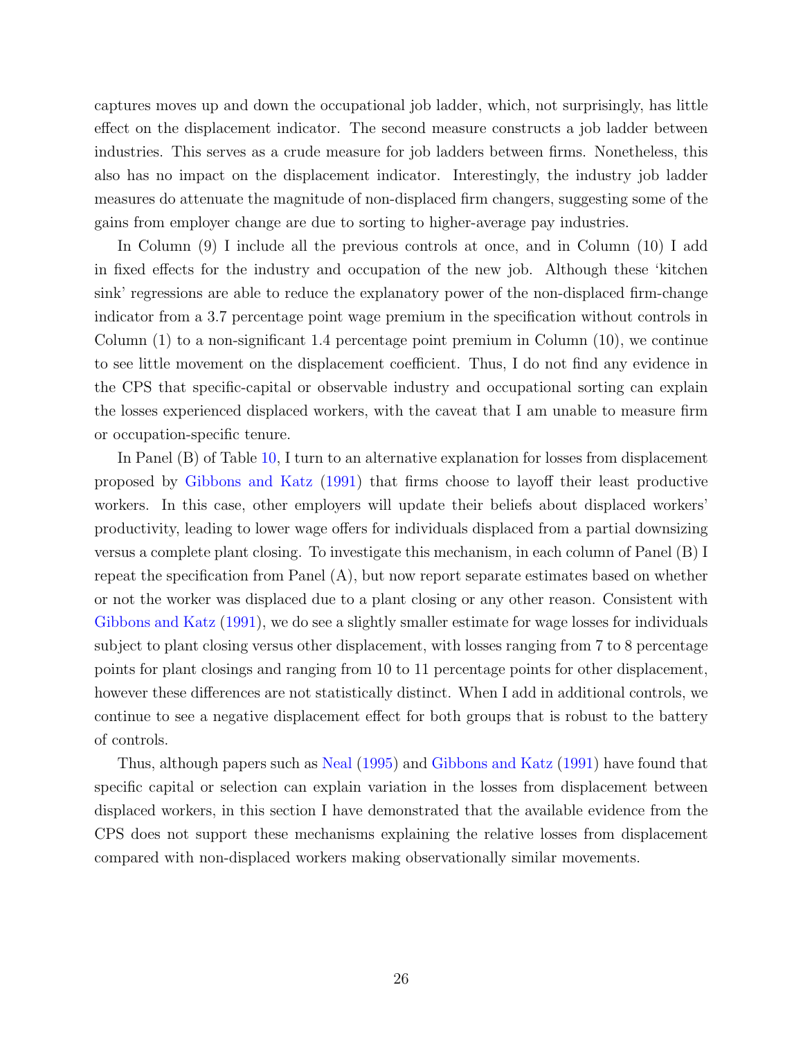captures moves up and down the occupational job ladder, which, not surprisingly, has little effect on the displacement indicator. The second measure constructs a job ladder between industries. This serves as a crude measure for job ladders between firms. Nonetheless, this also has no impact on the displacement indicator. Interestingly, the industry job ladder measures do attenuate the magnitude of non-displaced firm changers, suggesting some of the gains from employer change are due to sorting to higher-average pay industries.

In Column (9) I include all the previous controls at once, and in Column (10) I add in fixed effects for the industry and occupation of the new job. Although these 'kitchen sink' regressions are able to reduce the explanatory power of the non-displaced firm-change indicator from a 3.7 percentage point wage premium in the specification without controls in Column (1) to a non-significant 1.4 percentage point premium in Column (10), we continue to see little movement on the displacement coefficient. Thus, I do not find any evidence in the CPS that specific-capital or observable industry and occupational sorting can explain the losses experienced displaced workers, with the caveat that I am unable to measure firm or occupation-specific tenure.

In Panel (B) of Table 10, I turn to an alternative explanation for losses from displacement proposed by Gibbons and Katz (1991) that firms choose to layoff their least productive workers. In this case, other employers will update their beliefs about displaced workers' productivity, leading to lower wage offers for individuals displaced from a partial downsizing versus a complete plant closing. To investigate this mechanism, in each column of Panel (B) I repeat the specification from Panel (A), but now report separate estimates based on whether or not the worker was displaced due to a plant closing or any other reason. Consistent with Gibbons and Katz (1991), we do see a slightly smaller estimate for wage losses for individuals subject to plant closing versus other displacement, with losses ranging from 7 to 8 percentage points for plant closings and ranging from 10 to 11 percentage points for other displacement, however these differences are not statistically distinct. When I add in additional controls, we continue to see a negative displacement effect for both groups that is robust to the battery of controls.

Thus, although papers such as Neal (1995) and Gibbons and Katz (1991) have found that specific capital or selection can explain variation in the losses from displacement between displaced workers, in this section I have demonstrated that the available evidence from the CPS does not support these mechanisms explaining the relative losses from displacement compared with non-displaced workers making observationally similar movements.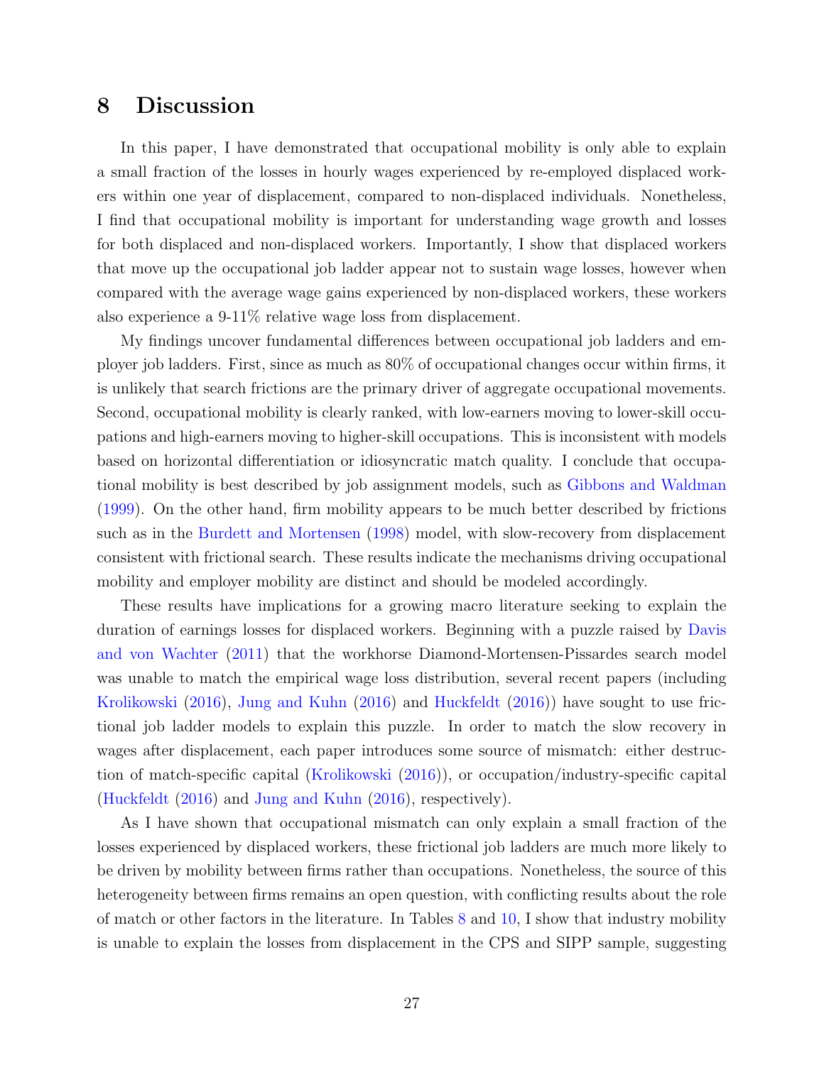# 8 Discussion

In this paper, I have demonstrated that occupational mobility is only able to explain a small fraction of the losses in hourly wages experienced by re-employed displaced workers within one year of displacement, compared to non-displaced individuals. Nonetheless, I find that occupational mobility is important for understanding wage growth and losses for both displaced and non-displaced workers. Importantly, I show that displaced workers that move up the occupational job ladder appear not to sustain wage losses, however when compared with the average wage gains experienced by non-displaced workers, these workers also experience a 9-11% relative wage loss from displacement.

My findings uncover fundamental differences between occupational job ladders and employer job ladders. First, since as much as 80% of occupational changes occur within firms, it is unlikely that search frictions are the primary driver of aggregate occupational movements. Second, occupational mobility is clearly ranked, with low-earners moving to lower-skill occupations and high-earners moving to higher-skill occupations. This is inconsistent with models based on horizontal differentiation or idiosyncratic match quality. I conclude that occupational mobility is best described by job assignment models, such as Gibbons and Waldman (1999). On the other hand, firm mobility appears to be much better described by frictions such as in the Burdett and Mortensen (1998) model, with slow-recovery from displacement consistent with frictional search. These results indicate the mechanisms driving occupational mobility and employer mobility are distinct and should be modeled accordingly.

These results have implications for a growing macro literature seeking to explain the duration of earnings losses for displaced workers. Beginning with a puzzle raised by Davis and von Wachter (2011) that the workhorse Diamond-Mortensen-Pissardes search model was unable to match the empirical wage loss distribution, several recent papers (including Krolikowski (2016), Jung and Kuhn (2016) and Huckfeldt (2016)) have sought to use frictional job ladder models to explain this puzzle. In order to match the slow recovery in wages after displacement, each paper introduces some source of mismatch: either destruction of match-specific capital (Krolikowski (2016)), or occupation/industry-specific capital (Huckfeldt (2016) and Jung and Kuhn (2016), respectively).

As I have shown that occupational mismatch can only explain a small fraction of the losses experienced by displaced workers, these frictional job ladders are much more likely to be driven by mobility between firms rather than occupations. Nonetheless, the source of this heterogeneity between firms remains an open question, with conflicting results about the role of match or other factors in the literature. In Tables 8 and 10, I show that industry mobility is unable to explain the losses from displacement in the CPS and SIPP sample, suggesting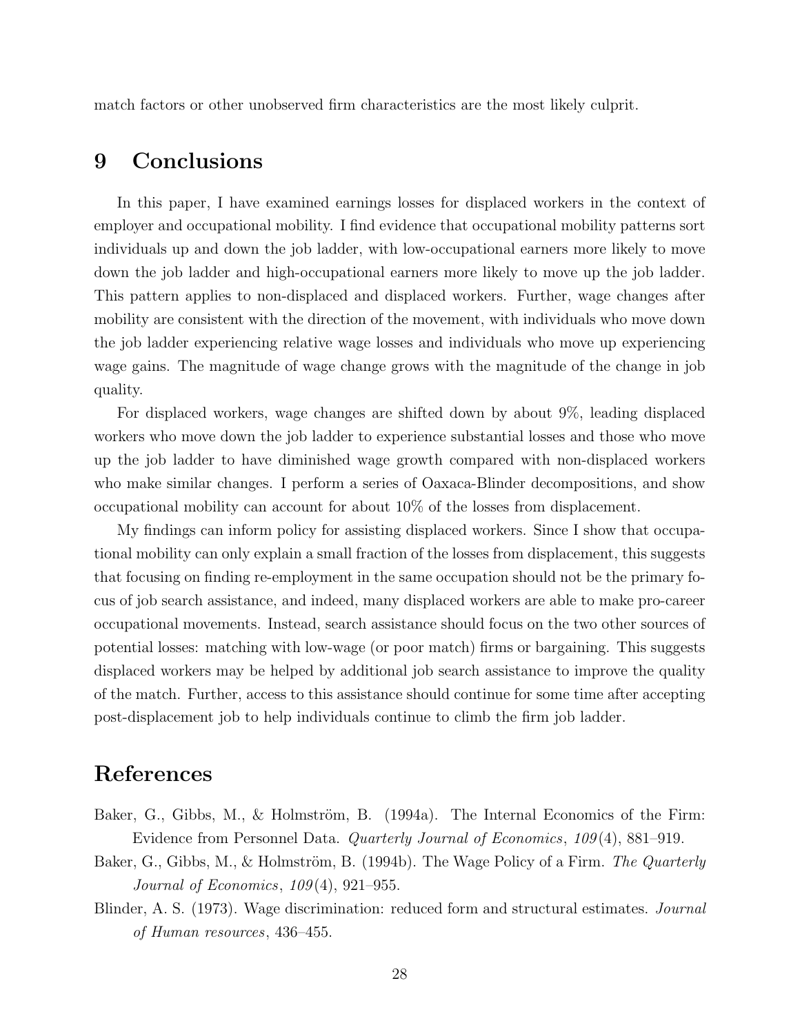match factors or other unobserved firm characteristics are the most likely culprit.

# 9 Conclusions

In this paper, I have examined earnings losses for displaced workers in the context of employer and occupational mobility. I find evidence that occupational mobility patterns sort individuals up and down the job ladder, with low-occupational earners more likely to move down the job ladder and high-occupational earners more likely to move up the job ladder. This pattern applies to non-displaced and displaced workers. Further, wage changes after mobility are consistent with the direction of the movement, with individuals who move down the job ladder experiencing relative wage losses and individuals who move up experiencing wage gains. The magnitude of wage change grows with the magnitude of the change in job quality.

For displaced workers, wage changes are shifted down by about 9%, leading displaced workers who move down the job ladder to experience substantial losses and those who move up the job ladder to have diminished wage growth compared with non-displaced workers who make similar changes. I perform a series of Oaxaca-Blinder decompositions, and show occupational mobility can account for about 10% of the losses from displacement.

My findings can inform policy for assisting displaced workers. Since I show that occupational mobility can only explain a small fraction of the losses from displacement, this suggests that focusing on finding re-employment in the same occupation should not be the primary focus of job search assistance, and indeed, many displaced workers are able to make pro-career occupational movements. Instead, search assistance should focus on the two other sources of potential losses: matching with low-wage (or poor match) firms or bargaining. This suggests displaced workers may be helped by additional job search assistance to improve the quality of the match. Further, access to this assistance should continue for some time after accepting post-displacement job to help individuals continue to climb the firm job ladder.

# References

Baker, G., Gibbs, M., & Holmström, B. (1994a). The Internal Economics of the Firm: Evidence from Personnel Data. *Quarterly Journal of Economics*, *109*(4), 881–919.

Baker, G., Gibbs, M., & Holmström, B. (1994b). The Wage Policy of a Firm. *The Quarterly Journal of Economics*, *109*(4), 921–955.

Blinder, A. S. (1973). Wage discrimination: reduced form and structural estimates. *Journal of Human resources*, 436–455.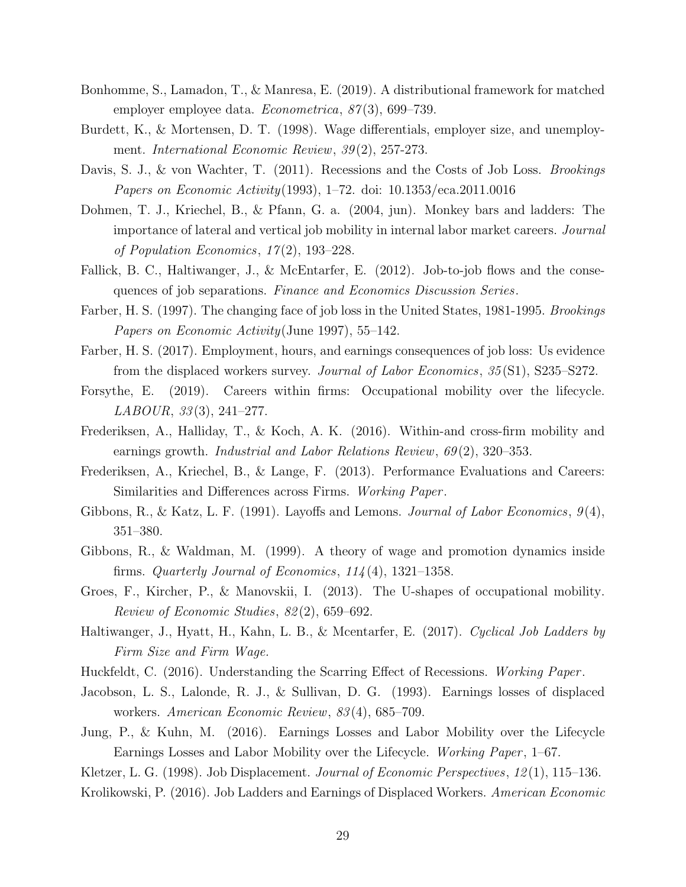Bonhomme, S., Lamadon, T., & Manresa, E. (2019). A distributional framework for matched employer employee data. *Econometrica*, *87*(3), 699–739.

Burdett, K., & Mortensen, D. T. (1998). Wage differentials, employer size, and unemployment. *International Economic Review*, *39*(2), 257-273.

Davis, S. J., & von Wachter, T. (2011). Recessions and the Costs of Job Loss. *Brookings Papers on Economic Activity*(1993), 1–72. doi: 10.1353/eca.2011.0016

Dohmen, T. J., Kriechel, B., & Pfann, G. a. (2004, jun). Monkey bars and ladders: The importance of lateral and vertical job mobility in internal labor market careers. *Journal of Population Economics*, *17*(2), 193–228.

Fallick, B. C., Haltiwanger, J., & McEntarfer, E. (2012). Job-to-job flows and the consequences of job separations. *Finance and Economics Discussion Series*.

Farber, H. S. (1997). The changing face of job loss in the United States, 1981-1995. *Brookings Papers on Economic Activity*(June 1997), 55–142.

Farber, H. S. (2017). Employment, hours, and earnings consequences of job loss: Us evidence from the displaced workers survey. *Journal of Labor Economics*, *35*(S1), S235–S272.

Forsythe, E. (2019). Careers within firms: Occupational mobility over the lifecycle. *LABOUR*, *33*(3), 241–277.

Frederiksen, A., Halliday, T., & Koch, A. K. (2016). Within-and cross-firm mobility and earnings growth. *Industrial and Labor Relations Review*, *69*(2), 320–353.

Frederiksen, A., Kriechel, B., & Lange, F. (2013). Performance Evaluations and Careers: Similarities and Differences across Firms. *Working Paper*.

Gibbons, R., & Katz, L. F. (1991). Layoffs and Lemons. *Journal of Labor Economics*, *9*(4), 351–380.

Gibbons, R., & Waldman, M. (1999). A theory of wage and promotion dynamics inside firms. *Quarterly Journal of Economics*, *114*(4), 1321–1358.

Groes, F., Kircher, P., & Manovskii, I. (2013). The U-shapes of occupational mobility. *Review of Economic Studies*, *82*(2), 659–692.

Haltiwanger, J., Hyatt, H., Kahn, L. B., & Mcentarfer, E. (2017). *Cyclical Job Ladders by Firm Size and Firm Wage.*

Huckfeldt, C. (2016). Understanding the Scarring Effect of Recessions. *Working Paper*.

Jacobson, L. S., Lalonde, R. J., & Sullivan, D. G. (1993). Earnings losses of displaced workers. *American Economic Review*, *83*(4), 685–709.

Jung, P., & Kuhn, M. (2016). Earnings Losses and Labor Mobility over the Lifecycle Earnings Losses and Labor Mobility over the Lifecycle. *Working Paper*, 1–67.

Kletzer, L. G. (1998). Job Displacement. *Journal of Economic Perspectives*, *12*(1), 115–136.

Krolikowski, P. (2016). Job Ladders and Earnings of Displaced Workers. *American Economic*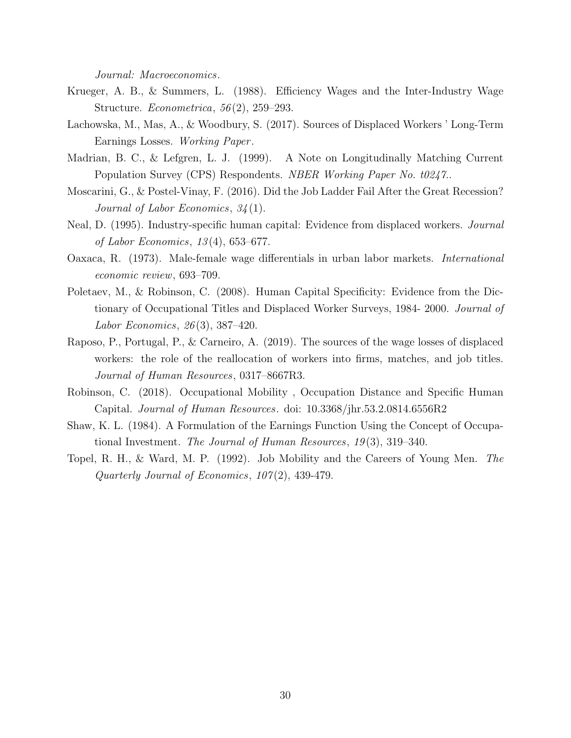*Journal: Macroeconomics*.

Krueger, A. B., & Summers, L. (1988). Efficiency Wages and the Inter-Industry Wage Structure. *Econometrica*, *56*(2), 259–293.

Lachowska, M., Mas, A., & Woodbury, S. (2017). Sources of Displaced Workers ' Long-Term Earnings Losses. *Working Paper*.

Madrian, B. C., & Lefgren, L. J. (1999). A Note on Longitudinally Matching Current Population Survey (CPS) Respondents. *NBER Working Paper No. t0247.*.

Moscarini, G., & Postel-Vinay, F. (2016). Did the Job Ladder Fail After the Great Recession? *Journal of Labor Economics*, *34*(1).

Neal, D. (1995). Industry-specific human capital: Evidence from displaced workers. *Journal of Labor Economics*, *13*(4), 653–677.

Oaxaca, R. (1973). Male-female wage differentials in urban labor markets. *International economic review*, 693–709.

Poletaev, M., & Robinson, C. (2008). Human Capital Specificity: Evidence from the Dictionary of Occupational Titles and Displaced Worker Surveys, 1984- 2000. *Journal of Labor Economics*, *26*(3), 387–420.

Raposo, P., Portugal, P., & Carneiro, A. (2019). The sources of the wage losses of displaced workers: the role of the reallocation of workers into firms, matches, and job titles. *Journal of Human Resources*, 0317–8667R3.

Robinson, C. (2018). Occupational Mobility , Occupation Distance and Specific Human Capital. *Journal of Human Resources*. doi: 10.3368/jhr.53.2.0814.6556R2

Shaw, K. L. (1984). A Formulation of the Earnings Function Using the Concept of Occupational Investment. *The Journal of Human Resources*, *19*(3), 319–340.

Topel, R. H., & Ward, M. P. (1992). Job Mobility and the Careers of Young Men. *The Quarterly Journal of Economics*, *107*(2), 439-479.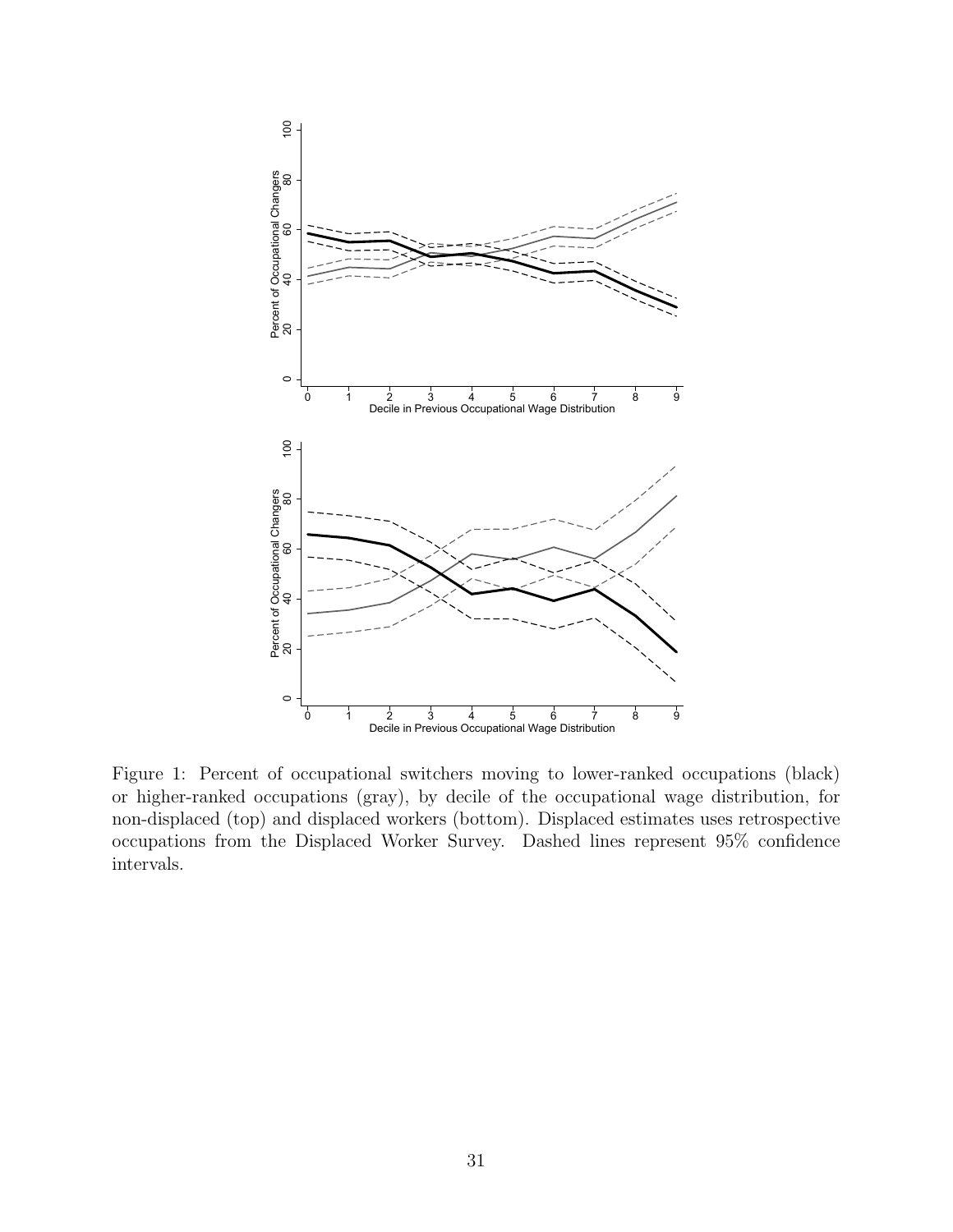Figure 1: Percent of occupational switchers moving to lower-ranked occupations (black) or higher-ranked occupations (gray), by decile of the occupational wage distribution, for non-displaced (top) and displaced workers (bottom). Displaced estimates uses retrospective occupations from the Displaced Worker Survey. Dashed lines represent 95% confidence intervals.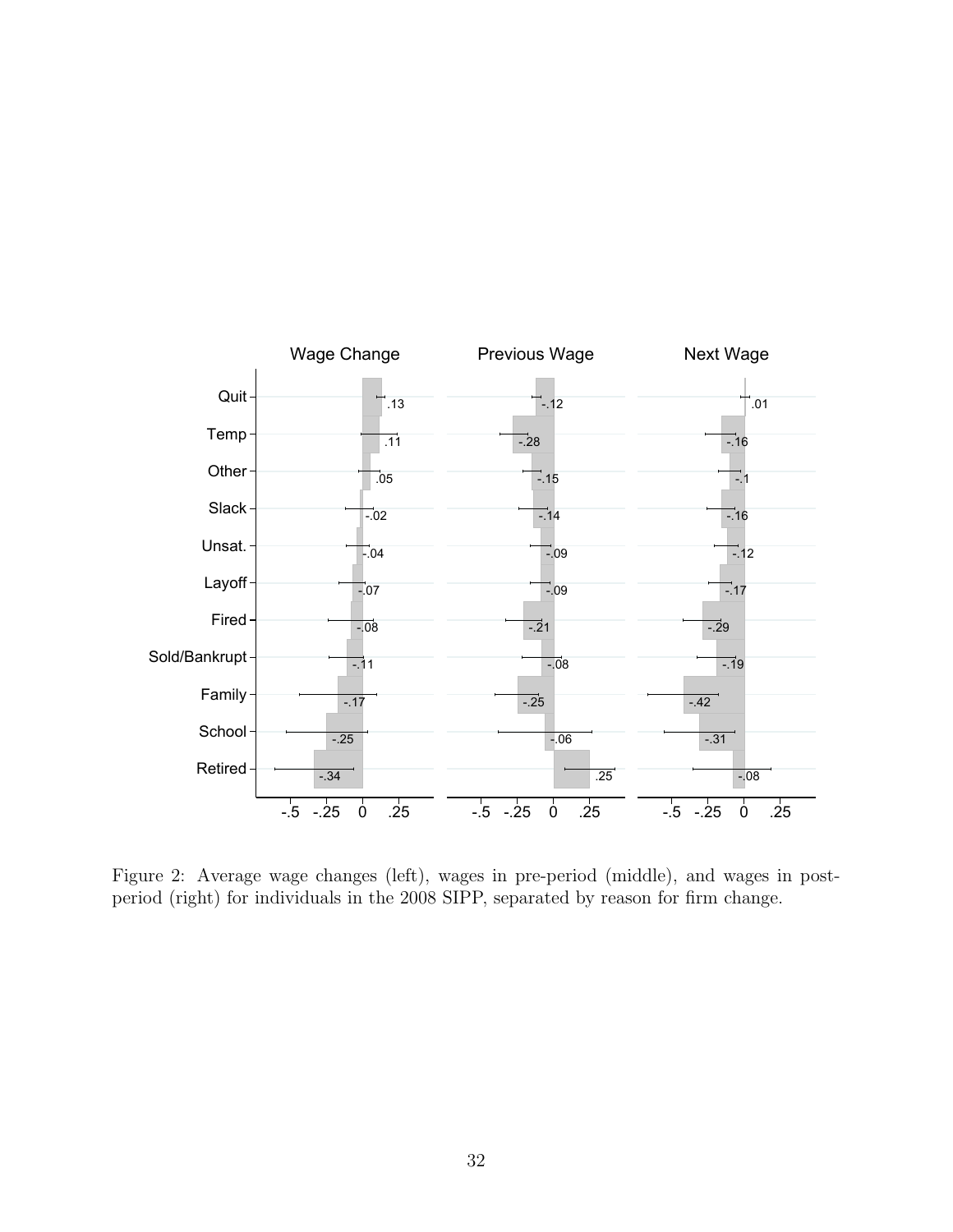Figure 2: Average wage changes (left), wages in pre-period (middle), and wages in post-period (right) for individuals in the 2008 SIPP, separated by reason for firm change.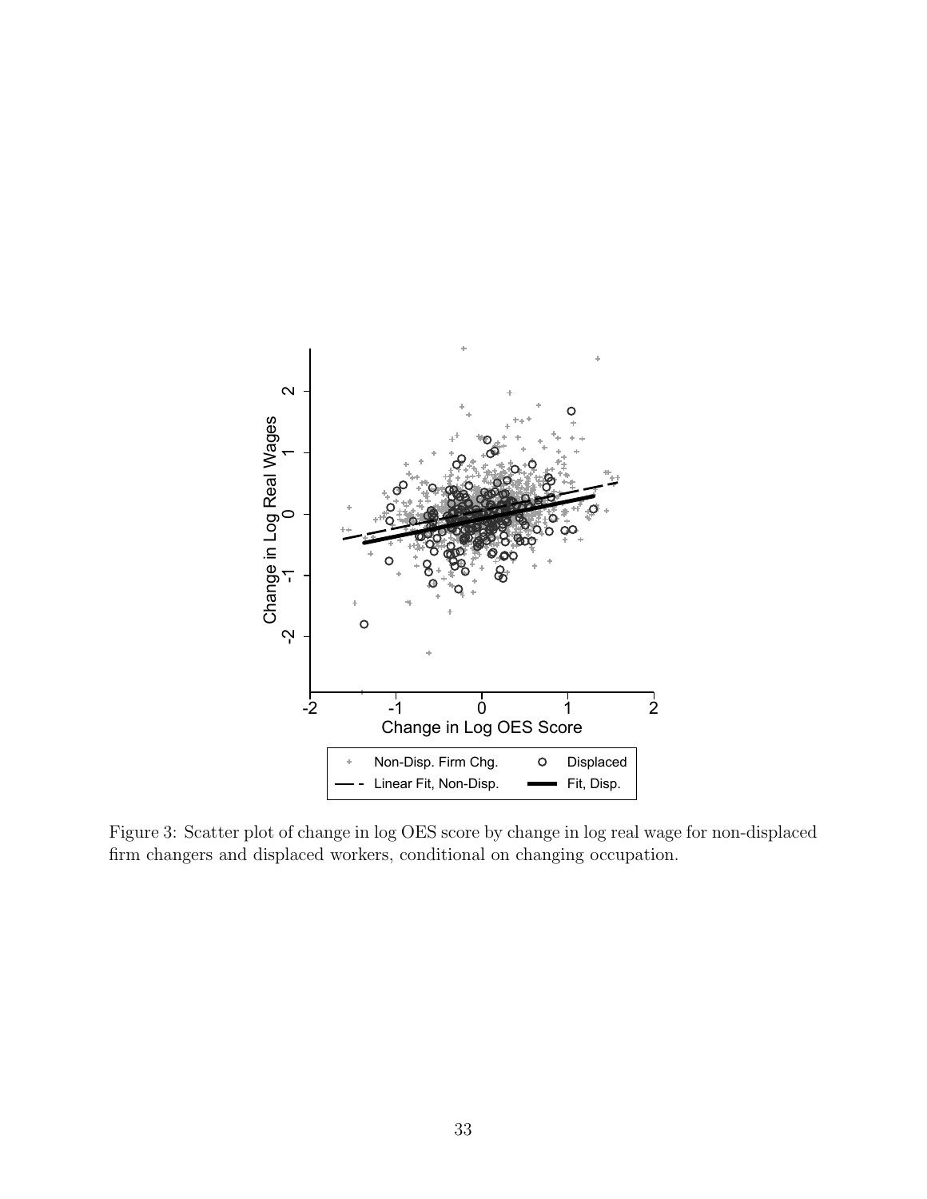Figure 3: Scatter plot of change in log OES score by change in log real wage for non-displaced firm changers and displaced workers, conditional on changing occupation.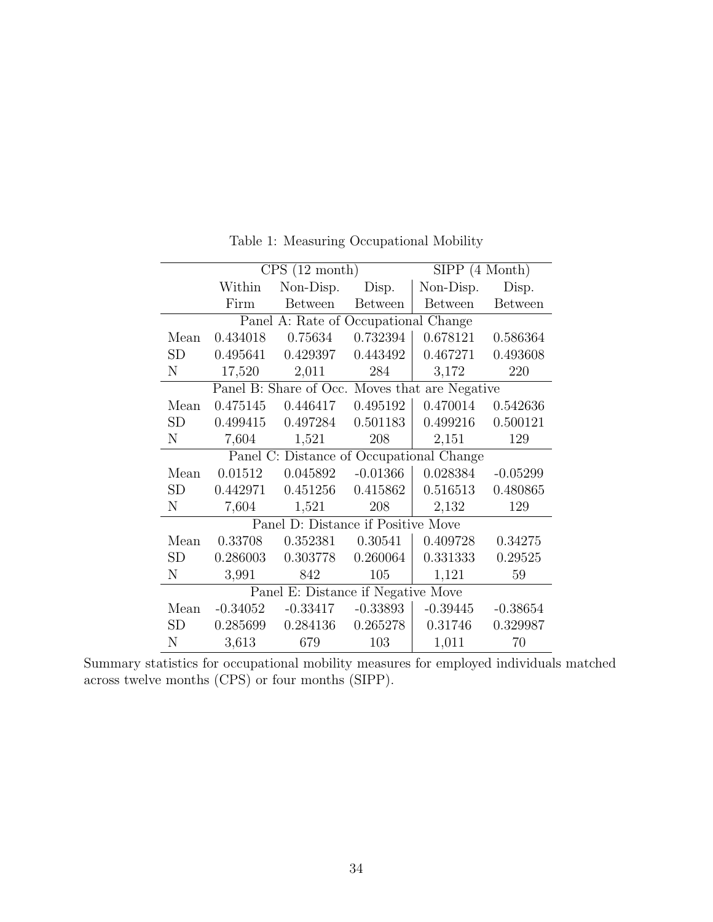Table 1: Measuring Occupational Mobility

| | CPS (12 month) | | | SIPP (4 Month) | |
|---|---|---|---|---|---|
| | Within Firm | Non-Disp. Between | Disp. Between | Non-Disp. Between | Disp. Between |
| **Panel A: Rate of Occupational Change** | | | | | |
| Mean | 0.434018 | 0.75634 | 0.732394 | 0.678121 | 0.586364 |
| SD | 0.495641 | 0.429397 | 0.443492 | 0.467271 | 0.493608 |
| N | 17,520 | 2,011 | 284 | 3,172 | 220 |
| **Panel B: Share of Occ. Moves that are Negative** | | | | | |
| Mean | 0.475145 | 0.446417 | 0.495192 | 0.470014 | 0.542636 |
| SD | 0.499415 | 0.497284 | 0.501183 | 0.499216 | 0.500121 |
| N | 7,604 | 1,521 | 208 | 2,151 | 129 |
| **Panel C: Distance of Occupational Change** | | | | | |
| Mean | 0.01512 | 0.045892 | -0.01366 | 0.028384 | -0.05299 |
| SD | 0.442971 | 0.451256 | 0.415862 | 0.516513 | 0.480865 |
| N | 7,604 | 1,521 | 208 | 2,132 | 129 |
| **Panel D: Distance if Positive Move** | | | | | |
| Mean | 0.33708 | 0.352381 | 0.30541 | 0.409728 | 0.34275 |
| SD | 0.286003 | 0.303778 | 0.260064 | 0.331333 | 0.29525 |
| N | 3,991 | 842 | 105 | 1,121 | 59 |
| **Panel E: Distance if Negative Move** | | | | | |
| Mean | -0.34052 | -0.33417 | -0.33893 | -0.39445 | -0.38654 |
| SD | 0.285699 | 0.284136 | 0.265278 | 0.31746 | 0.329987 |
| N | 3,613 | 679 | 103 | 1,011 | 70 |

Summary statistics for occupational mobility measures for employed individuals matched across twelve months (CPS) or four months (SIPP).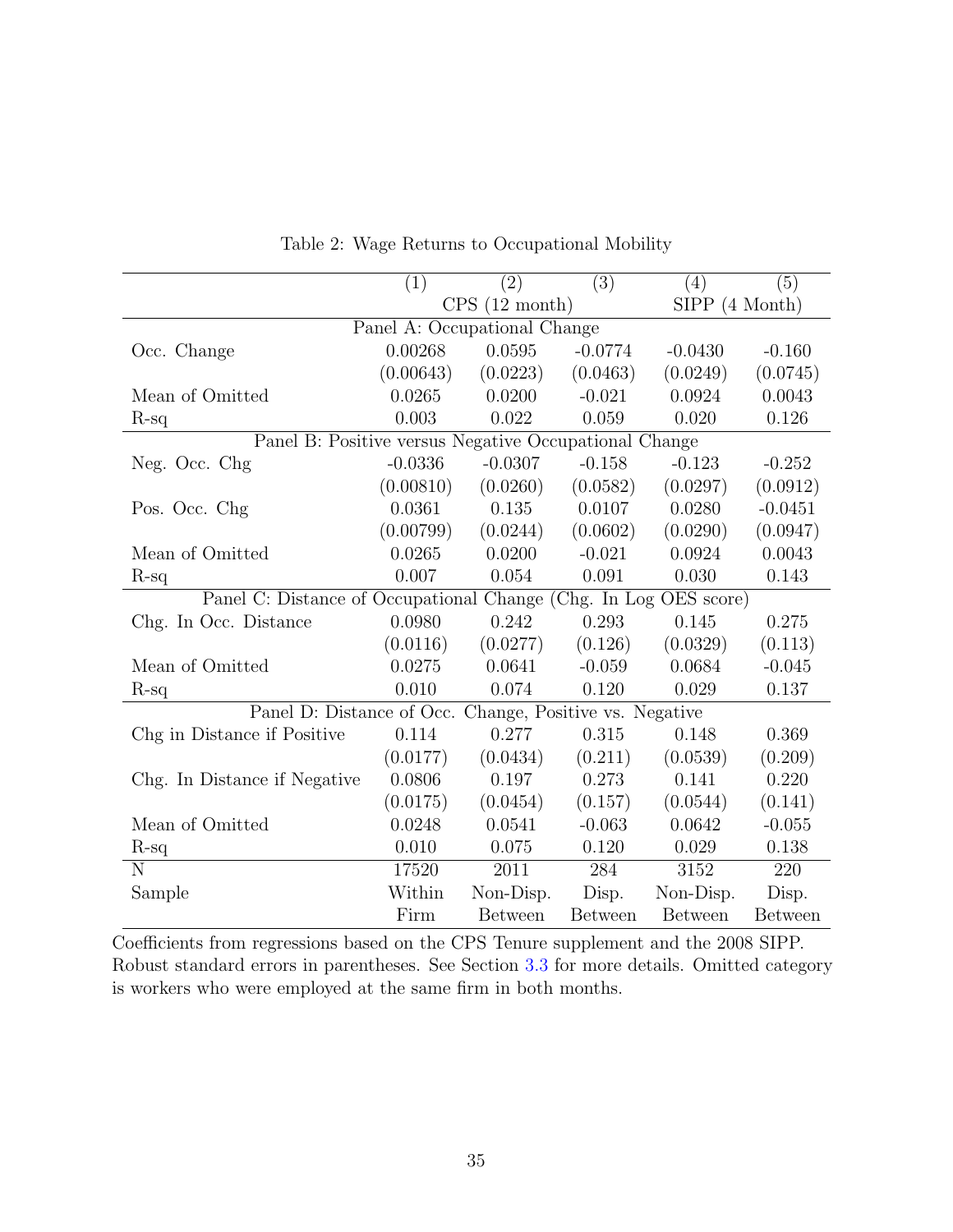Table 2: Wage Returns to Occupational Mobility

| | (1) | (2) | (3) | (4) | (5) |
|---|---|---|---|---|---|
| | CPS (12 month) | | | SIPP (4 Month) | |
| **Panel A: Occupational Change** | | | | | |
| Occ. Change | 0.00268 | 0.0595 | -0.0774 | -0.0430 | -0.160 |
| | (0.00643) | (0.0223) | (0.0463) | (0.0249) | (0.0745) |
| Mean of Omitted | 0.0265 | 0.0200 | -0.021 | 0.0924 | 0.0043 |
| R-sq | 0.003 | 0.022 | 0.059 | 0.020 | 0.126 |
| **Panel B: Positive versus Negative Occupational Change** | | | | | |
| Neg. Occ. Chg | -0.0336 | -0.0307 | -0.158 | -0.123 | -0.252 |
| | (0.00810) | (0.0260) | (0.0582) | (0.0297) | (0.0912) |
| Pos. Occ. Chg | 0.0361 | 0.135 | 0.0107 | 0.0280 | -0.0451 |
| | (0.00799) | (0.0244) | (0.0602) | (0.0290) | (0.0947) |
| Mean of Omitted | 0.0265 | 0.0200 | -0.021 | 0.0924 | 0.0043 |
| R-sq | 0.007 | 0.054 | 0.091 | 0.030 | 0.143 |
| **Panel C: Distance of Occupational Change (Chg. In Log OES score)** | | | | | |
| Chg. In Occ. Distance | 0.0980 | 0.242 | 0.293 | 0.145 | 0.275 |
| | (0.0116) | (0.0277) | (0.126) | (0.0329) | (0.113) |
| Mean of Omitted | 0.0275 | 0.0641 | -0.059 | 0.0684 | -0.045 |
| R-sq | 0.010 | 0.074 | 0.120 | 0.029 | 0.137 |
| **Panel D: Distance of Occ. Change, Positive vs. Negative** | | | | | |
| Chg in Distance if Positive | 0.114 | 0.277 | 0.315 | 0.148 | 0.369 |
| | (0.0177) | (0.0434) | (0.211) | (0.0539) | (0.209) |
| Chg. In Distance if Negative | 0.0806 | 0.197 | 0.273 | 0.141 | 0.220 |
| | (0.0175) | (0.0454) | (0.157) | (0.0544) | (0.141) |
| Mean of Omitted | 0.0248 | 0.0541 | -0.063 | 0.0642 | -0.055 |
| R-sq | 0.010 | 0.075 | 0.120 | 0.029 | 0.138 |
| N | 17520 | 2011 | 284 | 3152 | 220 |
| Sample | Within Firm | Non-Disp. Between | Disp. Between | Non-Disp. Between | Disp. Between |

Coefficients from regressions based on the CPS Tenure supplement and the 2008 SIPP. Robust standard errors in parentheses. See Section 3.3 for more details. Omitted category is workers who were employed at the same firm in both months.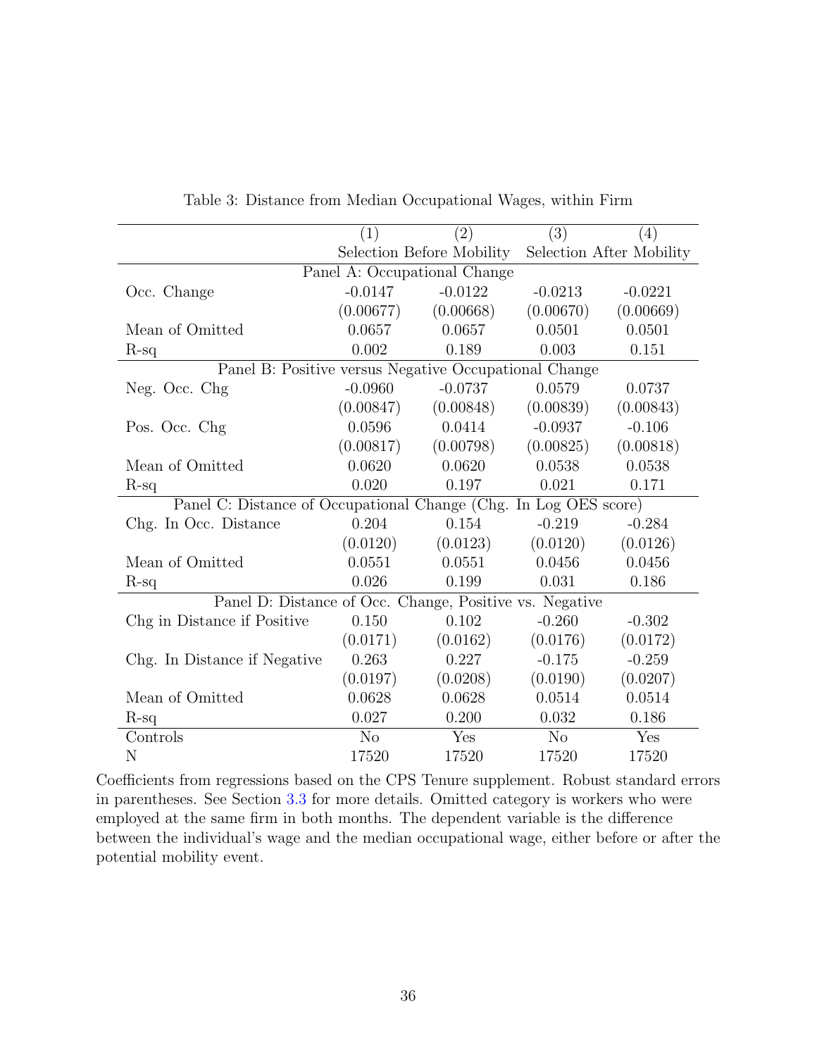Table 3: Distance from Median Occupational Wages, within Firm

| | (1) | (2) | (3) | (4) |
|---|---|---|---|---|
| | Selection Before Mobility | | Selection After Mobility | |
| **Panel A: Occupational Change** | | | | |
| Occ. Change | -0.0147 | -0.0122 | -0.0213 | -0.0221 |
| | (0.00677) | (0.00668) | (0.00670) | (0.00669) |
| Mean of Omitted | 0.0657 | 0.0657 | 0.0501 | 0.0501 |
| R-sq | 0.002 | 0.189 | 0.003 | 0.151 |
| **Panel B: Positive versus Negative Occupational Change** | | | | |
| Neg. Occ. Chg | -0.0960 | -0.0737 | 0.0579 | 0.0737 |
| | (0.00847) | (0.00848) | (0.00839) | (0.00843) |
| Pos. Occ. Chg | 0.0596 | 0.0414 | -0.0937 | -0.106 |
| | (0.00817) | (0.00798) | (0.00825) | (0.00818) |
| Mean of Omitted | 0.0620 | 0.0620 | 0.0538 | 0.0538 |
| R-sq | 0.020 | 0.197 | 0.021 | 0.171 |
| **Panel C: Distance of Occupational Change (Chg. In Log OES score)** | | | | |
| Chg. In Occ. Distance | 0.204 | 0.154 | -0.219 | -0.284 |
| | (0.0120) | (0.0123) | (0.0120) | (0.0126) |
| Mean of Omitted | 0.0551 | 0.0551 | 0.0456 | 0.0456 |
| R-sq | 0.026 | 0.199 | 0.031 | 0.186 |
| **Panel D: Distance of Occ. Change, Positive vs. Negative** | | | | |
| Chg in Distance if Positive | 0.150 | 0.102 | -0.260 | -0.302 |
| | (0.0171) | (0.0162) | (0.0176) | (0.0172) |
| Chg. In Distance if Negative | 0.263 | 0.227 | -0.175 | -0.259 |
| | (0.0197) | (0.0208) | (0.0190) | (0.0207) |
| Mean of Omitted | 0.0628 | 0.0628 | 0.0514 | 0.0514 |
| R-sq | 0.027 | 0.200 | 0.032 | 0.186 |
| Controls | No | Yes | No | Yes |
| N | 17520 | 17520 | 17520 | 17520 |

Coefficients from regressions based on the CPS Tenure supplement. Robust standard errors in parentheses. See Section 3.3 for more details. Omitted category is workers who were employed at the same firm in both months. The dependent variable is the difference between the individual's wage and the median occupational wage, either before or after the potential mobility event.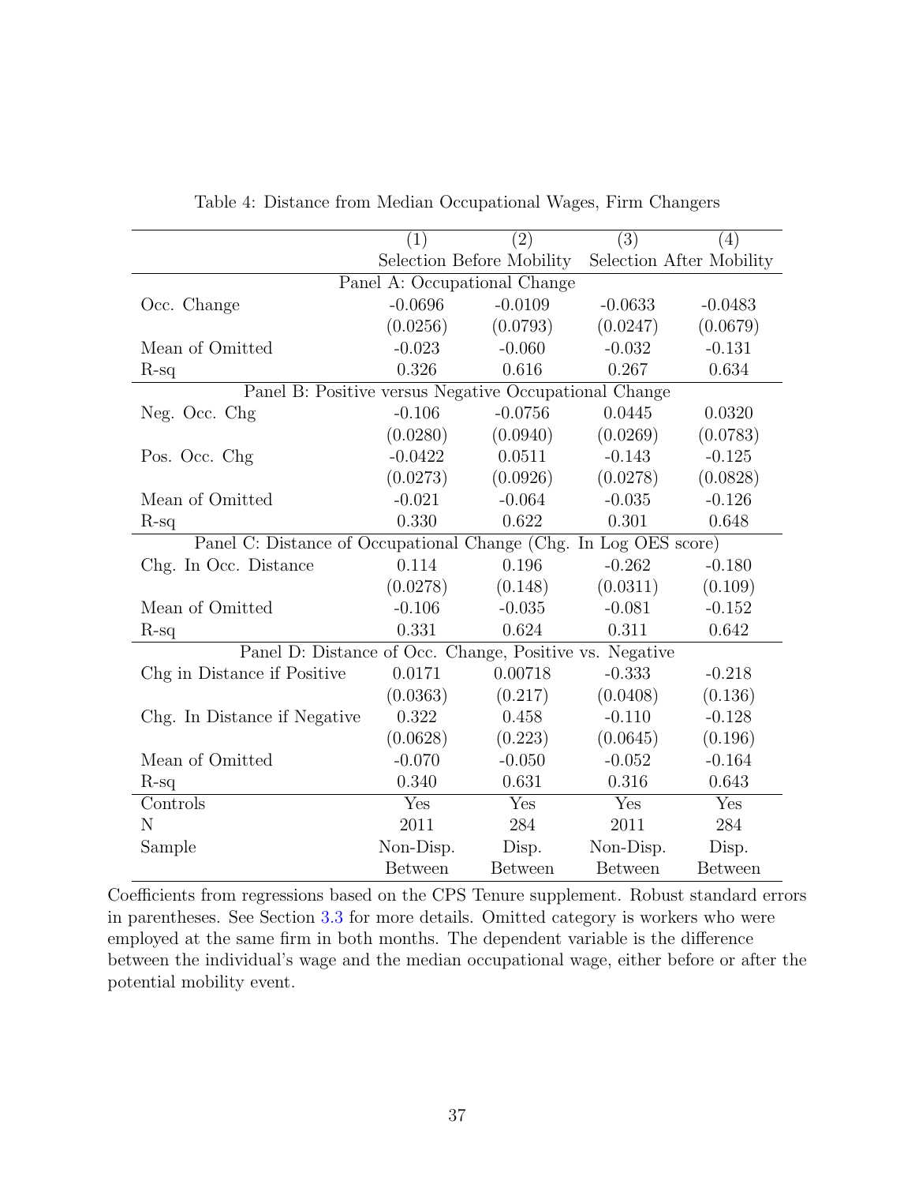Table 4: Distance from Median Occupational Wages, Firm Changers

| | (1) | (2) | (3) | (4) |
|---|---|---|---|---|
| | Selection Before Mobility | | Selection After Mobility | |
| **Panel A: Occupational Change** | | | | |
| Occ. Change | -0.0696 | -0.0109 | -0.0633 | -0.0483 |
| | (0.0256) | (0.0793) | (0.0247) | (0.0679) |
| Mean of Omitted | -0.023 | -0.060 | -0.032 | -0.131 |
| R-sq | 0.326 | 0.616 | 0.267 | 0.634 |
| **Panel B: Positive versus Negative Occupational Change** | | | | |
| Neg. Occ. Chg | -0.106 | -0.0756 | 0.0445 | 0.0320 |
| | (0.0280) | (0.0940) | (0.0269) | (0.0783) |
| Pos. Occ. Chg | -0.0422 | 0.0511 | -0.143 | -0.125 |
| | (0.0273) | (0.0926) | (0.0278) | (0.0828) |
| Mean of Omitted | -0.021 | -0.064 | -0.035 | -0.126 |
| R-sq | 0.330 | 0.622 | 0.301 | 0.648 |
| **Panel C: Distance of Occupational Change (Chg. In Log OES score)** | | | | |
| Chg. In Occ. Distance | 0.114 | 0.196 | -0.262 | -0.180 |
| | (0.0278) | (0.148) | (0.0311) | (0.109) |
| Mean of Omitted | -0.106 | -0.035 | -0.081 | -0.152 |
| R-sq | 0.331 | 0.624 | 0.311 | 0.642 |
| **Panel D: Distance of Occ. Change, Positive vs. Negative** | | | | |
| Chg in Distance if Positive | 0.0171 | 0.00718 | -0.333 | -0.218 |
| | (0.0363) | (0.217) | (0.0408) | (0.136) |
| Chg. In Distance if Negative | 0.322 | 0.458 | -0.110 | -0.128 |
| | (0.0628) | (0.223) | (0.0645) | (0.196) |
| Mean of Omitted | -0.070 | -0.050 | -0.052 | -0.164 |
| R-sq | 0.340 | 0.631 | 0.316 | 0.643 |
| Controls | Yes | Yes | Yes | Yes |
| N | 2011 | 284 | 2011 | 284 |
| Sample | Non-Disp. | Disp. | Non-Disp. | Disp. |
| | Between | Between | Between | Between |

Coefficients from regressions based on the CPS Tenure supplement. Robust standard errors in parentheses. See Section 3.3 for more details. Omitted category is workers who were employed at the same firm in both months. The dependent variable is the difference between the individual's wage and the median occupational wage, either before or after the potential mobility event.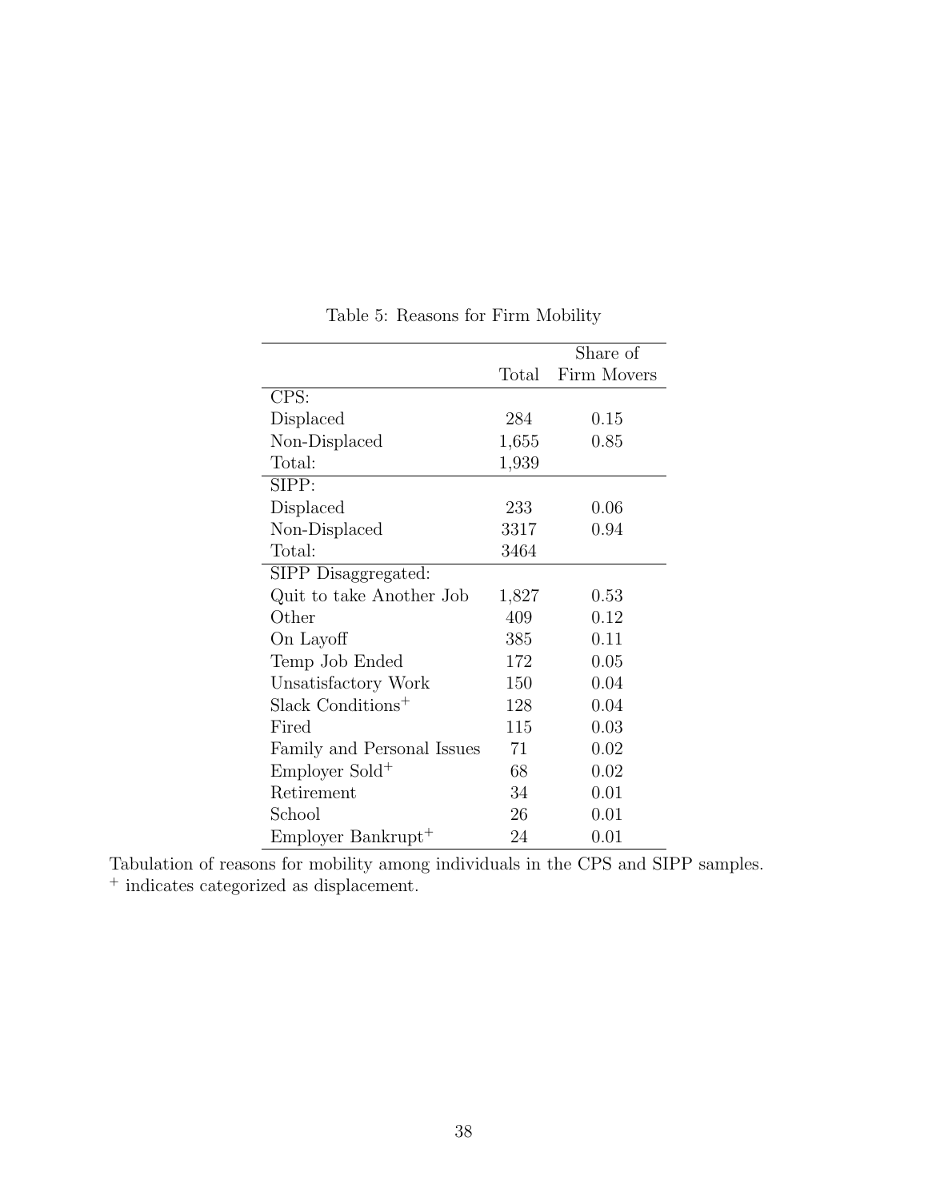Table 5: Reasons for Firm Mobility

| | Total | Share of Firm Movers |
|---|---|---|
| CPS: | | |
| Displaced | 284 | 0.15 |
| Non-Displaced | 1,655 | 0.85 |
| Total: | 1,939 | |
| SIPP: | | |
| Displaced | 233 | 0.06 |
| Non-Displaced | 3317 | 0.94 |
| Total: | 3464 | |
| SIPP Disaggregated: | | |
| Quit to take Another Job | 1,827 | 0.53 |
| Other | 409 | 0.12 |
| On Layoff | 385 | 0.11 |
| Temp Job Ended | 172 | 0.05 |
| Unsatisfactory Work | 150 | 0.04 |
| Slack Conditions$^{+}$ | 128 | 0.04 |
| Fired | 115 | 0.03 |
| Family and Personal Issues | 71 | 0.02 |
| Employer Sold$^{+}$ | 68 | 0.02 |
| Retirement | 34 | 0.01 |
| School | 26 | 0.01 |
| Employer Bankrupt$^{+}$ | 24 | 0.01 |

Tabulation of reasons for mobility among individuals in the CPS and SIPP samples.
$^{+}$ indicates categorized as displacement.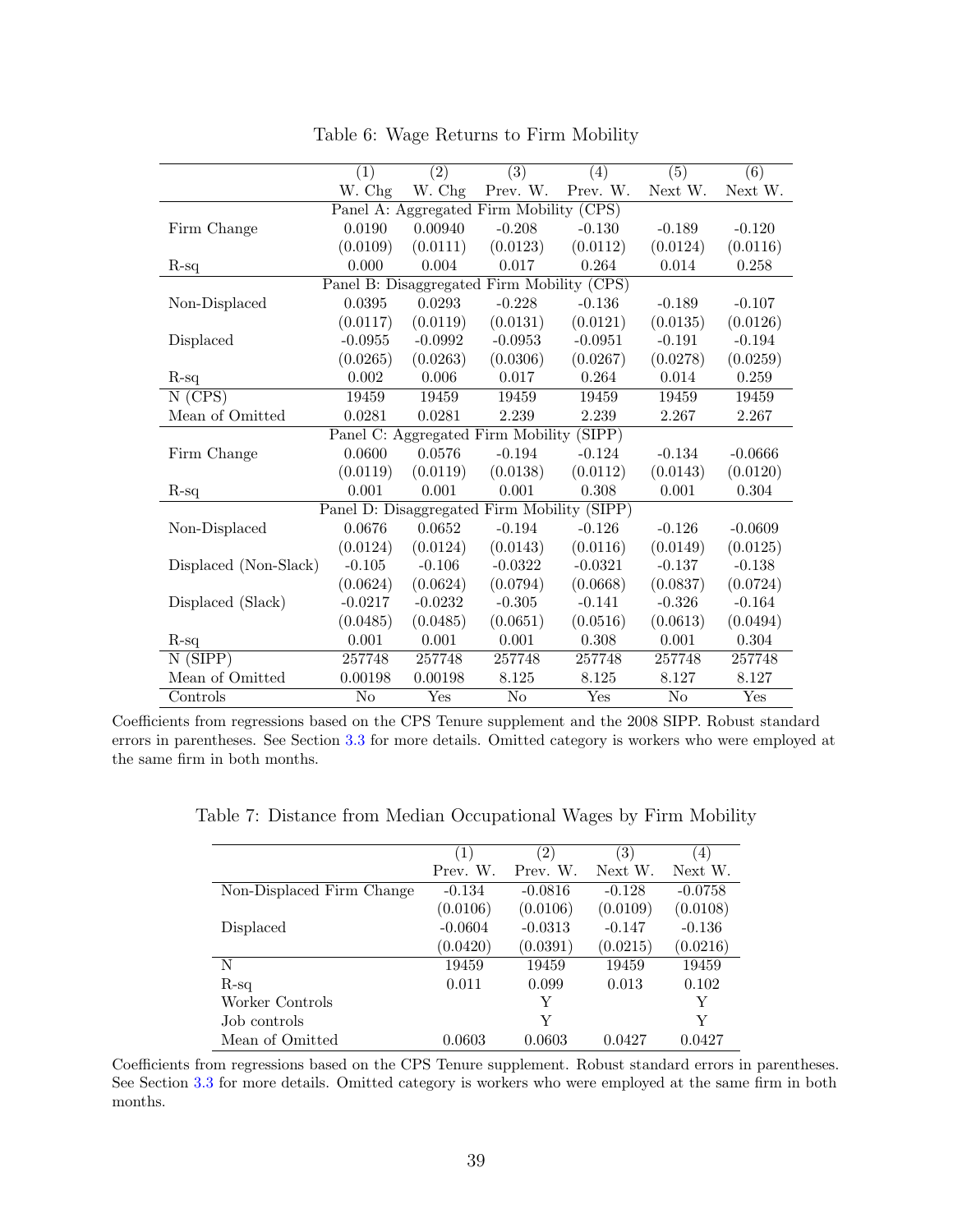Table 6: Wage Returns to Firm Mobility

| | (1) | (2) | (3) | (4) | (5) | (6) |
|---|---|---|---|---|---|---|
| | W. Chg | W. Chg | Prev. W. | Prev. W. | Next W. | Next W. |
| Panel A: Aggregated Firm Mobility (CPS) | | | | | | |
| Firm Change | 0.0190 | 0.00940 | -0.208 | -0.130 | -0.189 | -0.120 |
| | (0.0109) | (0.0111) | (0.0123) | (0.0112) | (0.0124) | (0.0116) |
| R-sq | 0.000 | 0.004 | 0.017 | 0.264 | 0.014 | 0.258 |
| Panel B: Disaggregated Firm Mobility (CPS) | | | | | | |
| Non-Displaced | 0.0395 | 0.0293 | -0.228 | -0.136 | -0.189 | -0.107 |
| | (0.0117) | (0.0119) | (0.0131) | (0.0121) | (0.0135) | (0.0126) |
| Displaced | -0.0955 | -0.0992 | -0.0953 | -0.0951 | -0.191 | -0.194 |
| | (0.0265) | (0.0263) | (0.0306) | (0.0267) | (0.0278) | (0.0259) |
| R-sq | 0.002 | 0.006 | 0.017 | 0.264 | 0.014 | 0.259 |
| N (CPS) | 19459 | 19459 | 19459 | 19459 | 19459 | 19459 |
| Mean of Omitted | 0.0281 | 0.0281 | 2.239 | 2.239 | 2.267 | 2.267 |
| Panel C: Aggregated Firm Mobility (SIPP) | | | | | | |
| Firm Change | 0.0600 | 0.0576 | -0.194 | -0.124 | -0.134 | -0.0666 |
| | (0.0119) | (0.0119) | (0.0138) | (0.0112) | (0.0143) | (0.0120) |
| R-sq | 0.001 | 0.001 | 0.001 | 0.308 | 0.001 | 0.304 |
| Panel D: Disaggregated Firm Mobility (SIPP) | | | | | | |
| Non-Displaced | 0.0676 | 0.0652 | -0.194 | -0.126 | -0.126 | -0.0609 |
| | (0.0124) | (0.0124) | (0.0143) | (0.0116) | (0.0149) | (0.0125) |
| Displaced (Non-Slack) | -0.105 | -0.106 | -0.0322 | -0.0321 | -0.137 | -0.138 |
| | (0.0624) | (0.0624) | (0.0794) | (0.0668) | (0.0837) | (0.0724) |
| Displaced (Slack) | -0.0217 | -0.0232 | -0.305 | -0.141 | -0.326 | -0.164 |
| | (0.0485) | (0.0485) | (0.0651) | (0.0516) | (0.0613) | (0.0494) |
| R-sq | 0.001 | 0.001 | 0.001 | 0.308 | 0.001 | 0.304 |
| N (SIPP) | 257748 | 257748 | 257748 | 257748 | 257748 | 257748 |
| Mean of Omitted | 0.00198 | 0.00198 | 8.125 | 8.125 | 8.127 | 8.127 |
| Controls | No | Yes | No | Yes | No | Yes |

Coefficients from regressions based on the CPS Tenure supplement and the 2008 SIPP. Robust standard errors in parentheses. See Section 3.3 for more details. Omitted category is workers who were employed at the same firm in both months.

Table 7: Distance from Median Occupational Wages by Firm Mobility

| | (1) | (2) | (3) | (4) |
|---|---|---|---|---|
| | Prev. W. | Prev. W. | Next W. | Next W. |
| Non-Displaced Firm Change | -0.134 | -0.0816 | -0.128 | -0.0758 |
| | (0.0106) | (0.0106) | (0.0109) | (0.0108) |
| Displaced | -0.0604 | -0.0313 | -0.147 | -0.136 |
| | (0.0420) | (0.0391) | (0.0215) | (0.0216) |
| N | 19459 | 19459 | 19459 | 19459 |
| R-sq | 0.011 | 0.099 | 0.013 | 0.102 |
| Worker Controls | | Y | | Y |
| Job controls | | Y | | Y |
| Mean of Omitted | 0.0603 | 0.0603 | 0.0427 | 0.0427 |

Coefficients from regressions based on the CPS Tenure supplement. Robust standard errors in parentheses. See Section 3.3 for more details. Omitted category is workers who were employed at the same firm in both months.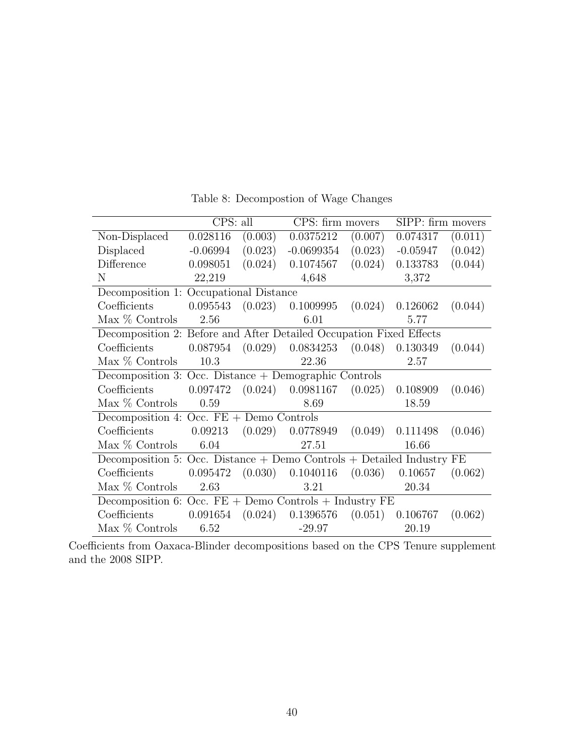Table 8: Decompostion of Wage Changes

| | CPS: all | | CPS: firm movers | | SIPP: firm movers | |
|---|---|---|---|---|---|---|
| Non-Displaced | 0.028116 | (0.003) | 0.0375212 | (0.007) | 0.074317 | (0.011) |
| Displaced | -0.06994 | (0.023) | -0.0699354 | (0.023) | -0.05947 | (0.042) |
| Difference | 0.098051 | (0.024) | 0.1074567 | (0.024) | 0.133783 | (0.044) |
| N | 22,219 | | 4,648 | | 3,372 | |
| Decomposition 1: Occupational Distance | | | | | | |
| Coefficients | 0.095543 | (0.023) | 0.1009995 | (0.024) | 0.126062 | (0.044) |
| Max % Controls | 2.56 | | 6.01 | | 5.77 | |
| Decomposition 2: Before and After Detailed Occupation Fixed Effects | | | | | | |
| Coefficients | 0.087954 | (0.029) | 0.0834253 | (0.048) | 0.130349 | (0.044) |
| Max % Controls | 10.3 | | 22.36 | | 2.57 | |
| Decomposition 3: Occ. Distance + Demographic Controls | | | | | | |
| Coefficients | 0.097472 | (0.024) | 0.0981167 | (0.025) | 0.108909 | (0.046) |
| Max % Controls | 0.59 | | 8.69 | | 18.59 | |
| Decomposition 4: Occ. FE + Demo Controls | | | | | | |
| Coefficients | 0.09213 | (0.029) | 0.0778949 | (0.049) | 0.111498 | (0.046) |
| Max % Controls | 6.04 | | 27.51 | | 16.66 | |
| Decomposition 5: Occ. Distance + Demo Controls + Detailed Industry FE | | | | | | |
| Coefficients | 0.095472 | (0.030) | 0.1040116 | (0.036) | 0.10657 | (0.062) |
| Max % Controls | 2.63 | | 3.21 | | 20.34 | |
| Decomposition 6: Occ. FE + Demo Controls + Industry FE | | | | | | |
| Coefficients | 0.091654 | (0.024) | 0.1396576 | (0.051) | 0.106767 | (0.062) |
| Max % Controls | 6.52 | | -29.97 | | 20.19 | |

Coefficients from Oaxaca-Blinder decompositions based on the CPS Tenure supplement and the 2008 SIPP.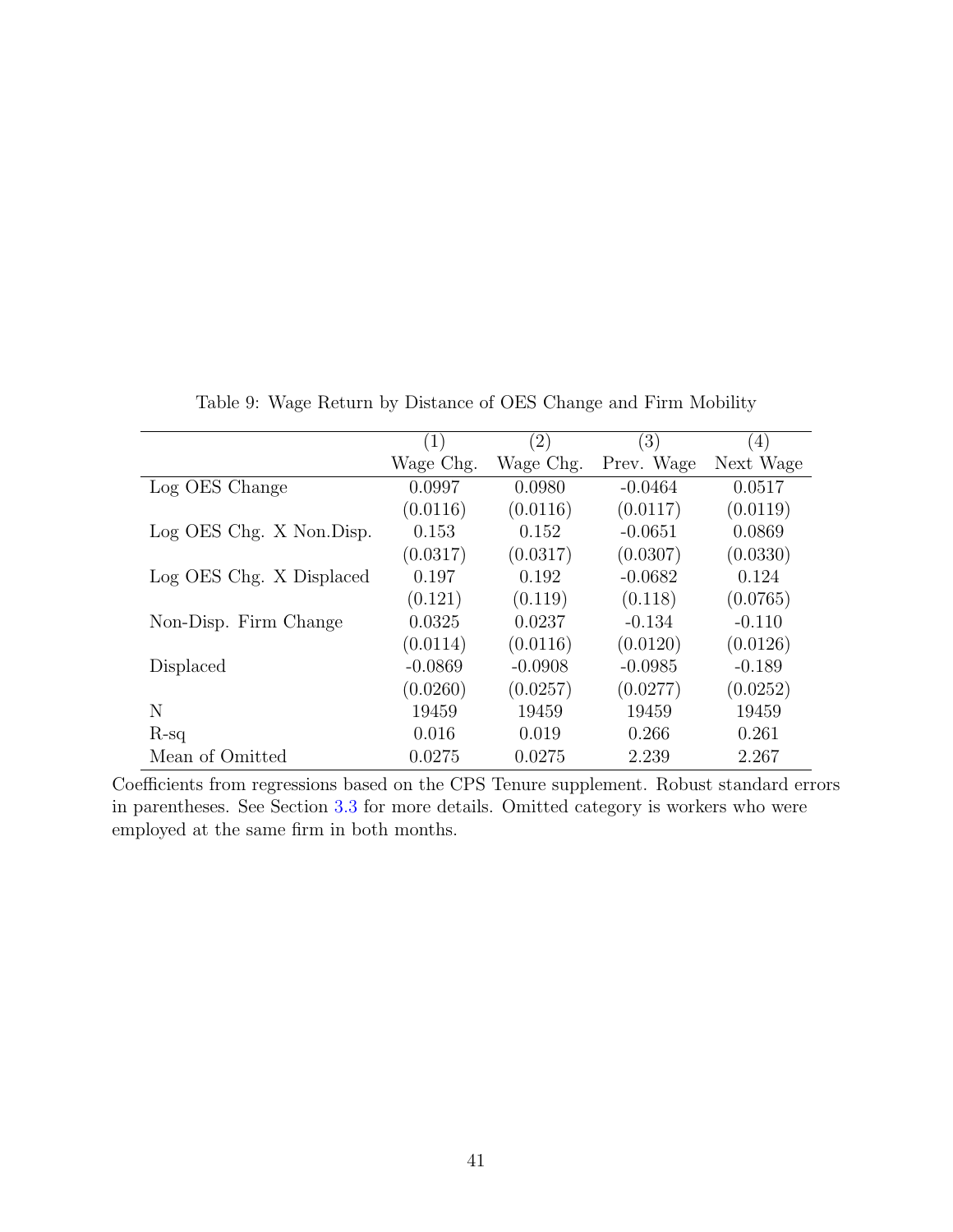Table 9: Wage Return by Distance of OES Change and Firm Mobility

| | (1) | (2) | (3) | (4) |
|---|---|---|---|---|
| | Wage Chg. | Wage Chg. | Prev. Wage | Next Wage |
| Log OES Change | 0.0997 | 0.0980 | -0.0464 | 0.0517 |
| | (0.0116) | (0.0116) | (0.0117) | (0.0119) |
| Log OES Chg. X Non.Disp. | 0.153 | 0.152 | -0.0651 | 0.0869 |
| | (0.0317) | (0.0317) | (0.0307) | (0.0330) |
| Log OES Chg. X Displaced | 0.197 | 0.192 | -0.0682 | 0.124 |
| | (0.121) | (0.119) | (0.118) | (0.0765) |
| Non-Disp. Firm Change | 0.0325 | 0.0237 | -0.134 | -0.110 |
| | (0.0114) | (0.0116) | (0.0120) | (0.0126) |
| Displaced | -0.0869 | -0.0908 | -0.0985 | -0.189 |
| | (0.0260) | (0.0257) | (0.0277) | (0.0252) |
| N | 19459 | 19459 | 19459 | 19459 |
| R-sq | 0.016 | 0.019 | 0.266 | 0.261 |
| Mean of Omitted | 0.0275 | 0.0275 | 2.239 | 2.267 |

Coefficients from regressions based on the CPS Tenure supplement. Robust standard errors in parentheses. See Section 3.3 for more details. Omitted category is workers who were employed at the same firm in both months.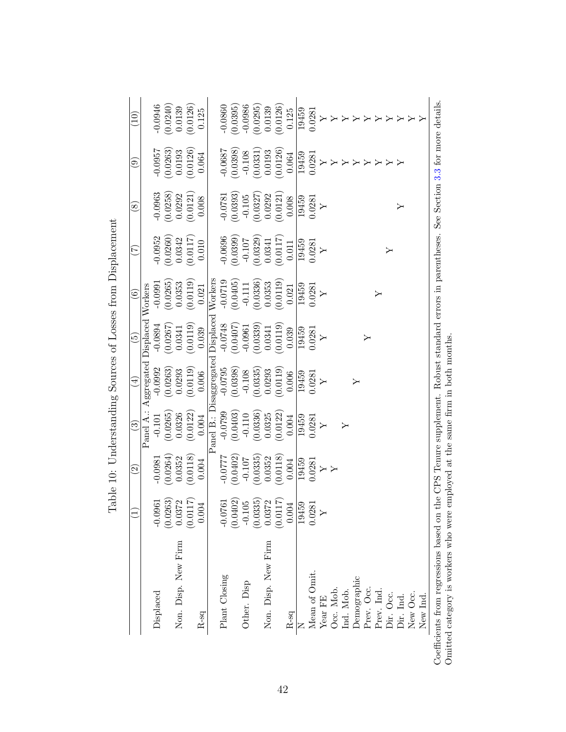Table 10: Understanding Sources of Losses from Displacement

| | (1) | (2) | (3) | (4) | (5) | (6) | (7) | (8) | (9) | (10) |
|---|---|---|---|---|---|---|---|---|---|---|
| | Panel A.: Aggregated Displaced Workers | | | | | | | | | |
| Displaced | -0.0961 | -0.0981 | -0.101 | -0.0992 | -0.0894 | -0.0991 | -0.0952 | -0.0963 | -0.0957 | -0.0946 |
| | (0.0263) | (0.0264) | (0.0265) | (0.0263) | (0.0267) | (0.0265) | (0.0260) | (0.0258) | (0.0263) | (0.0240) |
| Non. Disp. New Firm | 0.0372 | 0.0352 | 0.0326 | 0.0293 | 0.0341 | 0.0353 | 0.0342 | 0.0292 | 0.0193 | 0.0139 |
| | (0.0117) | (0.0118) | (0.0122) | (0.0119) | (0.0119) | (0.0119) | (0.0117) | (0.0121) | (0.0126) | (0.0126) |
| R-sq | 0.004 | 0.004 | 0.004 | 0.006 | 0.039 | 0.021 | 0.010 | 0.008 | 0.064 | 0.125 |
| | Panel B.: Disaggregated Displaced Workers | | | | | | | | | |
| Plant Closing | -0.0761 | -0.0777 | -0.0799 | -0.0795 | -0.0748 | -0.0719 | -0.0696 | -0.0781 | -0.0687 | -0.0860 |
| | (0.0402) | (0.0402) | (0.0403) | (0.0398) | (0.0407) | (0.0405) | (0.0399) | (0.0393) | (0.0398) | (0.0395) |
| Other. Disp | -0.105 | -0.107 | -0.110 | -0.108 | -0.0961 | -0.111 | -0.107 | -0.105 | -0.108 | -0.0986 |
| | (0.0335) | (0.0335) | (0.0336) | (0.0335) | (0.0339) | (0.0336) | (0.0329) | (0.0327) | (0.0331) | (0.0295) |
| Non. Disp. New Firm | 0.0372 | 0.0352 | 0.0325 | 0.0293 | 0.0341 | 0.0353 | 0.0341 | 0.0292 | 0.0193 | 0.0139 |
| | (0.0117) | (0.0118) | (0.0122) | (0.0119) | (0.0119) | (0.0119) | (0.0117) | (0.0121) | (0.0126) | (0.0126) |
| R-sq | 0.004 | 0.004 | 0.004 | 0.006 | 0.039 | 0.021 | 0.011 | 0.008 | 0.064 | 0.125 |
| N | 19459 | 19459 | 19459 | 19459 | 19459 | 19459 | 19459 | 19459 | 19459 | 19459 |
| Mean of Omit. | 0.0281 | 0.0281 | 0.0281 | 0.0281 | 0.0281 | 0.0281 | 0.0281 | 0.0281 | 0.0281 | 0.0281 |
| Year FE | Y | Y | Y | Y | Y | Y | Y | Y | Y | Y |
| Occ. Mob. | | Y | | | | | | | Y | Y |
| Ind. Mob. | | | Y | | | | | | Y | Y |
| Demographic | | | | Y | | | | | Y | Y |
| Prev. Occ. | | | | | Y | | | | Y | Y |
| Prev. Ind. | | | | | | Y | | | Y | Y |
| Dir. Occ. | | | | | | | Y | | Y | Y |
| Dir. Ind. | | | | | | | | Y | Y | Y |
| New Occ. | | | | | | | | | | Y |
| New Ind. | | | | | | | | | | Y |

Coefficients from regressions based on the CPS Tenure supplement. Robust standard errors in parentheses. See Section 3.3 for more details. Omitted category is workers who were employed at the same firm in both months.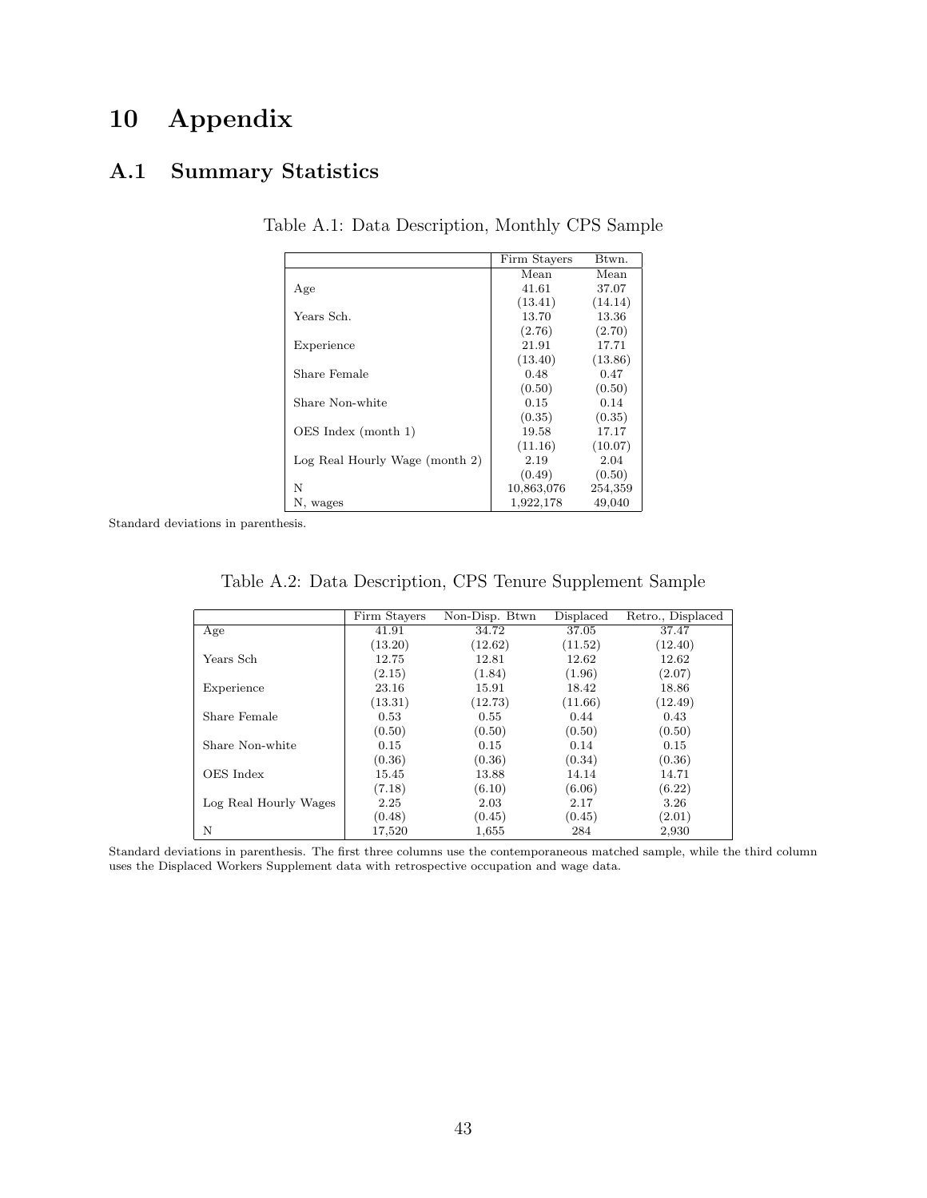# 10 Appendix

## A.1 Summary Statistics

Table A.1: Data Description, Monthly CPS Sample

| | Firm Stayers | Btwn. |
|---|---|---|
| | Mean | Mean |
| Age | 41.61 | 37.07 |
| | (13.41) | (14.14) |
| Years Sch. | 13.70 | 13.36 |
| | (2.76) | (2.70) |
| Experience | 21.91 | 17.71 |
| | (13.40) | (13.86) |
| Share Female | 0.48 | 0.47 |
| | (0.50) | (0.50) |
| Share Non-white | 0.15 | 0.14 |
| | (0.35) | (0.35) |
| OES Index (month 1) | 19.58 | 17.17 |
| | (11.16) | (10.07) |
| Log Real Hourly Wage (month 2) | 2.19 | 2.04 |
| | (0.49) | (0.50) |
| N | 10,863,076 | 254,359 |
| N, wages | 1,922,178 | 49,040 |

Standard deviations in parenthesis.

Table A.2: Data Description, CPS Tenure Supplement Sample

| | Firm Stayers | Non-Disp. Btwn | Displaced | Retro., Displaced |
|---|---|---|---|---|
| Age | 41.91 | 34.72 | 37.05 | 37.47 |
| | (13.20) | (12.62) | (11.52) | (12.40) |
| Years Sch | 12.75 | 12.81 | 12.62 | 12.62 |
| | (2.15) | (1.84) | (1.96) | (2.07) |
| Experience | 23.16 | 15.91 | 18.42 | 18.86 |
| | (13.31) | (12.73) | (11.66) | (12.49) |
| Share Female | 0.53 | 0.55 | 0.44 | 0.43 |
| | (0.50) | (0.50) | (0.50) | (0.50) |
| Share Non-white | 0.15 | 0.15 | 0.14 | 0.15 |
| | (0.36) | (0.36) | (0.34) | (0.36) |
| OES Index | 15.45 | 13.88 | 14.14 | 14.71 |
| | (7.18) | (6.10) | (6.06) | (6.22) |
| Log Real Hourly Wages | 2.25 | 2.03 | 2.17 | 3.26 |
| | (0.48) | (0.45) | (0.45) | (2.01) |
| N | 17,520 | 1,655 | 284 | 2,930 |

Standard deviations in parenthesis. The first three columns use the contemporaneous matched sample, while the third column uses the Displaced Workers Supplement data with retrospective occupation and wage data.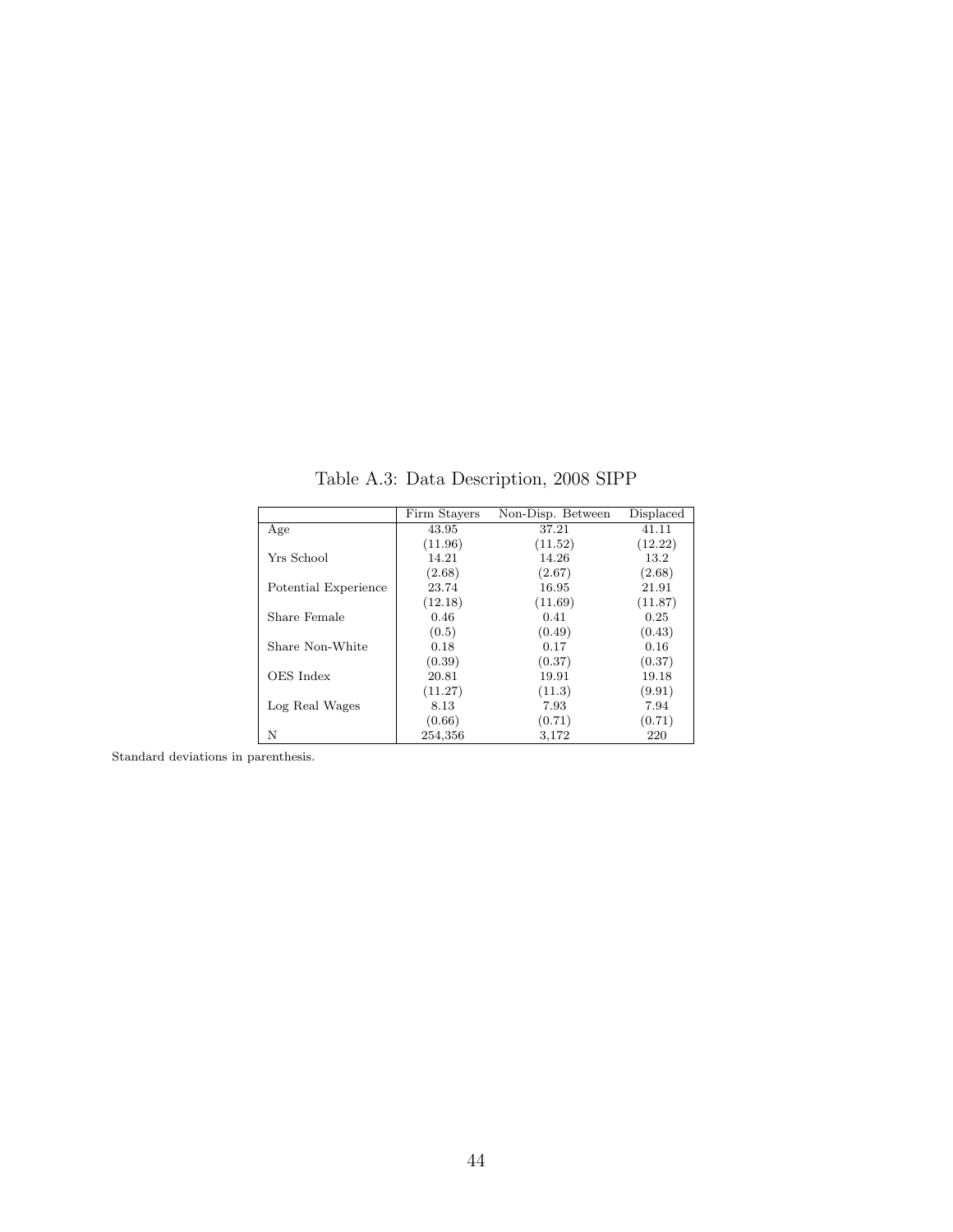Table A.3: Data Description, 2008 SIPP

| | Firm Stayers | Non-Disp. Between | Displaced |
|---|---|---|---|
| Age | 43.95 | 37.21 | 41.11 |
| | (11.96) | (11.52) | (12.22) |
| Yrs School | 14.21 | 14.26 | 13.2 |
| | (2.68) | (2.67) | (2.68) |
| Potential Experience | 23.74 | 16.95 | 21.91 |
| | (12.18) | (11.69) | (11.87) |
| Share Female | 0.46 | 0.41 | 0.25 |
| | (0.5) | (0.49) | (0.43) |
| Share Non-White | 0.18 | 0.17 | 0.16 |
| | (0.39) | (0.37) | (0.37) |
| OES Index | 20.81 | 19.91 | 19.18 |
| | (11.27) | (11.3) | (9.91) |
| Log Real Wages | 8.13 | 7.93 | 7.94 |
| | (0.66) | (0.71) | (0.71) |
| N | 254,356 | 3,172 | 220 |

Standard deviations in parenthesis.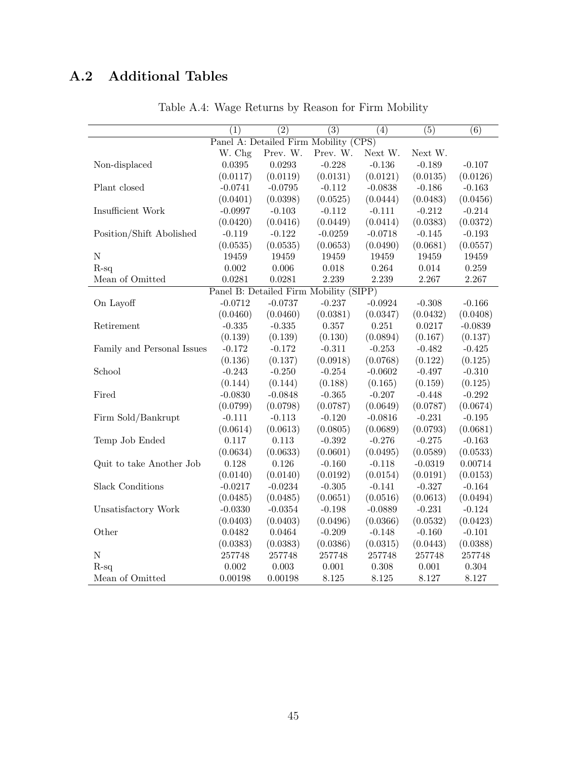## A.2 Additional Tables

Table A.4: Wage Returns by Reason for Firm Mobility

| | (1) | (2) | (3) | (4) | (5) | (6) |
|---|---|---|---|---|---|---|
| Panel A: Detailed Firm Mobility (CPS) | | | | | | |
| | W. Chg | Prev. W. | Prev. W. | Next W. | Next W. | |
| Non-displaced | 0.0395 | 0.0293 | -0.228 | -0.136 | -0.189 | -0.107 |
| | (0.0117) | (0.0119) | (0.0131) | (0.0121) | (0.0135) | (0.0126) |
| Plant closed | -0.0741 | -0.0795 | -0.112 | -0.0838 | -0.186 | -0.163 |
| | (0.0401) | (0.0398) | (0.0525) | (0.0444) | (0.0483) | (0.0456) |
| Insufficient Work | -0.0997 | -0.103 | -0.112 | -0.111 | -0.212 | -0.214 |
| | (0.0420) | (0.0416) | (0.0449) | (0.0414) | (0.0383) | (0.0372) |
| Position/Shift Abolished | -0.119 | -0.122 | -0.0259 | -0.0718 | -0.145 | -0.193 |
| | (0.0535) | (0.0535) | (0.0653) | (0.0490) | (0.0681) | (0.0557) |
| N | 19459 | 19459 | 19459 | 19459 | 19459 | 19459 |
| R-sq | 0.002 | 0.006 | 0.018 | 0.264 | 0.014 | 0.259 |
| Mean of Omitted | 0.0281 | 0.0281 | 2.239 | 2.239 | 2.267 | 2.267 |
| Panel B: Detailed Firm Mobility (SIPP) | | | | | | |
| On Layoff | -0.0712 | -0.0737 | -0.237 | -0.0924 | -0.308 | -0.166 |
| | (0.0460) | (0.0460) | (0.0381) | (0.0347) | (0.0432) | (0.0408) |
| Retirement | -0.335 | -0.335 | 0.357 | 0.251 | 0.0217 | -0.0839 |
| | (0.139) | (0.139) | (0.130) | (0.0894) | (0.167) | (0.137) |
| Family and Personal Issues | -0.172 | -0.172 | -0.311 | -0.253 | -0.482 | -0.425 |
| | (0.136) | (0.137) | (0.0918) | (0.0768) | (0.122) | (0.125) |
| School | -0.243 | -0.250 | -0.254 | -0.0602 | -0.497 | -0.310 |
| | (0.144) | (0.144) | (0.188) | (0.165) | (0.159) | (0.125) |
| Fired | -0.0830 | -0.0848 | -0.365 | -0.207 | -0.448 | -0.292 |
| | (0.0799) | (0.0798) | (0.0787) | (0.0649) | (0.0787) | (0.0674) |
| Firm Sold/Bankrupt | -0.111 | -0.113 | -0.120 | -0.0816 | -0.231 | -0.195 |
| | (0.0614) | (0.0613) | (0.0805) | (0.0689) | (0.0793) | (0.0681) |
| Temp Job Ended | 0.117 | 0.113 | -0.392 | -0.276 | -0.275 | -0.163 |
| | (0.0634) | (0.0633) | (0.0601) | (0.0495) | (0.0589) | (0.0533) |
| Quit to take Another Job | 0.128 | 0.126 | -0.160 | -0.118 | -0.0319 | 0.00714 |
| | (0.0140) | (0.0140) | (0.0192) | (0.0154) | (0.0191) | (0.0153) |
| Slack Conditions | -0.0217 | -0.0234 | -0.305 | -0.141 | -0.327 | -0.164 |
| | (0.0485) | (0.0485) | (0.0651) | (0.0516) | (0.0613) | (0.0494) |
| Unsatisfactory Work | -0.0330 | -0.0354 | -0.198 | -0.0889 | -0.231 | -0.124 |
| | (0.0403) | (0.0403) | (0.0496) | (0.0366) | (0.0532) | (0.0423) |
| Other | 0.0482 | 0.0464 | -0.209 | -0.148 | -0.160 | -0.101 |
| | (0.0383) | (0.0383) | (0.0386) | (0.0315) | (0.0443) | (0.0388) |
| N | 257748 | 257748 | 257748 | 257748 | 257748 | 257748 |
| R-sq | 0.002 | 0.003 | 0.001 | 0.308 | 0.001 | 0.304 |
| Mean of Omitted | 0.00198 | 0.00198 | 8.125 | 8.125 | 8.127 | 8.127 |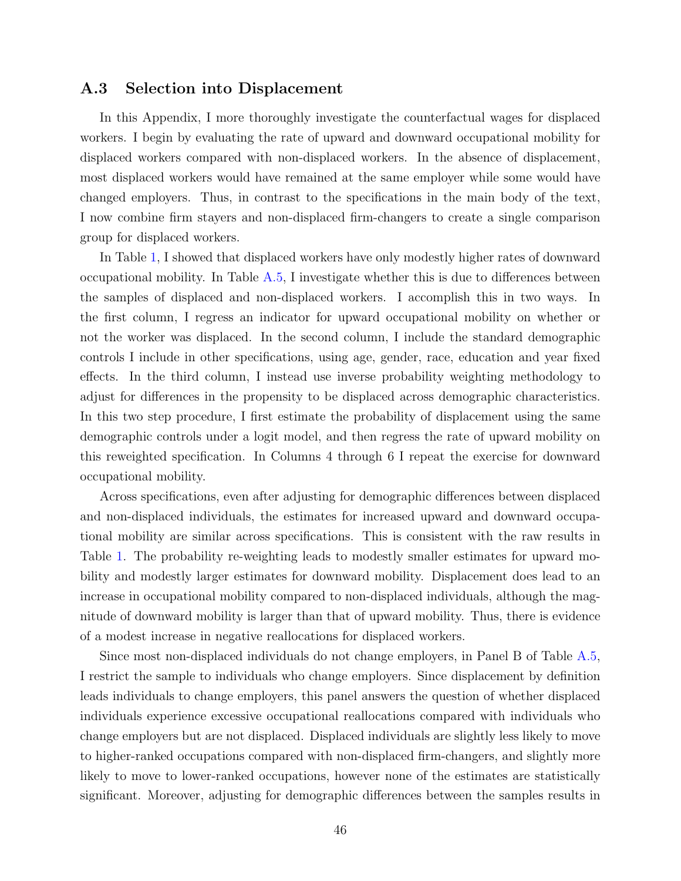### A.3 Selection into Displacement

In this Appendix, I more thoroughly investigate the counterfactual wages for displaced workers. I begin by evaluating the rate of upward and downward occupational mobility for displaced workers compared with non-displaced workers. In the absence of displacement, most displaced workers would have remained at the same employer while some would have changed employers. Thus, in contrast to the specifications in the main body of the text, I now combine firm stayers and non-displaced firm-changers to create a single comparison group for displaced workers.

In Table 1, I showed that displaced workers have only modestly higher rates of downward occupational mobility. In Table A.5, I investigate whether this is due to differences between the samples of displaced and non-displaced workers. I accomplish this in two ways. In the first column, I regress an indicator for upward occupational mobility on whether or not the worker was displaced. In the second column, I include the standard demographic controls I include in other specifications, using age, gender, race, education and year fixed effects. In the third column, I instead use inverse probability weighting methodology to adjust for differences in the propensity to be displaced across demographic characteristics. In this two step procedure, I first estimate the probability of displacement using the same demographic controls under a logit model, and then regress the rate of upward mobility on this reweighted specification. In Columns 4 through 6 I repeat the exercise for downward occupational mobility.

Across specifications, even after adjusting for demographic differences between displaced and non-displaced individuals, the estimates for increased upward and downward occupational mobility are similar across specifications. This is consistent with the raw results in Table 1. The probability re-weighting leads to modestly smaller estimates for upward mobility and modestly larger estimates for downward mobility. Displacement does lead to an increase in occupational mobility compared to non-displaced individuals, although the magnitude of downward mobility is larger than that of upward mobility. Thus, there is evidence of a modest increase in negative reallocations for displaced workers.

Since most non-displaced individuals do not change employers, in Panel B of Table A.5, I restrict the sample to individuals who change employers. Since displacement by definition leads individuals to change employers, this panel answers the question of whether displaced individuals experience excessive occupational reallocations compared with individuals who change employers but are not displaced. Displaced individuals are slightly less likely to move to higher-ranked occupations compared with non-displaced firm-changers, and slightly more likely to move to lower-ranked occupations, however none of the estimates are statistically significant. Moreover, adjusting for demographic differences between the samples results in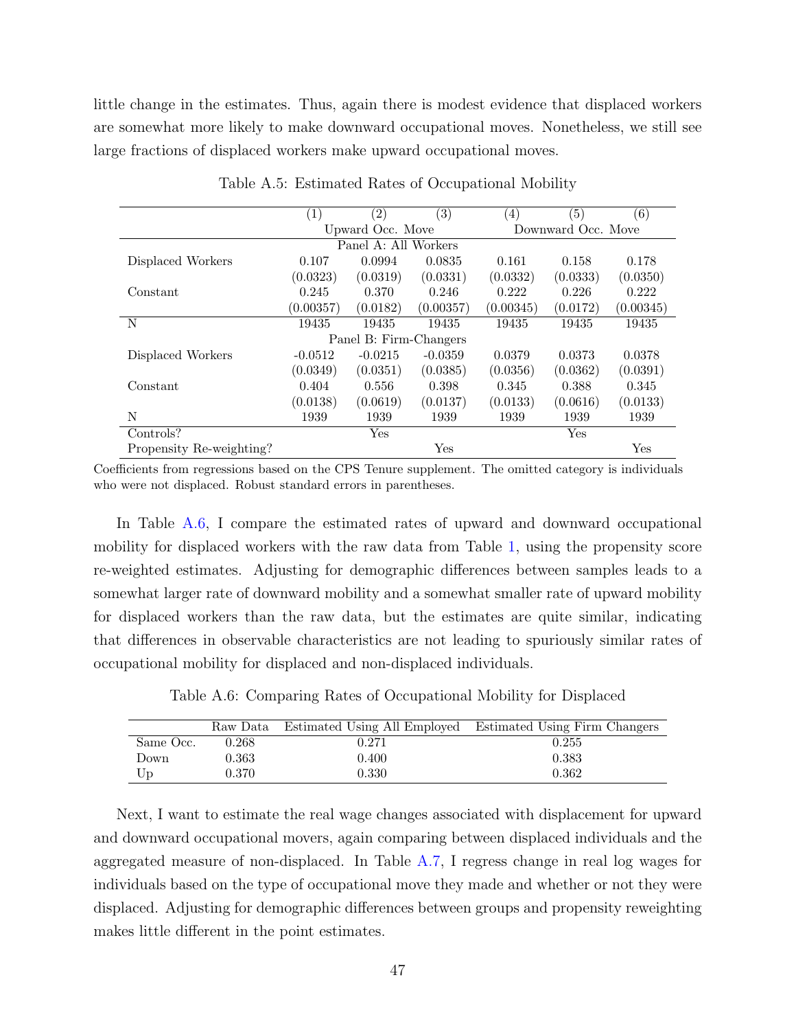little change in the estimates. Thus, again there is modest evidence that displaced workers are somewhat more likely to make downward occupational moves. Nonetheless, we still see large fractions of displaced workers make upward occupational moves.

Table A.5: Estimated Rates of Occupational Mobility

| | (1) | (2) | (3) | (4) | (5) | (6) |
|---|---|---|---|---|---|---|
| | Upward Occ. Move | | | Downward Occ. Move | | |
| Panel A: All Workers | | | | | | |
| Displaced Workers | 0.107 | 0.0994 | 0.0835 | 0.161 | 0.158 | 0.178 |
| | (0.0323) | (0.0319) | (0.0331) | (0.0332) | (0.0333) | (0.0350) |
| Constant | 0.245 | 0.370 | 0.246 | 0.222 | 0.226 | 0.222 |
| | (0.00357) | (0.0182) | (0.00357) | (0.00345) | (0.0172) | (0.00345) |
| N | 19435 | 19435 | 19435 | 19435 | 19435 | 19435 |
| Panel B: Firm-Changers | | | | | | |
| Displaced Workers | -0.0512 | -0.0215 | -0.0359 | 0.0379 | 0.0373 | 0.0378 |
| | (0.0349) | (0.0351) | (0.0385) | (0.0356) | (0.0362) | (0.0391) |
| Constant | 0.404 | 0.556 | 0.398 | 0.345 | 0.388 | 0.345 |
| | (0.0138) | (0.0619) | (0.0137) | (0.0133) | (0.0616) | (0.0133) |
| N | 1939 | 1939 | 1939 | 1939 | 1939 | 1939 |
| Controls? | | Yes | | | Yes | |
| Propensity Re-weighting? | | | Yes | | | Yes |

Coefficients from regressions based on the CPS Tenure supplement. The omitted category is individuals who were not displaced. Robust standard errors in parentheses.

In Table A.6, I compare the estimated rates of upward and downward occupational mobility for displaced workers with the raw data from Table 1, using the propensity score re-weighted estimates. Adjusting for demographic differences between samples leads to a somewhat larger rate of downward mobility and a somewhat smaller rate of upward mobility for displaced workers than the raw data, but the estimates are quite similar, indicating that differences in observable characteristics are not leading to spuriously similar rates of occupational mobility for displaced and non-displaced individuals.

Table A.6: Comparing Rates of Occupational Mobility for Displaced

| | Raw Data | Estimated Using All Employed | Estimated Using Firm Changers |
|---|---|---|---|
| Same Occ. | 0.268 | 0.271 | 0.255 |
| Down | 0.363 | 0.400 | 0.383 |
| Up | 0.370 | 0.330 | 0.362 |

Next, I want to estimate the real wage changes associated with displacement for upward and downward occupational movers, again comparing between displaced individuals and the aggregated measure of non-displaced. In Table A.7, I regress change in real log wages for individuals based on the type of occupational move they made and whether or not they were displaced. Adjusting for demographic differences between groups and propensity reweighting makes little different in the point estimates.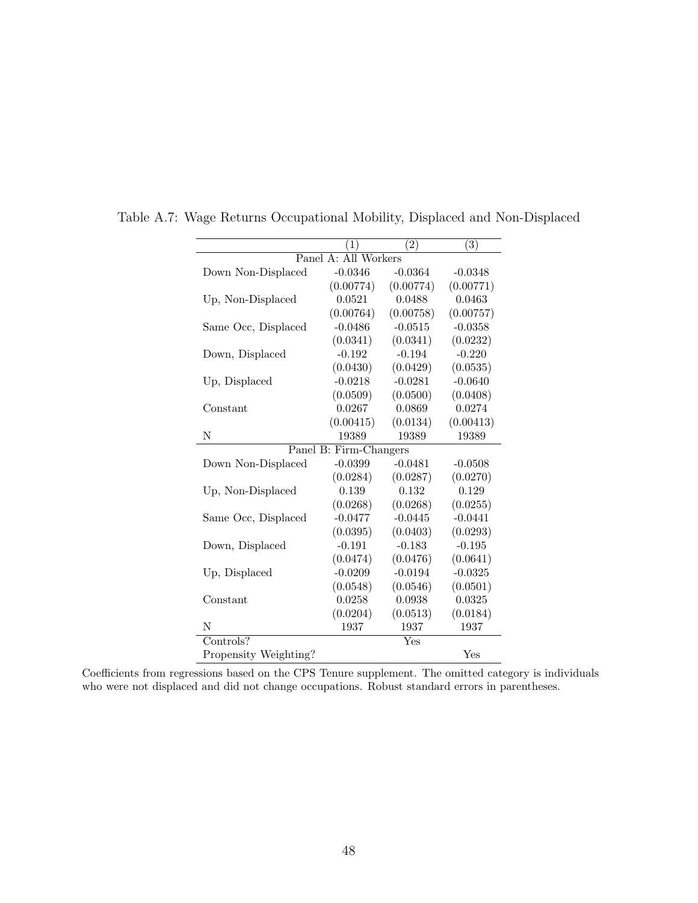Table A.7: Wage Returns Occupational Mobility, Displaced and Non-Displaced

| | (1) | (2) | (3) |
|---|---|---|---|
| Panel A: All Workers | | | |
| Down Non-Displaced | -0.0346 | -0.0364 | -0.0348 |
| | (0.00774) | (0.00774) | (0.00771) |
| Up, Non-Displaced | 0.0521 | 0.0488 | 0.0463 |
| | (0.00764) | (0.00758) | (0.00757) |
| Same Occ, Displaced | -0.0486 | -0.0515 | -0.0358 |
| | (0.0341) | (0.0341) | (0.0232) |
| Down, Displaced | -0.192 | -0.194 | -0.220 |
| | (0.0430) | (0.0429) | (0.0535) |
| Up, Displaced | -0.0218 | -0.0281 | -0.0640 |
| | (0.0509) | (0.0500) | (0.0408) |
| Constant | 0.0267 | 0.0869 | 0.0274 |
| | (0.00415) | (0.0134) | (0.00413) |
| N | 19389 | 19389 | 19389 |
| Panel B: Firm-Changers | | | |
| Down Non-Displaced | -0.0399 | -0.0481 | -0.0508 |
| | (0.0284) | (0.0287) | (0.0270) |
| Up, Non-Displaced | 0.139 | 0.132 | 0.129 |
| | (0.0268) | (0.0268) | (0.0255) |
| Same Occ, Displaced | -0.0477 | -0.0445 | -0.0441 |
| | (0.0395) | (0.0403) | (0.0293) |
| Down, Displaced | -0.191 | -0.183 | -0.195 |
| | (0.0474) | (0.0476) | (0.0641) |
| Up, Displaced | -0.0209 | -0.0194 | -0.0325 |
| | (0.0548) | (0.0546) | (0.0501) |
| Constant | 0.0258 | 0.0938 | 0.0325 |
| | (0.0204) | (0.0513) | (0.0184) |
| N | 1937 | 1937 | 1937 |
| Controls? | | Yes | |
| Propensity Weighting? | | | Yes |

Coefficients from regressions based on the CPS Tenure supplement. The omitted category is individuals who were not displaced and did not change occupations. Robust standard errors in parentheses.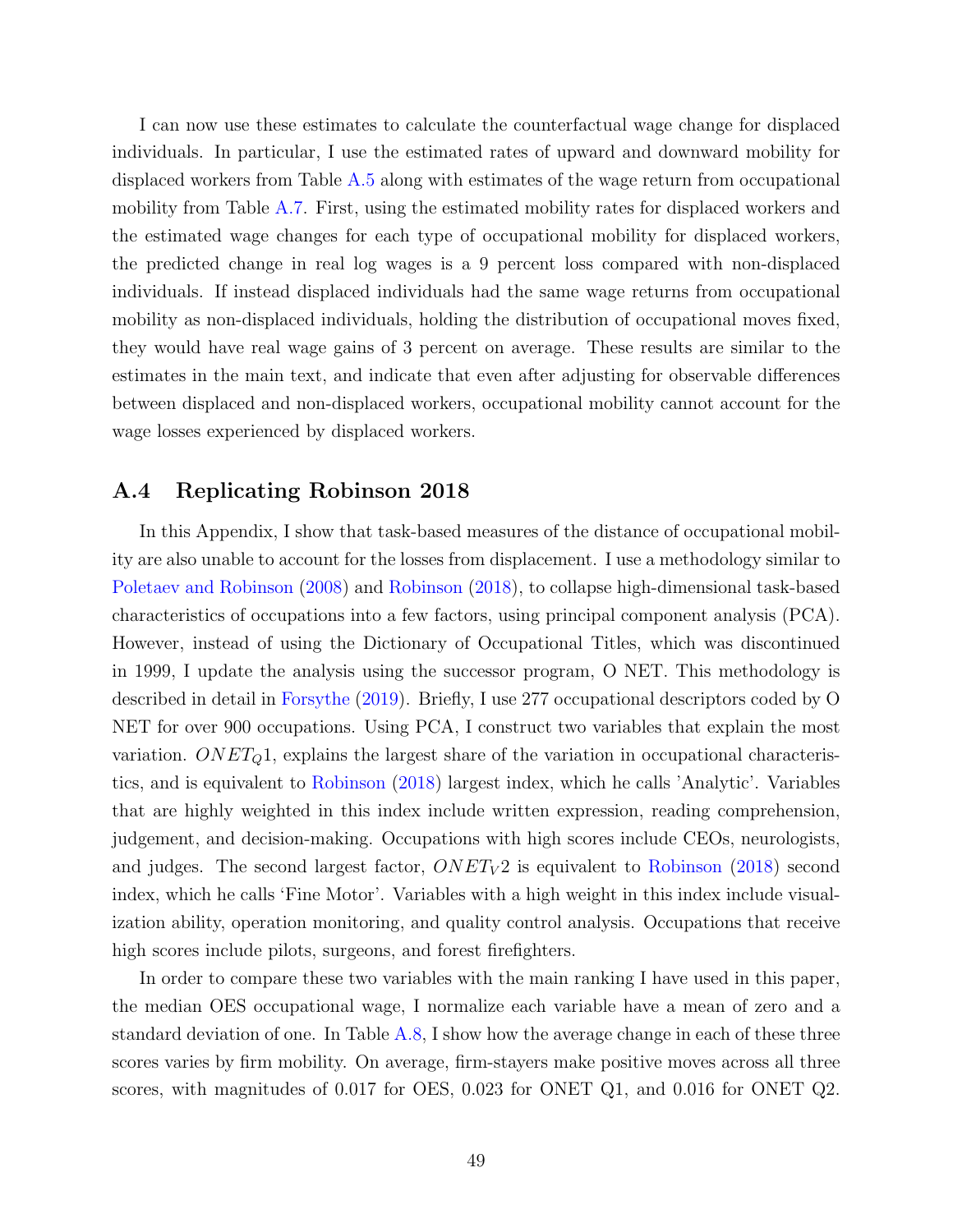I can now use these estimates to calculate the counterfactual wage change for displaced individuals. In particular, I use the estimated rates of upward and downward mobility for displaced workers from Table A.5 along with estimates of the wage return from occupational mobility from Table A.7. First, using the estimated mobility rates for displaced workers and the estimated wage changes for each type of occupational mobility for displaced workers, the predicted change in real log wages is a 9 percent loss compared with non-displaced individuals. If instead displaced individuals had the same wage returns from occupational mobility as non-displaced individuals, holding the distribution of occupational moves fixed, they would have real wage gains of 3 percent on average. These results are similar to the estimates in the main text, and indicate that even after adjusting for observable differences between displaced and non-displaced workers, occupational mobility cannot account for the wage losses experienced by displaced workers.

## A.4 Replicating Robinson 2018

In this Appendix, I show that task-based measures of the distance of occupational mobility are also unable to account for the losses from displacement. I use a methodology similar to Poletaev and Robinson (2008) and Robinson (2018), to collapse high-dimensional task-based characteristics of occupations into a few factors, using principal component analysis (PCA). However, instead of using the Dictionary of Occupational Titles, which was discontinued in 1999, I update the analysis using the successor program, O NET. This methodology is described in detail in Forsythe (2019). Briefly, I use 277 occupational descriptors coded by O NET for over 900 occupations. Using PCA, I construct two variables that explain the most variation. $ONET_Q1$, explains the largest share of the variation in occupational characteristics, and is equivalent to Robinson (2018) largest index, which he calls 'Analytic'. Variables that are highly weighted in this index include written expression, reading comprehension, judgement, and decision-making. Occupations with high scores include CEOs, neurologists, and judges. The second largest factor, $ONET_V2$ is equivalent to Robinson (2018) second index, which he calls 'Fine Motor'. Variables with a high weight in this index include visualization ability, operation monitoring, and quality control analysis. Occupations that receive high scores include pilots, surgeons, and forest firefighters.

In order to compare these two variables with the main ranking I have used in this paper, the median OES occupational wage, I normalize each variable have a mean of zero and a standard deviation of one. In Table A.8, I show how the average change in each of these three scores varies by firm mobility. On average, firm-stayers make positive moves across all three scores, with magnitudes of 0.017 for OES, 0.023 for ONET Q1, and 0.016 for ONET Q2.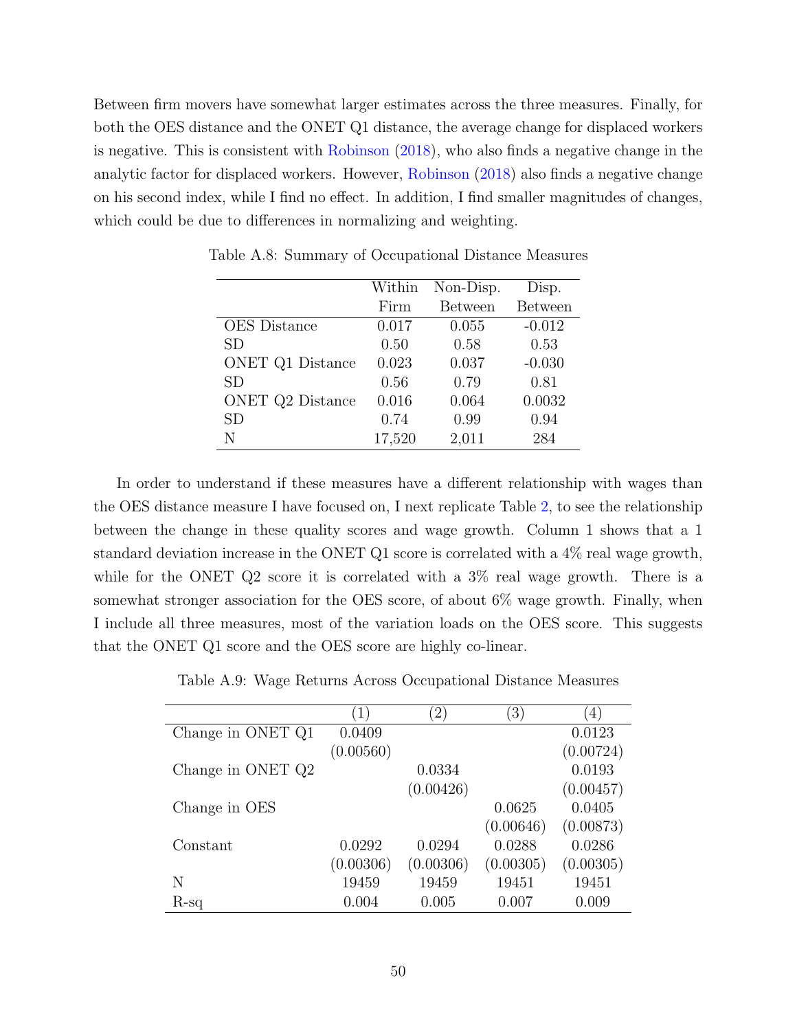Between firm movers have somewhat larger estimates across the three measures. Finally, for both the OES distance and the ONET Q1 distance, the average change for displaced workers is negative. This is consistent with Robinson (2018), who also finds a negative change in the analytic factor for displaced workers. However, Robinson (2018) also finds a negative change on his second index, while I find no effect. In addition, I find smaller magnitudes of changes, which could be due to differences in normalizing and weighting.

Table A.8: Summary of Occupational Distance Measures

| | Within Firm | Non-Disp. Between | Disp. Between |
|---|---|---|---|
| OES Distance | 0.017 | 0.055 | -0.012 |
| SD | 0.50 | 0.58 | 0.53 |
| ONET Q1 Distance | 0.023 | 0.037 | -0.030 |
| SD | 0.56 | 0.79 | 0.81 |
| ONET Q2 Distance | 0.016 | 0.064 | 0.0032 |
| SD | 0.74 | 0.99 | 0.94 |
| N | 17,520 | 2,011 | 284 |

In order to understand if these measures have a different relationship with wages than the OES distance measure I have focused on, I next replicate Table 2, to see the relationship between the change in these quality scores and wage growth. Column 1 shows that a 1 standard deviation increase in the ONET Q1 score is correlated with a 4% real wage growth, while for the ONET Q2 score it is correlated with a 3% real wage growth. There is a somewhat stronger association for the OES score, of about 6% wage growth. Finally, when I include all three measures, most of the variation loads on the OES score. This suggests that the ONET Q1 score and the OES score are highly co-linear.

Table A.9: Wage Returns Across Occupational Distance Measures

| | (1) | (2) | (3) | (4) |
|---|---|---|---|---|
| Change in ONET Q1 | 0.0409 | | | 0.0123 |
| | (0.00560) | | | (0.00724) |
| Change in ONET Q2 | | 0.0334 | | 0.0193 |
| | | (0.00426) | | (0.00457) |
| Change in OES | | | 0.0625 | 0.0405 |
| | | | (0.00646) | (0.00873) |
| Constant | 0.0292 | 0.0294 | 0.0288 | 0.0286 |
| | (0.00306) | (0.00306) | (0.00305) | (0.00305) |
| N | 19459 | 19459 | 19451 | 19451 |
| R-sq | 0.004 | 0.005 | 0.007 | 0.009 |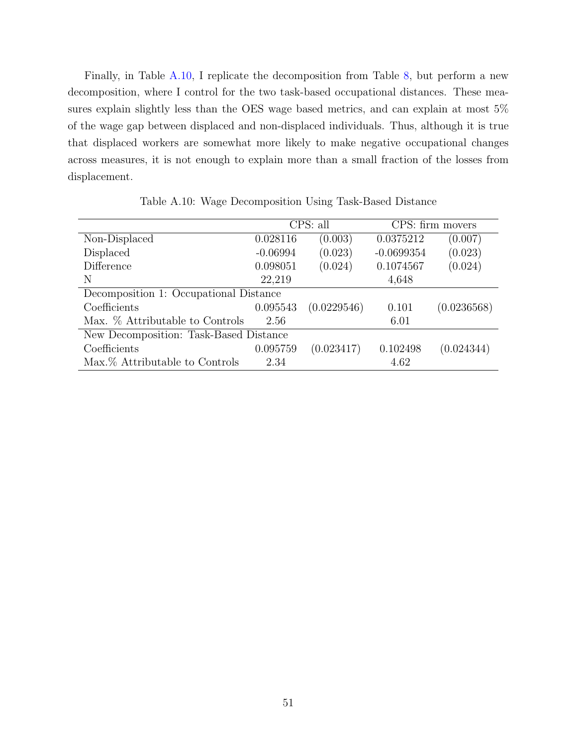Finally, in Table A.10, I replicate the decomposition from Table 8, but perform a new decomposition, where I control for the two task-based occupational distances. These measures explain slightly less than the OES wage based metrics, and can explain at most 5% of the wage gap between displaced and non-displaced individuals. Thus, although it is true that displaced workers are somewhat more likely to make negative occupational changes across measures, it is not enough to explain more than a small fraction of the losses from displacement.

Table A.10: Wage Decomposition Using Task-Based Distance

| | CPS: all | | CPS: firm movers | |
|---|---|---|---|---|
| Non-Displaced | 0.028116 | (0.003) | 0.0375212 | (0.007) |
| Displaced | -0.06994 | (0.023) | -0.0699354 | (0.023) |
| Difference | 0.098051 | (0.024) | 0.1074567 | (0.024) |
| N | 22,219 | | 4,648 | |
| Decomposition 1: Occupational Distance | | | | |
| Coefficients | 0.095543 | (0.0229546) | 0.101 | (0.0236568) |
| Max. % Attributable to Controls | 2.56 | | 6.01 | |
| New Decomposition: Task-Based Distance | | | | |
| Coefficients | 0.095759 | (0.023417) | 0.102498 | (0.024344) |
| Max.% Attributable to Controls | 2.34 | | 4.62 | |